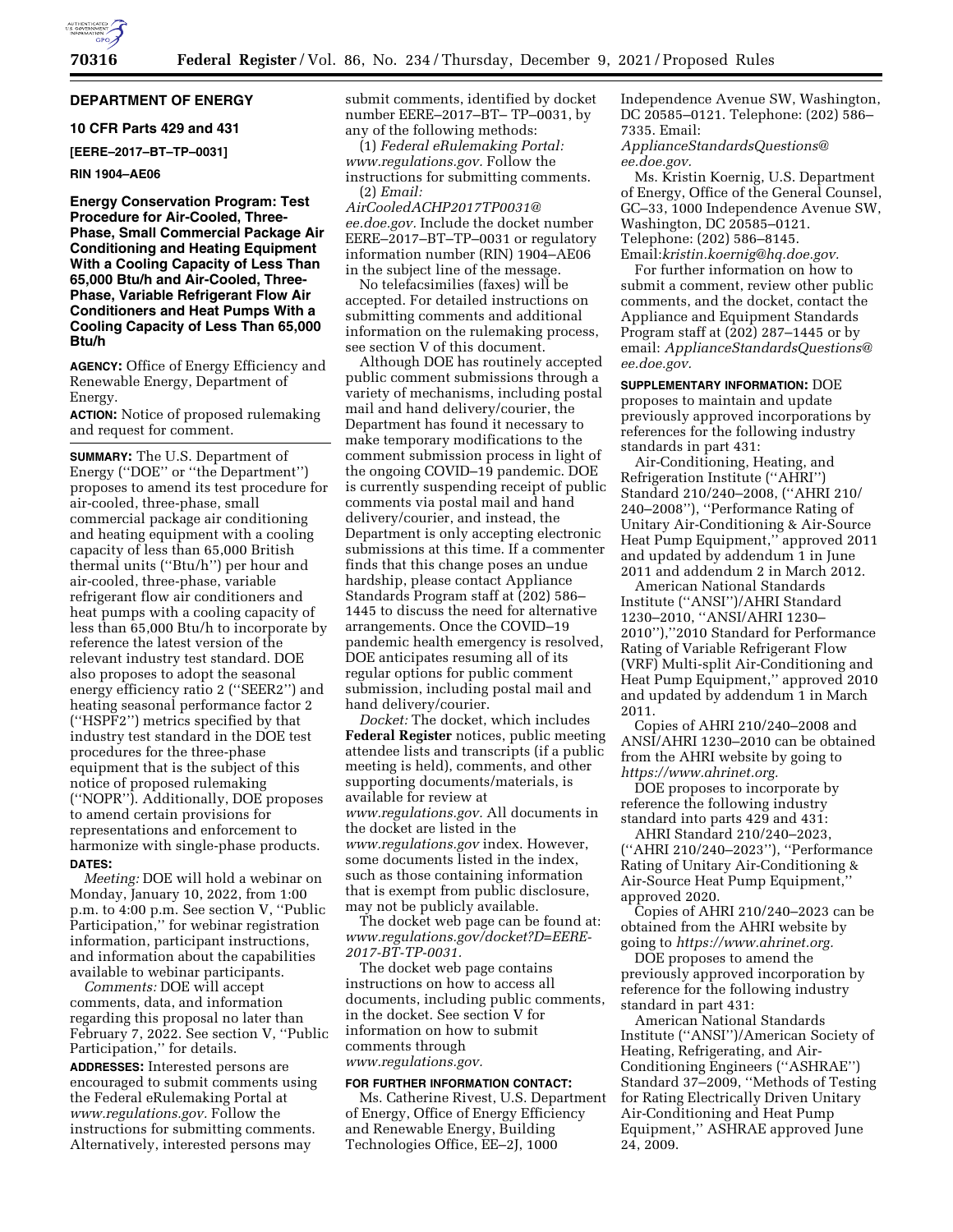## DEPARTMENT OF ENERGY

### 10 CFR Parts 429 and 431

**[EERE–2017–BT–TP–0031]**

**RIN 1904–AE06**

# Energy Conservation Program: Test Procedure for Air-Cooled, Three-Phase, Small Commercial Package Air Conditioning and Heating Equipment With a Cooling Capacity of Less Than 65,000 Btu/h and Air-Cooled, Three-Phase, Variable Refrigerant Flow Air Conditioners and Heat Pumps With a Cooling Capacity of Less Than 65,000 Btu/h

**AGENCY:** Office of Energy Efficiency and Renewable Energy, Department of Energy.

**ACTION:** Notice of proposed rulemaking and request for comment.

**SUMMARY:** The U.S. Department of Energy (''DOE'' or ''the Department'') proposes to amend its test procedure for air-cooled, three-phase, small commercial package air conditioning and heating equipment with a cooling capacity of less than 65,000 British thermal units (''Btu/h'') per hour and air-cooled, three-phase, variable refrigerant flow air conditioners and heat pumps with a cooling capacity of less than 65,000 Btu/h to incorporate by reference the latest version of the relevant industry test standard. DOE also proposes to adopt the seasonal energy efficiency ratio 2 (''SEER2'') and heating seasonal performance factor 2 (''HSPF2'') metrics specified by that industry test standard in the DOE test procedures for the three-phase equipment that is the subject of this notice of proposed rulemaking (''NOPR''). Additionally, DOE proposes to amend certain provisions for representations and enforcement to harmonize with single-phase products.

**DATES:**

*Meeting:* DOE will hold a webinar on Monday, January 10, 2022, from 1:00 p.m. to 4:00 p.m. See section V, ''Public Participation,'' for webinar registration information, participant instructions, and information about the capabilities available to webinar participants.

*Comments:* DOE will accept comments, data, and information regarding this proposal no later than February 7, 2022. See section V, ''Public Participation,'' for details.

**ADDRESSES:** Interested persons are encouraged to submit comments using the Federal eRulemaking Portal at *www.regulations.gov.* Follow the instructions for submitting comments. Alternatively, interested persons may submit comments, identified by docket number EERE–2017–BT– TP–0031, by any of the following methods:

(1) *Federal eRulemaking Portal: www.regulations.gov.* Follow the instructions for submitting comments.

(2) *Email: AirCooledACHP2017TP0031@ee.doe.gov.* Include the docket number EERE–2017–BT–TP–0031 or regulatory information number (RIN) 1904–AE06 in the subject line of the message.

No telefacsimilies (faxes) will be accepted. For detailed instructions on submitting comments and additional information on the rulemaking process, see section V of this document.

Although DOE has routinely accepted public comment submissions through a variety of mechanisms, including postal mail and hand delivery/courier, the Department has found it necessary to make temporary modifications to the comment submission process in light of the ongoing COVID–19 pandemic. DOE is currently suspending receipt of public comments via postal mail and hand delivery/courier, and instead, the Department is only accepting electronic submissions at this time. If a commenter finds that this change poses an undue hardship, please contact Appliance Standards Program staff at (202) 586–1445 to discuss the need for alternative arrangements. Once the COVID–19 pandemic health emergency is resolved, DOE anticipates resuming all of its regular options for public comment submission, including postal mail and hand delivery/courier.

*Docket:* The docket, which includes **Federal Register** notices, public meeting attendee lists and transcripts (if a public meeting is held), comments, and other supporting documents/materials, is available for review at *www.regulations.gov.* All documents in the docket are listed in the *www.regulations.gov* index. However, some documents listed in the index, such as those containing information that is exempt from public disclosure, may not be publicly available.

The docket web page can be found at: *www.regulations.gov/docket?D=EERE-2017-BT-TP-0031.*

The docket web page contains instructions on how to access all documents, including public comments, in the docket. See section V for information on how to submit comments through *www.regulations.gov.*

**FOR FURTHER INFORMATION CONTACT:**

Ms. Catherine Rivest, U.S. Department of Energy, Office of Energy Efficiency and Renewable Energy, Building Technologies Office, EE–2J, 1000 Independence Avenue SW, Washington, DC 20585–0121. Telephone: (202) 586–7335. Email: *ApplianceStandardsQuestions@ee.doe.gov.*

Ms. Kristin Koernig, U.S. Department of Energy, Office of the General Counsel, GC–33, 1000 Independence Avenue SW, Washington, DC 20585–0121. Telephone: (202) 586–8145. Email:*kristin.koernig@hq.doe.gov.*

For further information on how to submit a comment, review other public comments, and the docket, contact the Appliance and Equipment Standards Program staff at (202) 287–1445 or by email: *ApplianceStandardsQuestions@ee.doe.gov.*

**SUPPLEMENTARY INFORMATION:** DOE proposes to maintain and update previously approved incorporations by references for the following industry standards in part 431:

Air-Conditioning, Heating, and Refrigeration Institute (''AHRI'') Standard 210/240–2008, (''AHRI 210/240–2008''), ''Performance Rating of Unitary Air-Conditioning & Air-Source Heat Pump Equipment,'' approved 2011 and updated by addendum 1 in June 2011 and addendum 2 in March 2012.

American National Standards Institute (''ANSI'')/AHRI Standard 1230–2010, ''ANSI/AHRI 1230–2010''),''2010 Standard for Performance Rating of Variable Refrigerant Flow (VRF) Multi-split Air-Conditioning and Heat Pump Equipment,'' approved 2010 and updated by addendum 1 in March 2011.

Copies of AHRI 210/240–2008 and ANSI/AHRI 1230–2010 can be obtained from the AHRI website by going to *https://www.ahrinet.org.*

DOE proposes to incorporate by reference the following industry standard into parts 429 and 431:

AHRI Standard 210/240–2023, (''AHRI 210/240–2023''), ''Performance Rating of Unitary Air-Conditioning & Air-Source Heat Pump Equipment,'' approved 2020.

Copies of AHRI 210/240–2023 can be obtained from the AHRI website by going to *https://www.ahrinet.org.*

DOE proposes to amend the previously approved incorporation by reference for the following industry standard in part 431:

American National Standards Institute (''ANSI'')/American Society of Heating, Refrigerating, and Air-Conditioning Engineers (''ASHRAE'') Standard 37–2009, ''Methods of Testing for Rating Electrically Driven Unitary Air-Conditioning and Heat Pump Equipment,'' ASHRAE approved June 24, 2009.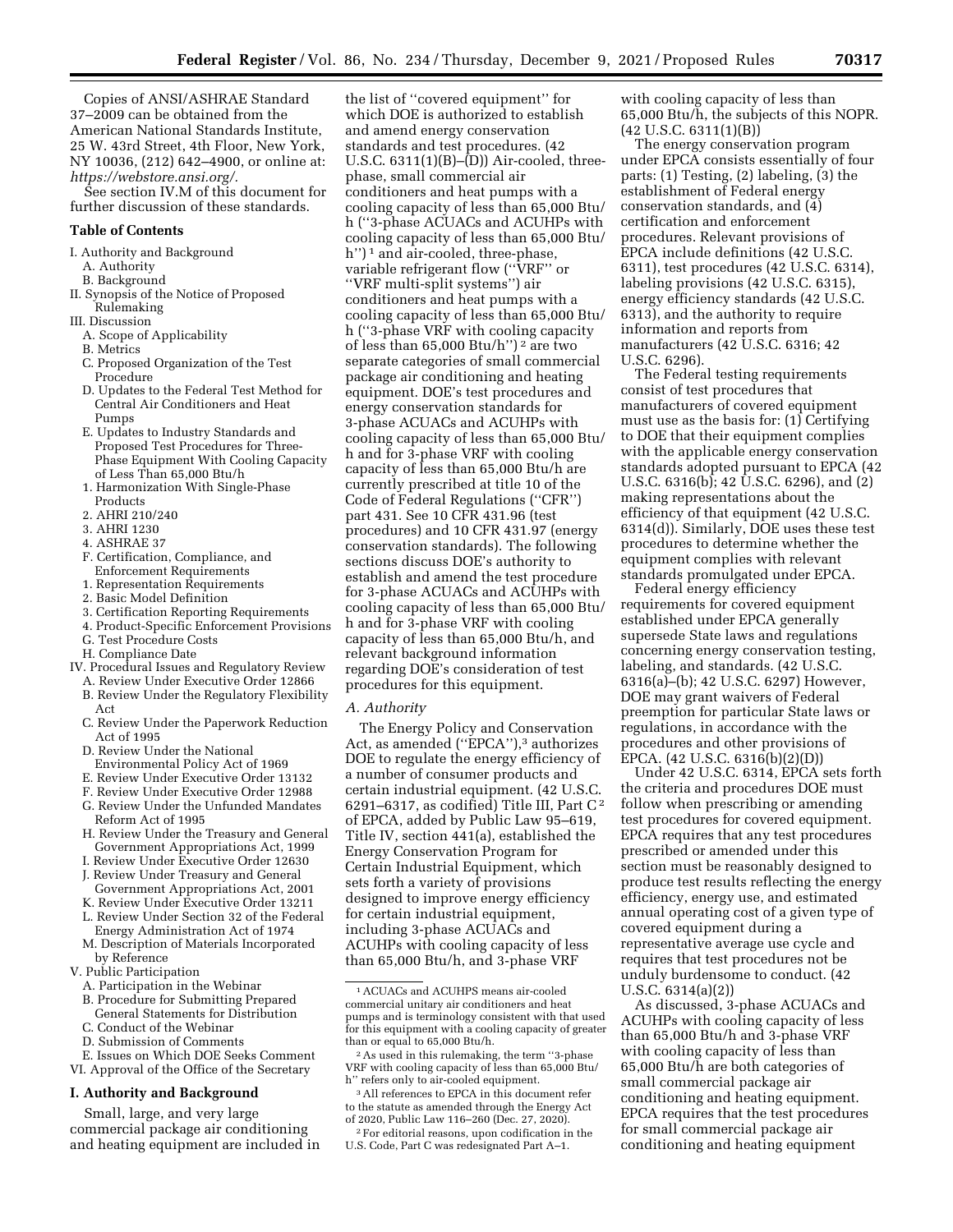Copies of ANSI/ASHRAE Standard 37–2009 can be obtained from the American National Standards Institute, 25 W. 43rd Street, 4th Floor, New York, NY 10036, (212) 642–4900, or online at: *https://webstore.ansi.org/.*

See section IV.M of this document for further discussion of these standards.

**Table of Contents**

- I. Authority and Background
  - A. Authority
  - B. Background
- II. Synopsis of the Notice of Proposed Rulemaking
- III. Discussion
  - A. Scope of Applicability
  - B. Metrics
  - C. Proposed Organization of the Test Procedure
  - D. Updates to the Federal Test Method for Central Air Conditioners and Heat Pumps
  - E. Updates to Industry Standards and Proposed Test Procedures for Three-Phase Equipment With Cooling Capacity of Less Than 65,000 Btu/h
    - 1. Harmonization With Single-Phase Products
    - 2. AHRI 210/240
    - 3. AHRI 1230
    - 4. ASHRAE 37
  - F. Certification, Compliance, and Enforcement Requirements
    - 1. Representation Requirements
    - 2. Basic Model Definition
    - 3. Certification Reporting Requirements
    - 4. Product-Specific Enforcement Provisions
  - G. Test Procedure Costs
  - H. Compliance Date
- IV. Procedural Issues and Regulatory Review
  - A. Review Under Executive Order 12866
  - B. Review Under the Regulatory Flexibility Act
  - C. Review Under the Paperwork Reduction Act of 1995
  - D. Review Under the National Environmental Policy Act of 1969
  - E. Review Under Executive Order 13132
  - F. Review Under Executive Order 12988
  - G. Review Under the Unfunded Mandates Reform Act of 1995
  - H. Review Under the Treasury and General Government Appropriations Act, 1999
  - I. Review Under Executive Order 12630
  - J. Review Under Treasury and General Government Appropriations Act, 2001
  - K. Review Under Executive Order 13211
  - L. Review Under Section 32 of the Federal Energy Administration Act of 1974
  - M. Description of Materials Incorporated by Reference
- V. Public Participation
  - A. Participation in the Webinar
  - B. Procedure for Submitting Prepared General Statements for Distribution
  - C. Conduct of the Webinar
  - D. Submission of Comments
  - E. Issues on Which DOE Seeks Comment
- VI. Approval of the Office of the Secretary

## I. Authority and Background

Small, large, and very large commercial package air conditioning and heating equipment are included in the list of ''covered equipment'' for which DOE is authorized to establish and amend energy conservation standards and test procedures. (42 U.S.C. 6311(1)(B)–(D)) Air-cooled, three-phase, small commercial air conditioners and heat pumps with a cooling capacity of less than 65,000 Btu/h (''3-phase ACUACs and ACUHPs with cooling capacity of less than 65,000 Btu/h'')[1] and air-cooled, three-phase, variable refrigerant flow (''VRF'' or ''VRF multi-split systems'') air conditioners and heat pumps with a cooling capacity of less than 65,000 Btu/h (''3-phase VRF with cooling capacity of less than 65,000 Btu/h'')[2] are two separate categories of small commercial package air conditioning and heating equipment. DOE's test procedures and energy conservation standards for 3-phase ACUACs and ACUHPs with cooling capacity of less than 65,000 Btu/h and for 3-phase VRF with cooling capacity of less than 65,000 Btu/h are currently prescribed at title 10 of the Code of Federal Regulations (''CFR'') part 431. See 10 CFR 431.96 (test procedures) and 10 CFR 431.97 (energy conservation standards). The following sections discuss DOE's authority to establish and amend the test procedure for 3-phase ACUACs and ACUHPs with cooling capacity of less than 65,000 Btu/h and for 3-phase VRF with cooling capacity of less than 65,000 Btu/h, and relevant background information regarding DOE's consideration of test procedures for this equipment.

### A. Authority

The Energy Policy and Conservation Act, as amended (''EPCA''),[3] authorizes DOE to regulate the energy efficiency of a number of consumer products and certain industrial equipment. (42 U.S.C. 6291–6317, as codified) Title III, Part C[2] of EPCA, added by Public Law 95–619, Title IV, section 441(a), established the Energy Conservation Program for Certain Industrial Equipment, which sets forth a variety of provisions designed to improve energy efficiency for certain industrial equipment, including 3-phase ACUACs and ACUHPs with cooling capacity of less than 65,000 Btu/h, and 3-phase VRF with cooling capacity of less than 65,000 Btu/h, the subjects of this NOPR. (42 U.S.C. 6311(1)(B))

The energy conservation program under EPCA consists essentially of four parts: (1) Testing, (2) labeling, (3) the establishment of Federal energy conservation standards, and (4) certification and enforcement procedures. Relevant provisions of EPCA include definitions (42 U.S.C. 6311), test procedures (42 U.S.C. 6314), labeling provisions (42 U.S.C. 6315), energy efficiency standards (42 U.S.C. 6313), and the authority to require information and reports from manufacturers (42 U.S.C. 6316; 42 U.S.C. 6296).

The Federal testing requirements consist of test procedures that manufacturers of covered equipment must use as the basis for: (1) Certifying to DOE that their equipment complies with the applicable energy conservation standards adopted pursuant to EPCA (42 U.S.C. 6316(b); 42 U.S.C. 6296), and (2) making representations about the efficiency of that equipment (42 U.S.C. 6314(d)). Similarly, DOE uses these test procedures to determine whether the equipment complies with relevant standards promulgated under EPCA.

Federal energy efficiency requirements for covered equipment established under EPCA generally supersede State laws and regulations concerning energy conservation testing, labeling, and standards. (42 U.S.C. 6316(a)–(b); 42 U.S.C. 6297) However, DOE may grant waivers of Federal preemption for particular State laws or regulations, in accordance with the procedures and other provisions of EPCA. (42 U.S.C. 6316(b)(2)(D))

Under 42 U.S.C. 6314, EPCA sets forth the criteria and procedures DOE must follow when prescribing or amending test procedures for covered equipment. EPCA requires that any test procedures prescribed or amended under this section must be reasonably designed to produce test results reflecting the energy efficiency, energy use, and estimated annual operating cost of a given type of covered equipment during a representative average use cycle and requires that test procedures not be unduly burdensome to conduct. (42 U.S.C. 6314(a)(2))

As discussed, 3-phase ACUACs and ACUHPs with cooling capacity of less than 65,000 Btu/h and 3-phase VRF with cooling capacity of less than 65,000 Btu/h are both categories of small commercial package air conditioning and heating equipment. EPCA requires that the test procedures for small commercial package air conditioning and heating equipment

---

[1] ACUACs and ACUHPS means air-cooled commercial unitary air conditioners and heat pumps and is terminology consistent with that used for this equipment with a cooling capacity of greater than or equal to 65,000 Btu/h.

[2] As used in this rulemaking, the term ''3-phase VRF with cooling capacity of less than 65,000 Btu/h'' refers only to air-cooled equipment.

[3] All references to EPCA in this document refer to the statute as amended through the Energy Act of 2020, Public Law 116–260 (Dec. 27, 2020).

[2] For editorial reasons, upon codification in the U.S. Code, Part C was redesignated Part A–1.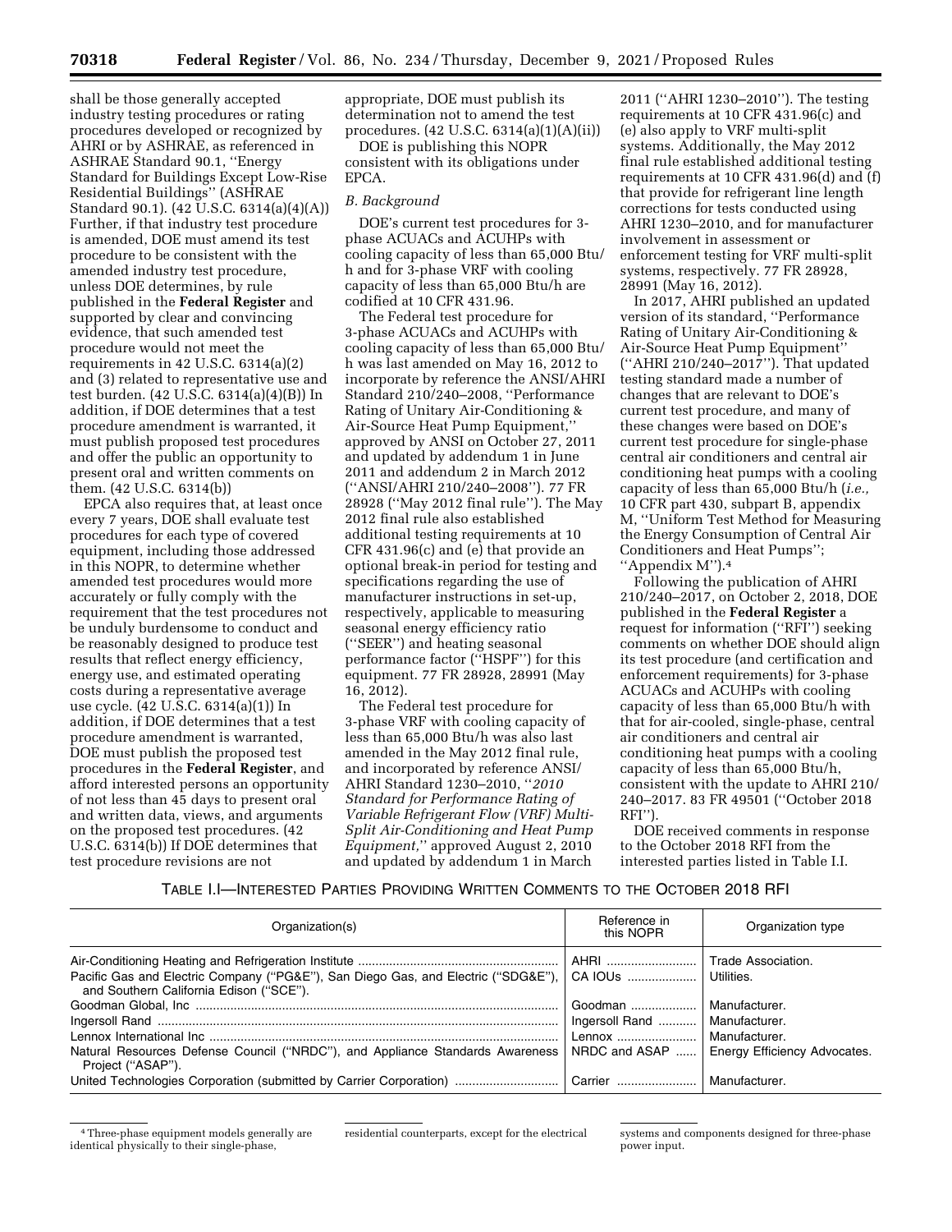shall be those generally accepted industry testing procedures or rating procedures developed or recognized by AHRI or by ASHRAE, as referenced in ASHRAE Standard 90.1, ''Energy Standard for Buildings Except Low-Rise Residential Buildings'' (ASHRAE Standard 90.1). (42 U.S.C. 6314(a)(4)(A)) Further, if that industry test procedure is amended, DOE must amend its test procedure to be consistent with the amended industry test procedure, unless DOE determines, by rule published in the **Federal Register** and supported by clear and convincing evidence, that such amended test procedure would not meet the requirements in 42 U.S.C. 6314(a)(2) and (3) related to representative use and test burden. (42 U.S.C. 6314(a)(4)(B)) In addition, if DOE determines that a test procedure amendment is warranted, it must publish proposed test procedures and offer the public an opportunity to present oral and written comments on them. (42 U.S.C. 6314(b))

EPCA also requires that, at least once every 7 years, DOE shall evaluate test procedures for each type of covered equipment, including those addressed in this NOPR, to determine whether amended test procedures would more accurately or fully comply with the requirement that the test procedures not be unduly burdensome to conduct and be reasonably designed to produce test results that reflect energy efficiency, energy use, and estimated operating costs during a representative average use cycle. (42 U.S.C. 6314(a)(1)) In addition, if DOE determines that a test procedure amendment is warranted, DOE must publish the proposed test procedures in the **Federal Register**, and afford interested persons an opportunity of not less than 45 days to present oral and written data, views, and arguments on the proposed test procedures. (42 U.S.C. 6314(b)) If DOE determines that test procedure revisions are not appropriate, DOE must publish its determination not to amend the test procedures. (42 U.S.C. 6314(a)(1)(A)(ii))

DOE is publishing this NOPR consistent with its obligations under EPCA.

### *B. Background*

DOE's current test procedures for 3-phase ACUACs and ACUHPs with cooling capacity of less than 65,000 Btu/h and for 3-phase VRF with cooling capacity of less than 65,000 Btu/h are codified at 10 CFR 431.96.

The Federal test procedure for 3-phase ACUACs and ACUHPs with cooling capacity of less than 65,000 Btu/h was last amended on May 16, 2012 to incorporate by reference the ANSI/AHRI Standard 210/240–2008, ''Performance Rating of Unitary Air-Conditioning & Air-Source Heat Pump Equipment,'' approved by ANSI on October 27, 2011 and updated by addendum 1 in June 2011 and addendum 2 in March 2012 (''ANSI/AHRI 210/240–2008''). 77 FR 28928 (''May 2012 final rule''). The May 2012 final rule also established additional testing requirements at 10 CFR 431.96(c) and (e) that provide an optional break-in period for testing and specifications regarding the use of manufacturer instructions in set-up, respectively, applicable to measuring seasonal energy efficiency ratio (''SEER'') and heating seasonal performance factor (''HSPF'') for this equipment. 77 FR 28928, 28991 (May 16, 2012).

The Federal test procedure for 3-phase VRF with cooling capacity of less than 65,000 Btu/h was also last amended in the May 2012 final rule, and incorporated by reference ANSI/AHRI Standard 1230–2010, ''*2010 Standard for Performance Rating of Variable Refrigerant Flow (VRF) Multi-Split Air-Conditioning and Heat Pump Equipment,*'' approved August 2, 2010 and updated by addendum 1 in March 2011 (''AHRI 1230–2010''). The testing requirements at 10 CFR 431.96(c) and (e) also apply to VRF multi-split systems. Additionally, the May 2012 final rule established additional testing requirements at 10 CFR 431.96(d) and (f) that provide for refrigerant line length corrections for tests conducted using AHRI 1230–2010, and for manufacturer involvement in assessment or enforcement testing for VRF multi-split systems, respectively. 77 FR 28928, 28991 (May 16, 2012).

In 2017, AHRI published an updated version of its standard, ''Performance Rating of Unitary Air-Conditioning & Air-Source Heat Pump Equipment'' (''AHRI 210/240–2017''). That updated testing standard made a number of changes that are relevant to DOE's current test procedure, and many of these changes were based on DOE's current test procedure for single-phase central air conditioners and central air conditioning heat pumps with a cooling capacity of less than 65,000 Btu/h (*i.e.,* 10 CFR part 430, subpart B, appendix M, ''Uniform Test Method for Measuring the Energy Consumption of Central Air Conditioners and Heat Pumps''; ''Appendix M'').[4]

Following the publication of AHRI 210/240–2017, on October 2, 2018, DOE published in the **Federal Register** a request for information (''RFI'') seeking comments on whether DOE should align its test procedure (and certification and enforcement requirements) for 3-phase ACUACs and ACUHPs with cooling capacity of less than 65,000 Btu/h with that for air-cooled, single-phase, central air conditioners and central air conditioning heat pumps with a cooling capacity of less than 65,000 Btu/h, consistent with the update to AHRI 210/240–2017. 83 FR 49501 (''October 2018 RFI'').

DOE received comments in response to the October 2018 RFI from the interested parties listed in Table I.I.

TABLE I.I—INTERESTED PARTIES PROVIDING WRITTEN COMMENTS TO THE OCTOBER 2018 RFI

| Organization(s) | Reference in this NOPR | Organization type |
|---|---|---|
| Air-Conditioning Heating and Refrigeration Institute | AHRI | Trade Association. |
| Pacific Gas and Electric Company (''PG&E''), San Diego Gas, and Electric (''SDG&E''), and Southern California Edison (''SCE''). | CA IOUs | Utilities. |
| Goodman Global, Inc | Goodman | Manufacturer. |
| Ingersoll Rand | Ingersoll Rand | Manufacturer. |
| Lennox International Inc | Lennox | Manufacturer. |
| Natural Resources Defense Council (''NRDC''), and Appliance Standards Awareness Project (''ASAP''). | NRDC and ASAP | Energy Efficiency Advocates. |
| United Technologies Corporation (submitted by Carrier Corporation) | Carrier | Manufacturer. |

[4] Three-phase equipment models generally are identical physically to their single-phase, residential counterparts, except for the electrical systems and components designed for three-phase power input.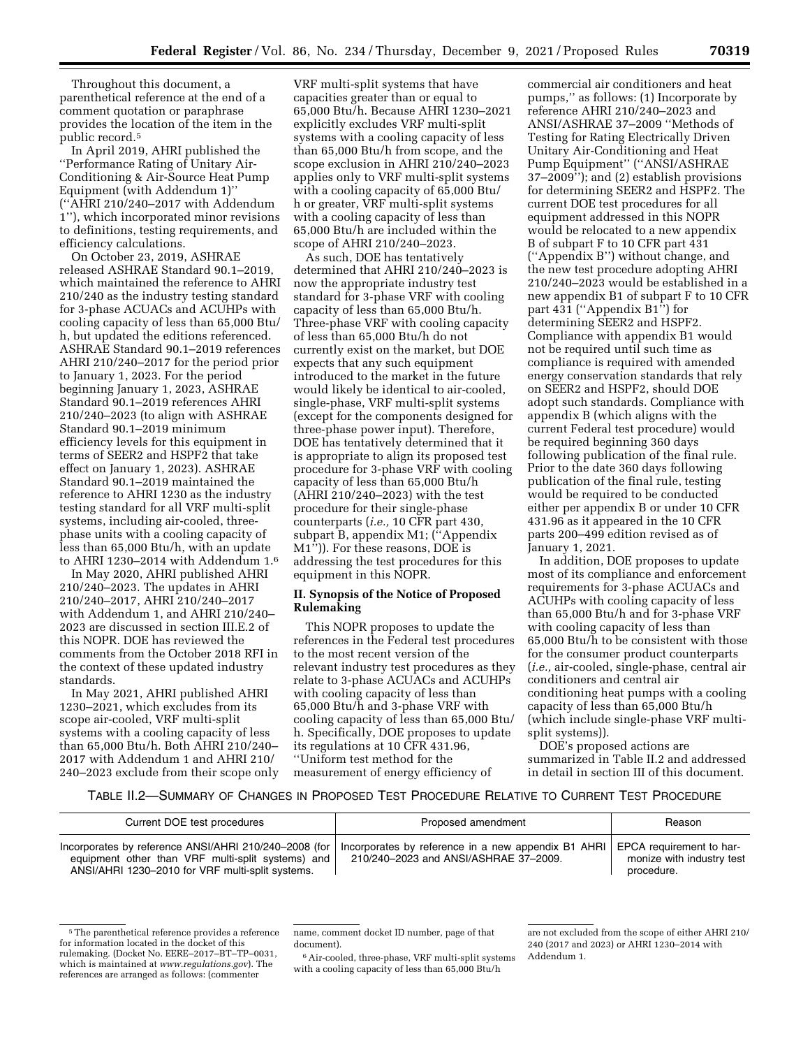Throughout this document, a parenthetical reference at the end of a comment quotation or paraphrase provides the location of the item in the public record.[5]

In April 2019, AHRI published the "Performance Rating of Unitary Air-Conditioning & Air-Source Heat Pump Equipment (with Addendum 1)" ("AHRI 210/240–2017 with Addendum 1"), which incorporated minor revisions to definitions, testing requirements, and efficiency calculations.

On October 23, 2019, ASHRAE released ASHRAE Standard 90.1–2019, which maintained the reference to AHRI 210/240 as the industry testing standard for 3-phase ACUACs and ACUHPs with cooling capacity of less than 65,000 Btu/h, but updated the editions referenced. ASHRAE Standard 90.1–2019 references AHRI 210/240–2017 for the period prior to January 1, 2023. For the period beginning January 1, 2023, ASHRAE Standard 90.1–2019 references AHRI 210/240–2023 (to align with ASHRAE Standard 90.1–2019 minimum efficiency levels for this equipment in terms of SEER2 and HSPF2 that take effect on January 1, 2023). ASHRAE Standard 90.1–2019 maintained the reference to AHRI 1230 as the industry testing standard for all VRF multi-split systems, including air-cooled, three-phase units with a cooling capacity of less than 65,000 Btu/h, with an update to AHRI 1230–2014 with Addendum 1.[6]

In May 2020, AHRI published AHRI 210/240–2023. The updates in AHRI 210/240–2017, AHRI 210/240–2017 with Addendum 1, and AHRI 210/240–2023 are discussed in section III.E.2 of this NOPR. DOE has reviewed the comments from the October 2018 RFI in the context of these updated industry standards.

In May 2021, AHRI published AHRI 1230–2021, which excludes from its scope air-cooled, VRF multi-split systems with a cooling capacity of less than 65,000 Btu/h. Both AHRI 210/240–2017 with Addendum 1 and AHRI 210/240–2023 exclude from their scope only VRF multi-split systems that have capacities greater than or equal to 65,000 Btu/h. Because AHRI 1230–2021 explicitly excludes VRF multi-split systems with a cooling capacity of less than 65,000 Btu/h from scope, and the scope exclusion in AHRI 210/240–2023 applies only to VRF multi-split systems with a cooling capacity of 65,000 Btu/h or greater, VRF multi-split systems with a cooling capacity of less than 65,000 Btu/h are included within the scope of AHRI 210/240–2023.

As such, DOE has tentatively determined that AHRI 210/240–2023 is now the appropriate industry test standard for 3-phase VRF with cooling capacity of less than 65,000 Btu/h. Three-phase VRF with cooling capacity of less than 65,000 Btu/h do not currently exist on the market, but DOE expects that any such equipment introduced to the market in the future would likely be identical to air-cooled, single-phase, VRF multi-split systems (except for the components designed for three-phase power input). Therefore, DOE has tentatively determined that it is appropriate to align its proposed test procedure for 3-phase VRF with cooling capacity of less than 65,000 Btu/h (AHRI 210/240–2023) with the test procedure for their single-phase counterparts (*i.e.,* 10 CFR part 430, subpart B, appendix M1; ("Appendix M1")). For these reasons, DOE is addressing the test procedures for this equipment in this NOPR.

## II. Synopsis of the Notice of Proposed Rulemaking

This NOPR proposes to update the references in the Federal test procedures to the most recent version of the relevant industry test procedures as they relate to 3-phase ACUACs and ACUHPs with cooling capacity of less than 65,000 Btu/h and 3-phase VRF with cooling capacity of less than 65,000 Btu/h. Specifically, DOE proposes to update its regulations at 10 CFR 431.96, "Uniform test method for the measurement of energy efficiency of commercial air conditioners and heat pumps," as follows: (1) Incorporate by reference AHRI 210/240–2023 and ANSI/ASHRAE 37–2009 "Methods of Testing for Rating Electrically Driven Unitary Air-Conditioning and Heat Pump Equipment" ("ANSI/ASHRAE 37–2009"); and (2) establish provisions for determining SEER2 and HSPF2. The current DOE test procedures for all equipment addressed in this NOPR would be relocated to a new appendix B of subpart F to 10 CFR part 431 ("Appendix B") without change, and the new test procedure adopting AHRI 210/240–2023 would be established in a new appendix B1 of subpart F to 10 CFR part 431 ("Appendix B1") for determining SEER2 and HSPF2. Compliance with appendix B1 would not be required until such time as compliance is required with amended energy conservation standards that rely on SEER2 and HSPF2, should DOE adopt such standards. Compliance with appendix B (which aligns with the current Federal test procedure) would be required beginning 360 days following publication of the final rule. Prior to the date 360 days following publication of the final rule, testing would be required to be conducted either per appendix B or under 10 CFR 431.96 as it appeared in the 10 CFR parts 200–499 edition revised as of January 1, 2021.

In addition, DOE proposes to update most of its compliance and enforcement requirements for 3-phase ACUACs and ACUHPs with cooling capacity of less than 65,000 Btu/h and for 3-phase VRF with cooling capacity of less than 65,000 Btu/h to be consistent with those for the consumer product counterparts (*i.e.,* air-cooled, single-phase, central air conditioners and central air conditioning heat pumps with a cooling capacity of less than 65,000 Btu/h (which include single-phase VRF multi-split systems)).

DOE's proposed actions are summarized in Table II.2 and addressed in detail in section III of this document.

TABLE II.2—SUMMARY OF CHANGES IN PROPOSED TEST PROCEDURE RELATIVE TO CURRENT TEST PROCEDURE

| Current DOE test procedures | Proposed amendment | Reason |
| --- | --- | --- |
| Incorporates by reference ANSI/AHRI 210/240–2008 (for equipment other than VRF multi-split systems) and ANSI/AHRI 1230–2010 for VRF multi-split systems. | Incorporates by reference in a new appendix B1 AHRI 210/240–2023 and ANSI/ASHRAE 37–2009. | EPCA requirement to harmonize with industry test procedure. |

[5] The parenthetical reference provides a reference for information located in the docket of this rulemaking. (Docket No. EERE–2017–BT–TP–0031, which is maintained at *www.regulations.gov*). The references are arranged as follows: (commenter name, comment docket ID number, page of that document).

[6] Air-cooled, three-phase, VRF multi-split systems with a cooling capacity of less than 65,000 Btu/h are not excluded from the scope of either AHRI 210/240 (2017 and 2023) or AHRI 1230–2014 with Addendum 1.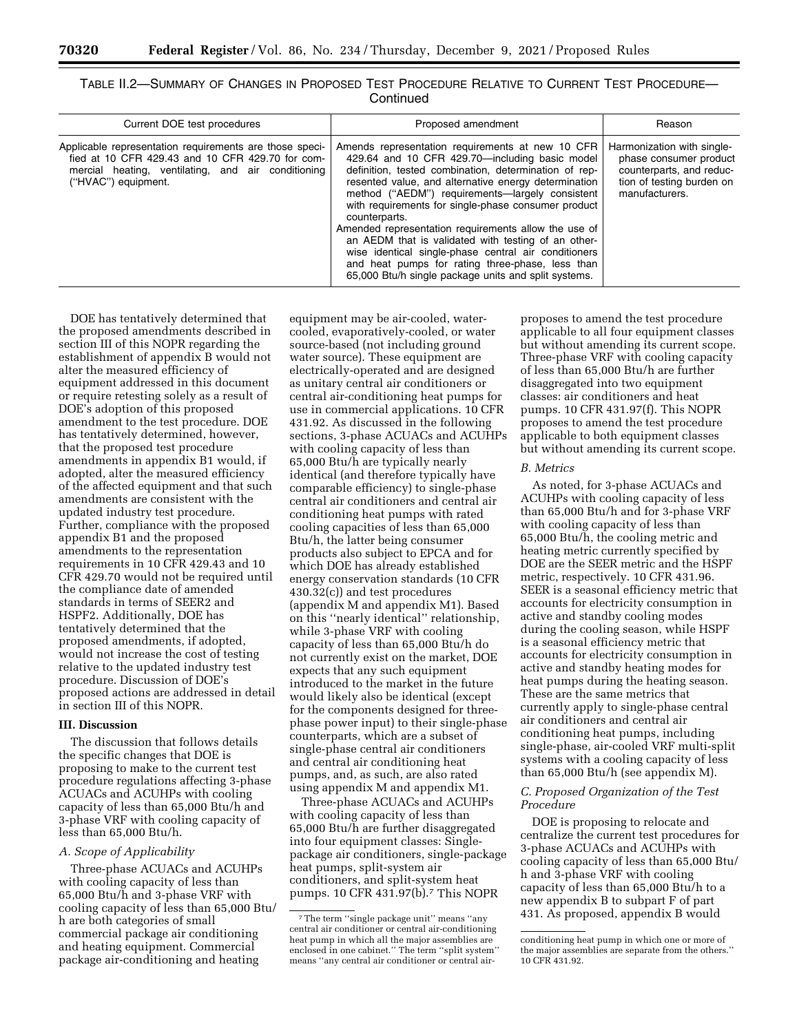TABLE II.2—SUMMARY OF CHANGES IN PROPOSED TEST PROCEDURE RELATIVE TO CURRENT TEST PROCEDURE—Continued

| Current DOE test procedures | Proposed amendment | Reason |
| --- | --- | --- |
| Applicable representation requirements are those specified at 10 CFR 429.43 and 10 CFR 429.70 for commercial heating, ventilating, and air conditioning ("HVAC") equipment. | Amends representation requirements at new 10 CFR 429.64 and 10 CFR 429.70—including basic model definition, tested combination, determination of represented value, and alternative energy determination method ("AEDM") requirements—largely consistent with requirements for single-phase consumer product counterparts. Amended representation requirements allow the use of an AEDM that is validated with testing of an otherwise identical single-phase central air conditioners and heat pumps for rating three-phase, less than 65,000 Btu/h single package units and split systems. | Harmonization with single-phase consumer product counterparts, and reduction of testing burden on manufacturers. |

DOE has tentatively determined that the proposed amendments described in section III of this NOPR regarding the establishment of appendix B would not alter the measured efficiency of equipment addressed in this document or require retesting solely as a result of DOE's adoption of this proposed amendment to the test procedure. DOE has tentatively determined, however, that the proposed test procedure amendments in appendix B1 would, if adopted, alter the measured efficiency of the affected equipment and that such amendments are consistent with the updated industry test procedure. Further, compliance with the proposed appendix B1 and the proposed amendments to the representation requirements in 10 CFR 429.43 and 10 CFR 429.70 would not be required until the compliance date of amended standards in terms of SEER2 and HSPF2. Additionally, DOE has tentatively determined that the proposed amendments, if adopted, would not increase the cost of testing relative to the updated industry test procedure. Discussion of DOE's proposed actions are addressed in detail in section III of this NOPR.

## III. Discussion

The discussion that follows details the specific changes that DOE is proposing to make to the current test procedure regulations affecting 3-phase ACUACs and ACUHPs with cooling capacity of less than 65,000 Btu/h and 3-phase VRF with cooling capacity of less than 65,000 Btu/h.

### A. Scope of Applicability

Three-phase ACUACs and ACUHPs with cooling capacity of less than 65,000 Btu/h and 3-phase VRF with cooling capacity of less than 65,000 Btu/h are both categories of small commercial package air conditioning and heating equipment. Commercial package air-conditioning and heating equipment may be air-cooled, water-cooled, evaporatively-cooled, or water source-based (not including ground water source). These equipment are electrically-operated and are designed as unitary central air conditioners or central air-conditioning heat pumps for use in commercial applications. 10 CFR 431.92. As discussed in the following sections, 3-phase ACUACs and ACUHPs with cooling capacity of less than 65,000 Btu/h are typically nearly identical (and therefore typically have comparable efficiency) to single-phase central air conditioners and central air conditioning heat pumps with rated cooling capacities of less than 65,000 Btu/h, the latter being consumer products also subject to EPCA and for which DOE has already established energy conservation standards (10 CFR 430.32(c)) and test procedures (appendix M and appendix M1). Based on this "nearly identical" relationship, while 3-phase VRF with cooling capacity of less than 65,000 Btu/h do not currently exist on the market, DOE expects that any such equipment introduced to the market in the future would likely also be identical (except for the components designed for three-phase power input) to their single-phase counterparts, which are a subset of single-phase central air conditioners and central air conditioning heat pumps, and, as such, are also rated using appendix M and appendix M1.

Three-phase ACUACs and ACUHPs with cooling capacity of less than 65,000 Btu/h are further disaggregated into four equipment classes: Single-package air conditioners, single-package heat pumps, split-system air conditioners, and split-system heat pumps. 10 CFR 431.97(b).[7] This NOPR proposes to amend the test procedure applicable to all four equipment classes but without amending its current scope. Three-phase VRF with cooling capacity of less than 65,000 Btu/h are further disaggregated into two equipment classes: air conditioners and heat pumps. 10 CFR 431.97(f). This NOPR proposes to amend the test procedure applicable to both equipment classes but without amending its current scope.

### B. Metrics

As noted, for 3-phase ACUACs and ACUHPs with cooling capacity of less than 65,000 Btu/h and for 3-phase VRF with cooling capacity of less than 65,000 Btu/h, the cooling metric and heating metric currently specified by DOE are the SEER metric and the HSPF metric, respectively. 10 CFR 431.96. SEER is a seasonal efficiency metric that accounts for electricity consumption in active and standby cooling modes during the cooling season, while HSPF is a seasonal efficiency metric that accounts for electricity consumption in active and standby heating modes for heat pumps during the heating season. These are the same metrics that currently apply to single-phase central air conditioners and central air conditioning heat pumps, including single-phase, air-cooled VRF multi-split systems with a cooling capacity of less than 65,000 Btu/h (see appendix M).

### C. Proposed Organization of the Test Procedure

DOE is proposing to relocate and centralize the current test procedures for 3-phase ACUACs and ACUHPs with cooling capacity of less than 65,000 Btu/h and 3-phase VRF with cooling capacity of less than 65,000 Btu/h to a new appendix B to subpart F of part 431. As proposed, appendix B would

[7] The term "single package unit" means "any central air conditioner or central air-conditioning heat pump in which all the major assemblies are enclosed in one cabinet." The term "split system" means "any central air conditioner or central air-conditioning heat pump in which one or more of the major assemblies are separate from the others." 10 CFR 431.92.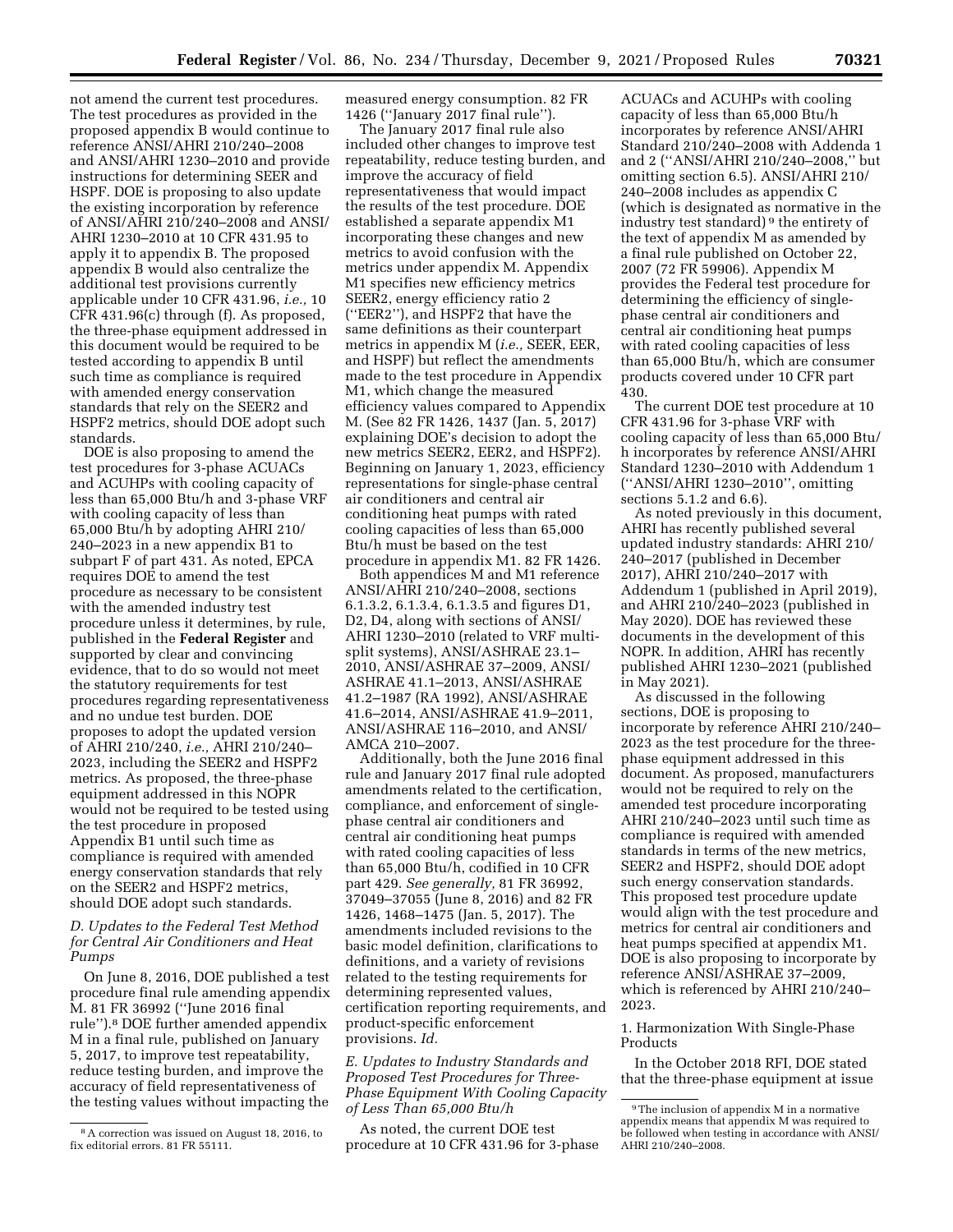not amend the current test procedures. The test procedures as provided in the proposed appendix B would continue to reference ANSI/AHRI 210/240–2008 and ANSI/AHRI 1230–2010 and provide instructions for determining SEER and HSPF. DOE is proposing to also update the existing incorporation by reference of ANSI/AHRI 210/240–2008 and ANSI/AHRI 1230–2010 at 10 CFR 431.95 to apply it to appendix B. The proposed appendix B would also centralize the additional test provisions currently applicable under 10 CFR 431.96, *i.e.,* 10 CFR 431.96(c) through (f). As proposed, the three-phase equipment addressed in this document would be required to be tested according to appendix B until such time as compliance is required with amended energy conservation standards that rely on the SEER2 and HSPF2 metrics, should DOE adopt such standards.

DOE is also proposing to amend the test procedures for 3-phase ACUACs and ACUHPs with cooling capacity of less than 65,000 Btu/h and 3-phase VRF with cooling capacity of less than 65,000 Btu/h by adopting AHRI 210/240–2023 in a new appendix B1 to subpart F of part 431. As noted, EPCA requires DOE to amend the test procedure as necessary to be consistent with the amended industry test procedure unless it determines, by rule, published in the **Federal Register** and supported by clear and convincing evidence, that to do so would not meet the statutory requirements for test procedures regarding representativeness and no undue test burden. DOE proposes to adopt the updated version of AHRI 210/240, *i.e.,* AHRI 210/240–2023, including the SEER2 and HSPF2 metrics. As proposed, the three-phase equipment addressed in this NOPR would not be required to be tested using the test procedure in proposed Appendix B1 until such time as compliance is required with amended energy conservation standards that rely on the SEER2 and HSPF2 metrics, should DOE adopt such standards.

### *D. Updates to the Federal Test Method for Central Air Conditioners and Heat Pumps*

On June 8, 2016, DOE published a test procedure final rule amending appendix M. 81 FR 36992 (''June 2016 final rule'').[8] DOE further amended appendix M in a final rule, published on January 5, 2017, to improve test repeatability, reduce testing burden, and improve the accuracy of field representativeness of the testing values without impacting the measured energy consumption. 82 FR 1426 (''January 2017 final rule'').

The January 2017 final rule also included other changes to improve test repeatability, reduce testing burden, and improve the accuracy of field representativeness that would impact the results of the test procedure. DOE established a separate appendix M1 incorporating these changes and new metrics to avoid confusion with the metrics under appendix M. Appendix M1 specifies new efficiency metrics SEER2, energy efficiency ratio 2 (''EER2''), and HSPF2 that have the same definitions as their counterpart metrics in appendix M (*i.e.,* SEER, EER, and HSPF) but reflect the amendments made to the test procedure in Appendix M1, which change the measured efficiency values compared to Appendix M. (See 82 FR 1426, 1437 (Jan. 5, 2017) explaining DOE's decision to adopt the new metrics SEER2, EER2, and HSPF2). Beginning on January 1, 2023, efficiency representations for single-phase central air conditioners and central air conditioning heat pumps with rated cooling capacities of less than 65,000 Btu/h must be based on the test procedure in appendix M1. 82 FR 1426.

Both appendices M and M1 reference ANSI/AHRI 210/240–2008, sections 6.1.3.2, 6.1.3.4, 6.1.3.5 and figures D1, D2, D4, along with sections of ANSI/AHRI 1230–2010 (related to VRF multi-split systems), ANSI/ASHRAE 23.1–2010, ANSI/ASHRAE 37–2009, ANSI/ASHRAE 41.1–2013, ANSI/ASHRAE 41.2–1987 (RA 1992), ANSI/ASHRAE 41.6–2014, ANSI/ASHRAE 41.9–2011, ANSI/ASHRAE 116–2010, and ANSI/AMCA 210–2007.

Additionally, both the June 2016 final rule and January 2017 final rule adopted amendments related to the certification, compliance, and enforcement of single-phase central air conditioners and central air conditioning heat pumps with rated cooling capacities of less than 65,000 Btu/h, codified in 10 CFR part 429. *See generally,* 81 FR 36992, 37049–37055 (June 8, 2016) and 82 FR 1426, 1468–1475 (Jan. 5, 2017). The amendments included revisions to the basic model definition, clarifications to definitions, and a variety of revisions related to the testing requirements for determining represented values, certification reporting requirements, and product-specific enforcement provisions. *Id.*

### *E. Updates to Industry Standards and Proposed Test Procedures for Three-Phase Equipment With Cooling Capacity of Less Than 65,000 Btu/h*

As noted, the current DOE test procedure at 10 CFR 431.96 for 3-phase ACUACs and ACUHPs with cooling capacity of less than 65,000 Btu/h incorporates by reference ANSI/AHRI Standard 210/240–2008 with Addenda 1 and 2 (''ANSI/AHRI 210/240–2008,'' but omitting section 6.5). ANSI/AHRI 210/240–2008 includes as appendix C (which is designated as normative in the industry test standard)[9] the entirety of the text of appendix M as amended by a final rule published on October 22, 2007 (72 FR 59906). Appendix M provides the Federal test procedure for determining the efficiency of single-phase central air conditioners and central air conditioning heat pumps with rated cooling capacities of less than 65,000 Btu/h, which are consumer products covered under 10 CFR part 430.

The current DOE test procedure at 10 CFR 431.96 for 3-phase VRF with cooling capacity of less than 65,000 Btu/h incorporates by reference ANSI/AHRI Standard 1230–2010 with Addendum 1 (''ANSI/AHRI 1230–2010'', omitting sections 5.1.2 and 6.6).

As noted previously in this document, AHRI has recently published several updated industry standards: AHRI 210/240–2017 (published in December 2017), AHRI 210/240–2017 with Addendum 1 (published in April 2019), and AHRI 210/240–2023 (published in May 2020). DOE has reviewed these documents in the development of this NOPR. In addition, AHRI has recently published AHRI 1230–2021 (published in May 2021).

As discussed in the following sections, DOE is proposing to incorporate by reference AHRI 210/240–2023 as the test procedure for the three-phase equipment addressed in this document. As proposed, manufacturers would not be required to rely on the amended test procedure incorporating AHRI 210/240–2023 until such time as compliance is required with amended standards in terms of the new metrics, SEER2 and HSPF2, should DOE adopt such energy conservation standards. This proposed test procedure update would align with the test procedure and metrics for central air conditioners and heat pumps specified at appendix M1. DOE is also proposing to incorporate by reference ANSI/ASHRAE 37–2009, which is referenced by AHRI 210/240–2023.

#### 1. Harmonization With Single-Phase Products

In the October 2018 RFI, DOE stated that the three-phase equipment at issue

---

[8] A correction was issued on August 18, 2016, to fix editorial errors. 81 FR 55111.

[9] The inclusion of appendix M in a normative appendix means that appendix M was required to be followed when testing in accordance with ANSI/AHRI 210/240–2008.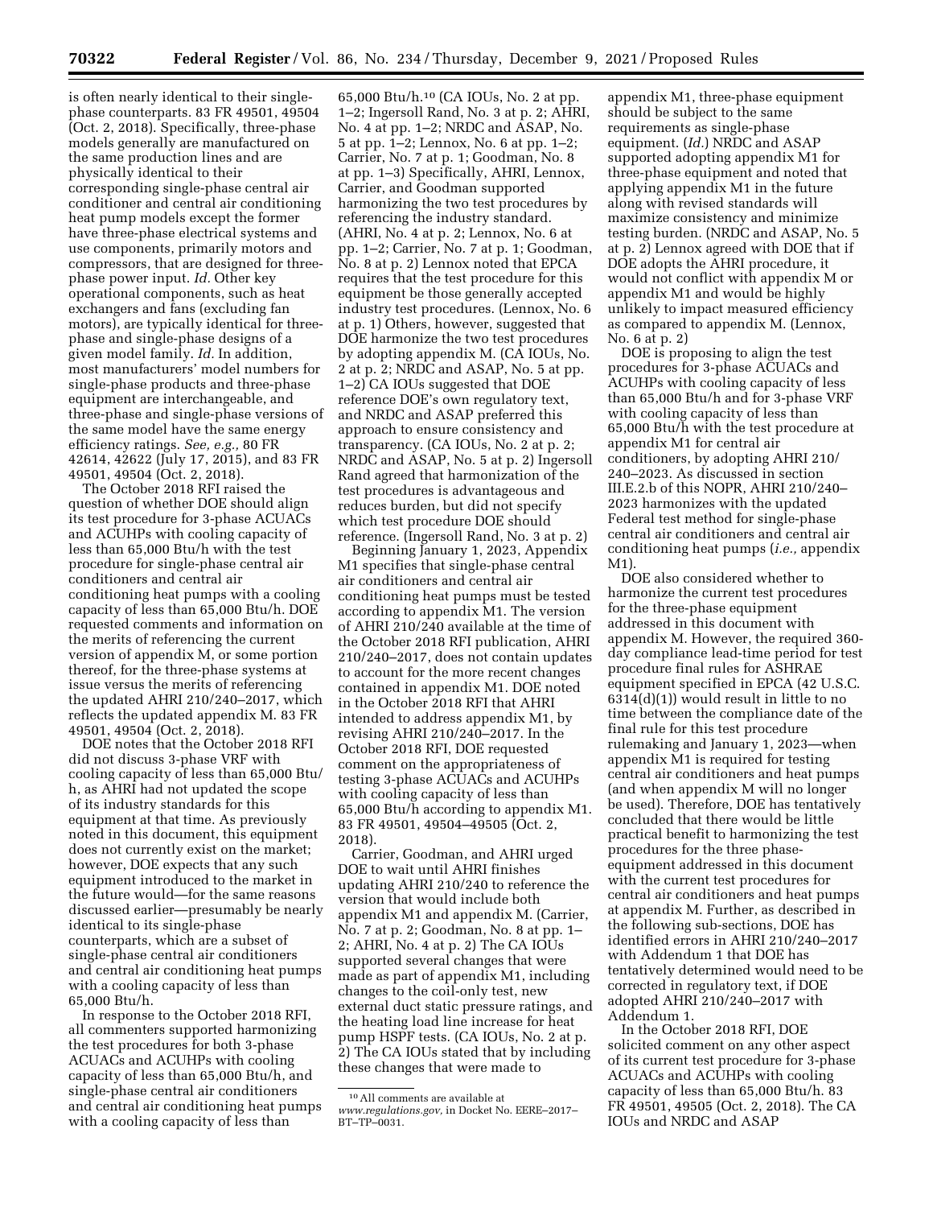is often nearly identical to their single-phase counterparts. 83 FR 49501, 49504 (Oct. 2, 2018). Specifically, three-phase models generally are manufactured on the same production lines and are physically identical to their corresponding single-phase central air conditioner and central air conditioning heat pump models except the former have three-phase electrical systems and use components, primarily motors and compressors, that are designed for three-phase power input. *Id.* Other key operational components, such as heat exchangers and fans (excluding fan motors), are typically identical for three-phase and single-phase designs of a given model family. *Id.* In addition, most manufacturers' model numbers for single-phase products and three-phase equipment are interchangeable, and three-phase and single-phase versions of the same model have the same energy efficiency ratings. *See, e.g.,* 80 FR 42614, 42622 (July 17, 2015), and 83 FR 49501, 49504 (Oct. 2, 2018).

The October 2018 RFI raised the question of whether DOE should align its test procedure for 3-phase ACUACs and ACUHPs with cooling capacity of less than 65,000 Btu/h with the test procedure for single-phase central air conditioners and central air conditioning heat pumps with a cooling capacity of less than 65,000 Btu/h. DOE requested comments and information on the merits of referencing the current version of appendix M, or some portion thereof, for the three-phase systems at issue versus the merits of referencing the updated AHRI 210/240–2017, which reflects the updated appendix M. 83 FR 49501, 49504 (Oct. 2, 2018).

DOE notes that the October 2018 RFI did not discuss 3-phase VRF with cooling capacity of less than 65,000 Btu/h, as AHRI had not updated the scope of its industry standards for this equipment at that time. As previously noted in this document, this equipment does not currently exist on the market; however, DOE expects that any such equipment introduced to the market in the future would—for the same reasons discussed earlier—presumably be nearly identical to its single-phase counterparts, which are a subset of single-phase central air conditioners and central air conditioning heat pumps with a cooling capacity of less than 65,000 Btu/h.

In response to the October 2018 RFI, all commenters supported harmonizing the test procedures for both 3-phase ACUACs and ACUHPs with cooling capacity of less than 65,000 Btu/h, and single-phase central air conditioners and central air conditioning heat pumps with a cooling capacity of less than 65,000 Btu/h.[10] (CA IOUs, No. 2 at pp. 1–2; Ingersoll Rand, No. 3 at p. 2; AHRI, No. 4 at pp. 1–2; NRDC and ASAP, No. 5 at pp. 1–2; Lennox, No. 6 at pp. 1–2; Carrier, No. 7 at p. 1; Goodman, No. 8 at pp. 1–3) Specifically, AHRI, Lennox, Carrier, and Goodman supported harmonizing the two test procedures by referencing the industry standard. (AHRI, No. 4 at p. 2; Lennox, No. 6 at pp. 1–2; Carrier, No. 7 at p. 1; Goodman, No. 8 at p. 2) Lennox noted that EPCA requires that the test procedure for this equipment be those generally accepted industry test procedures. (Lennox, No. 6 at p. 1) Others, however, suggested that DOE harmonize the two test procedures by adopting appendix M. (CA IOUs, No. 2 at p. 2; NRDC and ASAP, No. 5 at pp. 1–2) CA IOUs suggested that DOE reference DOE's own regulatory text, and NRDC and ASAP preferred this approach to ensure consistency and transparency. (CA IOUs, No. 2 at p. 2; NRDC and ASAP, No. 5 at p. 2) Ingersoll Rand agreed that harmonization of the test procedures is advantageous and reduces burden, but did not specify which test procedure DOE should reference. (Ingersoll Rand, No. 3 at p. 2)

Beginning January 1, 2023, Appendix M1 specifies that single-phase central air conditioners and central air conditioning heat pumps must be tested according to appendix M1. The version of AHRI 210/240 available at the time of the October 2018 RFI publication, AHRI 210/240–2017, does not contain updates to account for the more recent changes contained in appendix M1. DOE noted in the October 2018 RFI that AHRI intended to address appendix M1, by revising AHRI 210/240–2017. In the October 2018 RFI, DOE requested comment on the appropriateness of testing 3-phase ACUACs and ACUHPs with cooling capacity of less than 65,000 Btu/h according to appendix M1. 83 FR 49501, 49504–49505 (Oct. 2, 2018).

Carrier, Goodman, and AHRI urged DOE to wait until AHRI finishes updating AHRI 210/240 to reference the version that would include both appendix M1 and appendix M. (Carrier, No. 7 at p. 2; Goodman, No. 8 at pp. 1–2; AHRI, No. 4 at p. 2) The CA IOUs supported several changes that were made as part of appendix M1, including changes to the coil-only test, new external duct static pressure ratings, and the heating load line increase for heat pump HSPF tests. (CA IOUs, No. 2 at p. 2) The CA IOUs stated that by including these changes that were made to appendix M1, three-phase equipment should be subject to the same requirements as single-phase equipment. (*Id.*) NRDC and ASAP supported adopting appendix M1 for three-phase equipment and noted that applying appendix M1 in the future along with revised standards will maximize consistency and minimize testing burden. (NRDC and ASAP, No. 5 at p. 2) Lennox agreed with DOE that if DOE adopts the AHRI procedure, it would not conflict with appendix M or appendix M1 and would be highly unlikely to impact measured efficiency as compared to appendix M. (Lennox, No. 6 at p. 2)

DOE is proposing to align the test procedures for 3-phase ACUACs and ACUHPs with cooling capacity of less than 65,000 Btu/h and for 3-phase VRF with cooling capacity of less than 65,000 Btu/h with the test procedure at appendix M1 for central air conditioners, by adopting AHRI 210/240–2023. As discussed in section III.E.2.b of this NOPR, AHRI 210/240–2023 harmonizes with the updated Federal test method for single-phase central air conditioners and central air conditioning heat pumps (*i.e.,* appendix M1).

DOE also considered whether to harmonize the current test procedures for the three-phase equipment addressed in this document with appendix M. However, the required 360-day compliance lead-time period for test procedure final rules for ASHRAE equipment specified in EPCA (42 U.S.C. 6314(d)(1)) would result in little to no time between the compliance date of the final rule for this test procedure rulemaking and January 1, 2023—when appendix M1 is required for testing central air conditioners and heat pumps (and when appendix M will no longer be used). Therefore, DOE has tentatively concluded that there would be little practical benefit to harmonizing the test procedures for the three phase-equipment addressed in this document with the current test procedures for central air conditioners and heat pumps at appendix M. Further, as described in the following sub-sections, DOE has identified errors in AHRI 210/240–2017 with Addendum 1 that DOE has tentatively determined would need to be corrected in regulatory text, if DOE adopted AHRI 210/240–2017 with Addendum 1.

In the October 2018 RFI, DOE solicited comment on any other aspect of its current test procedure for 3-phase ACUACs and ACUHPs with cooling capacity of less than 65,000 Btu/h. 83 FR 49501, 49505 (Oct. 2, 2018). The CA IOUs and NRDC and ASAP

[10] All comments are available at *www.regulations.gov,* in Docket No. EERE–2017–BT–TP–0031.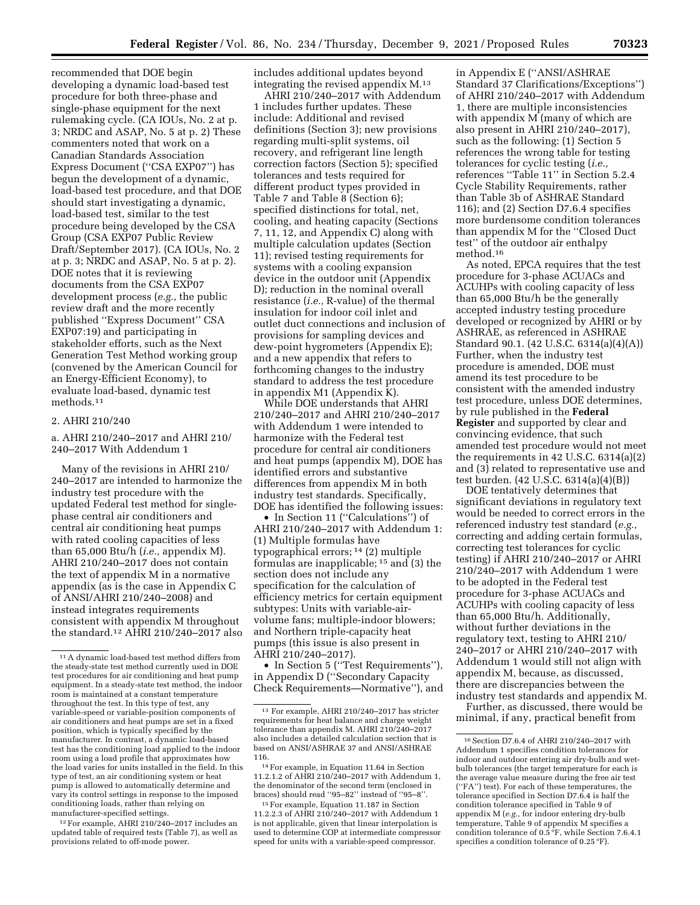recommended that DOE begin developing a dynamic load-based test procedure for both three-phase and single-phase equipment for the next rulemaking cycle. (CA IOUs, No. 2 at p. 3; NRDC and ASAP, No. 5 at p. 2) These commenters noted that work on a Canadian Standards Association Express Document (''CSA EXP07'') has begun the development of a dynamic, load-based test procedure, and that DOE should start investigating a dynamic, load-based test, similar to the test procedure being developed by the CSA Group (CSA EXP07 Public Review Draft/September 2017). (CA IOUs, No. 2 at p. 3; NRDC and ASAP, No. 5 at p. 2). DOE notes that it is reviewing documents from the CSA EXP07 development process (*e.g.,* the public review draft and the more recently published ''Express Document'' CSA EXP07:19) and participating in stakeholder efforts, such as the Next Generation Test Method working group (convened by the American Council for an Energy-Efficient Economy), to evaluate load-based, dynamic test methods.[11]

2. AHRI 210/240

a. AHRI 210/240–2017 and AHRI 210/240–2017 With Addendum 1

Many of the revisions in AHRI 210/240–2017 are intended to harmonize the industry test procedure with the updated Federal test method for single-phase central air conditioners and central air conditioning heat pumps with rated cooling capacities of less than 65,000 Btu/h (*i.e.,* appendix M). AHRI 210/240–2017 does not contain the text of appendix M in a normative appendix (as is the case in Appendix C of ANSI/AHRI 210/240–2008) and instead integrates requirements consistent with appendix M throughout the standard.[12] AHRI 210/240–2017 also includes additional updates beyond integrating the revised appendix M.[13]

AHRI 210/240–2017 with Addendum 1 includes further updates. These include: Additional and revised definitions (Section 3); new provisions regarding multi-split systems, oil recovery, and refrigerant line length correction factors (Section 5); specified tolerances and tests required for different product types provided in Table 7 and Table 8 (Section 6); specified distinctions for total, net, cooling, and heating capacity (Sections 7, 11, 12, and Appendix C) along with multiple calculation updates (Section 11); revised testing requirements for systems with a cooling expansion device in the outdoor unit (Appendix D); reduction in the nominal overall resistance (*i.e.,* R-value) of the thermal insulation for indoor coil inlet and outlet duct connections and inclusion of provisions for sampling devices and dew-point hygrometers (Appendix E); and a new appendix that refers to forthcoming changes to the industry standard to address the test procedure in appendix M1 (Appendix K).

While DOE understands that AHRI 210/240–2017 and AHRI 210/240–2017 with Addendum 1 were intended to harmonize with the Federal test procedure for central air conditioners and heat pumps (appendix M), DOE has identified errors and substantive differences from appendix M in both industry test standards. Specifically, DOE has identified the following issues:

- In Section 11 (''Calculations'') of AHRI 210/240–2017 with Addendum 1: (1) Multiple formulas have typographical errors;[14] (2) multiple formulas are inapplicable;[15] and (3) the section does not include any specification for the calculation of efficiency metrics for certain equipment subtypes: Units with variable-air-volume fans; multiple-indoor blowers; and Northern triple-capacity heat pumps (this issue is also present in AHRI 210/240–2017).
- In Section 5 (''Test Requirements''), in Appendix D (''Secondary Capacity Check Requirements—Normative''), and in Appendix E (''ANSI/ASHRAE Standard 37 Clarifications/Exceptions'') of AHRI 210/240–2017 with Addendum 1, there are multiple inconsistencies with appendix M (many of which are also present in AHRI 210/240–2017), such as the following: (1) Section 5 references the wrong table for testing tolerances for cyclic testing (*i.e.,* references ''Table 11'' in Section 5.2.4 Cycle Stability Requirements, rather than Table 3b of ASHRAE Standard 116); and (2) Section D7.6.4 specifies more burdensome condition tolerances than appendix M for the ''Closed Duct test'' of the outdoor air enthalpy method.[16]

As noted, EPCA requires that the test procedure for 3-phase ACUACs and ACUHPs with cooling capacity of less than 65,000 Btu/h be the generally accepted industry testing procedure developed or recognized by AHRI or by ASHRAE, as referenced in ASHRAE Standard 90.1. (42 U.S.C. 6314(a)(4)(A)) Further, when the industry test procedure is amended, DOE must amend its test procedure to be consistent with the amended industry test procedure, unless DOE determines, by rule published in the **Federal Register** and supported by clear and convincing evidence, that such amended test procedure would not meet the requirements in 42 U.S.C. 6314(a)(2) and (3) related to representative use and test burden. (42 U.S.C. 6314(a)(4)(B))

DOE tentatively determines that significant deviations in regulatory text would be needed to correct errors in the referenced industry test standard (*e.g.,* correcting and adding certain formulas, correcting test tolerances for cyclic testing) if AHRI 210/240–2017 or AHRI 210/240–2017 with Addendum 1 were to be adopted in the Federal test procedure for 3-phase ACUACs and ACUHPs with cooling capacity of less than 65,000 Btu/h. Additionally, without further deviations in the regulatory text, testing to AHRI 210/240–2017 or AHRI 210/240–2017 with Addendum 1 would still not align with appendix M, because, as discussed, there are discrepancies between the industry test standards and appendix M.

Further, as discussed, there would be minimal, if any, practical benefit from

---

[11] A dynamic load-based test method differs from the steady-state test method currently used in DOE test procedures for air conditioning and heat pump equipment. In a steady-state test method, the indoor room is maintained at a constant temperature throughout the test. In this type of test, any variable-speed or variable-position components of air conditioners and heat pumps are set in a fixed position, which is typically specified by the manufacturer. In contrast, a dynamic load-based test has the conditioning load applied to the indoor room using a load profile that approximates how the load varies for units installed in the field. In this type of test, an air conditioning system or heat pump is allowed to automatically determine and vary its control settings in response to the imposed conditioning loads, rather than relying on manufacturer-specified settings.

[12] For example, AHRI 210/240–2017 includes an updated table of required tests (Table 7), as well as provisions related to off-mode power.

[13] For example, AHRI 210/240–2017 has stricter requirements for heat balance and charge weight tolerance than appendix M. AHRI 210/240–2017 also includes a detailed calculation section that is based on ANSI/ASHRAE 37 and ANSI/ASHRAE 116.

[14] For example, in Equation 11.64 in Section 11.2.1.2 of AHRI 210/240–2017 with Addendum 1, the denominator of the second term (enclosed in braces) should read ''95–82'' instead of ''95–8''.

[15] For example, Equation 11.187 in Section 11.2.2.3 of AHRI 210/240–2017 with Addendum 1 is not applicable, given that linear interpolation is used to determine COP at intermediate compressor speed for units with a variable-speed compressor.

[16] Section D7.6.4 of AHRI 210/240–2017 with Addendum 1 specifies condition tolerances for indoor and outdoor entering air dry-bulb and wet-bulb tolerances (the target temperature for each is the average value measure during the free air test (''FA'') test). For each of these temperatures, the tolerance specified in Section D7.6.4 is half the condition tolerance specified in Table 9 of appendix M (*e.g.,* for indoor entering dry-bulb temperature, Table 9 of appendix M specifies a condition tolerance of 0.5 °F, while Section 7.6.4.1 specifies a condition tolerance of 0.25 °F).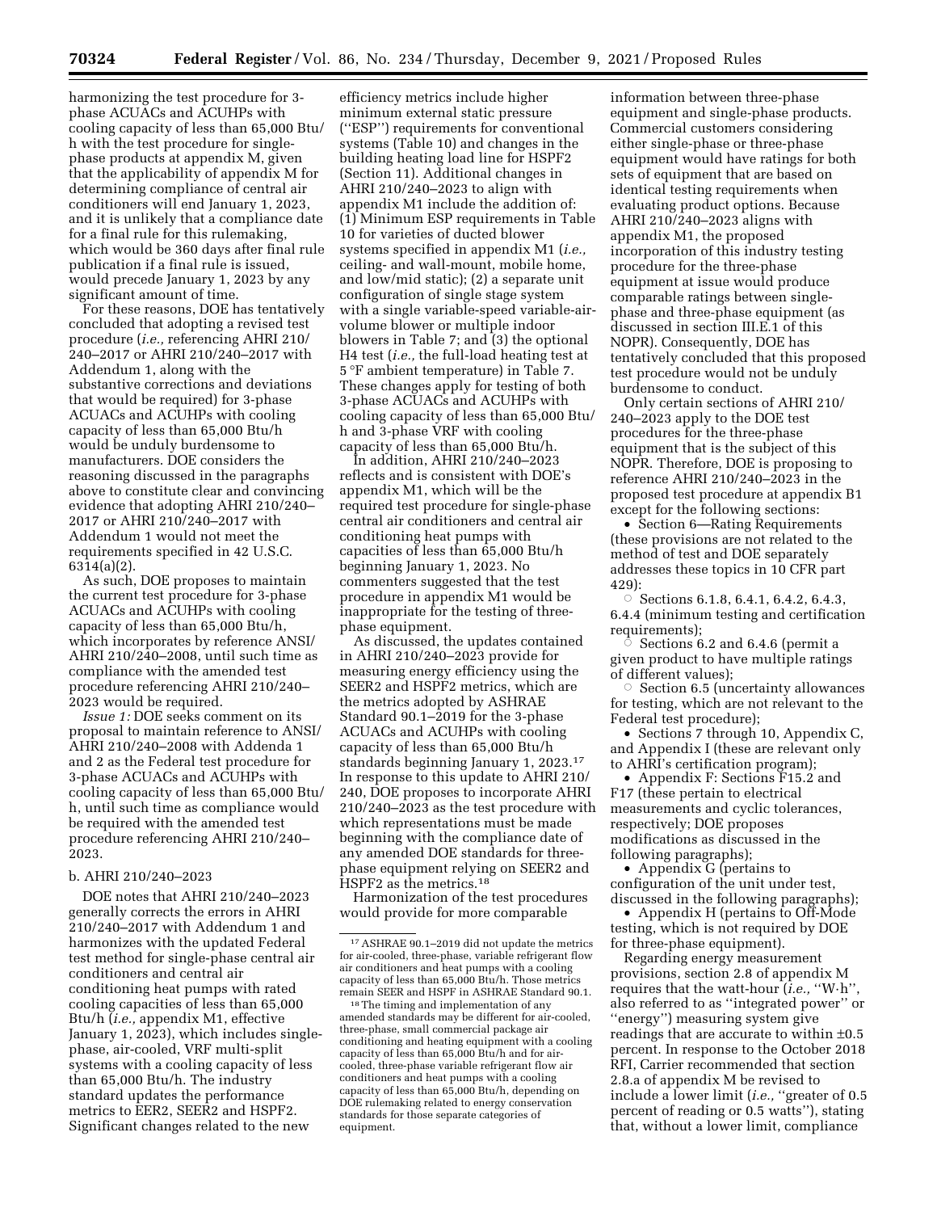harmonizing the test procedure for 3-phase ACUACs and ACUHPs with cooling capacity of less than 65,000 Btu/h with the test procedure for single-phase products at appendix M, given that the applicability of appendix M for determining compliance of central air conditioners will end January 1, 2023, and it is unlikely that a compliance date for a final rule for this rulemaking, which would be 360 days after final rule publication if a final rule is issued, would precede January 1, 2023 by any significant amount of time.

For these reasons, DOE has tentatively concluded that adopting a revised test procedure (*i.e.,* referencing AHRI 210/240–2017 or AHRI 210/240–2017 with Addendum 1, along with the substantive corrections and deviations that would be required) for 3-phase ACUACs and ACUHPs with cooling capacity of less than 65,000 Btu/h would be unduly burdensome to manufacturers. DOE considers the reasoning discussed in the paragraphs above to constitute clear and convincing evidence that adopting AHRI 210/240–2017 or AHRI 210/240–2017 with Addendum 1 would not meet the requirements specified in 42 U.S.C. 6314(a)(2).

As such, DOE proposes to maintain the current test procedure for 3-phase ACUACs and ACUHPs with cooling capacity of less than 65,000 Btu/h, which incorporates by reference ANSI/AHRI 210/240–2008, until such time as compliance with the amended test procedure referencing AHRI 210/240–2023 would be required.

*Issue 1:* DOE seeks comment on its proposal to maintain reference to ANSI/AHRI 210/240–2008 with Addenda 1 and 2 as the Federal test procedure for 3-phase ACUACs and ACUHPs with cooling capacity of less than 65,000 Btu/h, until such time as compliance would be required with the amended test procedure referencing AHRI 210/240–2023.

b. AHRI 210/240–2023

DOE notes that AHRI 210/240–2023 generally corrects the errors in AHRI 210/240–2017 with Addendum 1 and harmonizes with the updated Federal test method for single-phase central air conditioners and central air conditioning heat pumps with rated cooling capacities of less than 65,000 Btu/h (*i.e.,* appendix M1, effective January 1, 2023), which includes single-phase, air-cooled, VRF multi-split systems with a cooling capacity of less than 65,000 Btu/h. The industry standard updates the performance metrics to EER2, SEER2 and HSPF2. Significant changes related to the new efficiency metrics include higher minimum external static pressure (''ESP'') requirements for conventional systems (Table 10) and changes in the building heating load line for HSPF2 (Section 11). Additional changes in AHRI 210/240–2023 to align with appendix M1 include the addition of: (1) Minimum ESP requirements in Table 10 for varieties of ducted blower systems specified in appendix M1 (*i.e.,* ceiling- and wall-mount, mobile home, and low/mid static); (2) a separate unit configuration of single stage system with a single variable-speed variable-air-volume blower or multiple indoor blowers in Table 7; and (3) the optional H4 test (*i.e.,* the full-load heating test at 5 °F ambient temperature) in Table 7. These changes apply for testing of both 3-phase ACUACs and ACUHPs with cooling capacity of less than 65,000 Btu/h and 3-phase VRF with cooling capacity of less than 65,000 Btu/h.

In addition, AHRI 210/240–2023 reflects and is consistent with DOE's appendix M1, which will be the required test procedure for single-phase central air conditioners and central air conditioning heat pumps with capacities of less than 65,000 Btu/h beginning January 1, 2023. No commenters suggested that the test procedure in appendix M1 would be inappropriate for the testing of three-phase equipment.

As discussed, the updates contained in AHRI 210/240–2023 provide for measuring energy efficiency using the SEER2 and HSPF2 metrics, which are the metrics adopted by ASHRAE Standard 90.1–2019 for the 3-phase ACUACs and ACUHPs with cooling capacity of less than 65,000 Btu/h standards beginning January 1, 2023.[17] In response to this update to AHRI 210/240, DOE proposes to incorporate AHRI 210/240–2023 as the test procedure with which representations must be made beginning with the compliance date of any amended DOE standards for three-phase equipment relying on SEER2 and HSPF2 as the metrics.[18]

Harmonization of the test procedures would provide for more comparable information between three-phase equipment and single-phase products. Commercial customers considering either single-phase or three-phase equipment would have ratings for both sets of equipment that are based on identical testing requirements when evaluating product options. Because AHRI 210/240–2023 aligns with appendix M1, the proposed incorporation of this industry testing procedure for the three-phase equipment at issue would produce comparable ratings between single-phase and three-phase equipment (as discussed in section III.E.1 of this NOPR). Consequently, DOE has tentatively concluded that this proposed test procedure would not be unduly burdensome to conduct.

Only certain sections of AHRI 210/240–2023 apply to the DOE test procedures for the three-phase equipment that is the subject of this NOPR. Therefore, DOE is proposing to reference AHRI 210/240–2023 in the proposed test procedure at appendix B1 except for the following sections:

- Section 6—Rating Requirements (these provisions are not related to the method of test and DOE separately addresses these topics in 10 CFR part 429):
  - Sections 6.1.8, 6.4.1, 6.4.2, 6.4.3, 6.4.4 (minimum testing and certification requirements);
  - Sections 6.2 and 6.4.6 (permit a given product to have multiple ratings of different values);
  - Section 6.5 (uncertainty allowances for testing, which are not relevant to the Federal test procedure);
- Sections 7 through 10, Appendix C, and Appendix I (these are relevant only to AHRI's certification program);
- Appendix F: Sections F15.2 and F17 (these pertain to electrical measurements and cyclic tolerances, respectively; DOE proposes modifications as discussed in the following paragraphs);
- Appendix G (pertains to configuration of the unit under test, discussed in the following paragraphs);
- Appendix H (pertains to Off-Mode testing, which is not required by DOE for three-phase equipment).

Regarding energy measurement provisions, section 2.8 of appendix M requires that the watt-hour (*i.e.,* ''W·h'', also referred to as ''integrated power'' or ''energy'') measuring system give readings that are accurate to within ±0.5 percent. In response to the October 2018 RFI, Carrier recommended that section 2.8.a of appendix M be revised to include a lower limit (*i.e.,* ''greater of 0.5 percent of reading or 0.5 watts''), stating that, without a lower limit, compliance

---

[17] ASHRAE 90.1–2019 did not update the metrics for air-cooled, three-phase, variable refrigerant flow air conditioners and heat pumps with a cooling capacity of less than 65,000 Btu/h. Those metrics remain SEER and HSPF in ASHRAE Standard 90.1.

[18] The timing and implementation of any amended standards may be different for air-cooled, three-phase, small commercial package air conditioning and heating equipment with a cooling capacity of less than 65,000 Btu/h and for air-cooled, three-phase variable refrigerant flow air conditioners and heat pumps with a cooling capacity of less than 65,000 Btu/h, depending on DOE rulemaking related to energy conservation standards for those separate categories of equipment.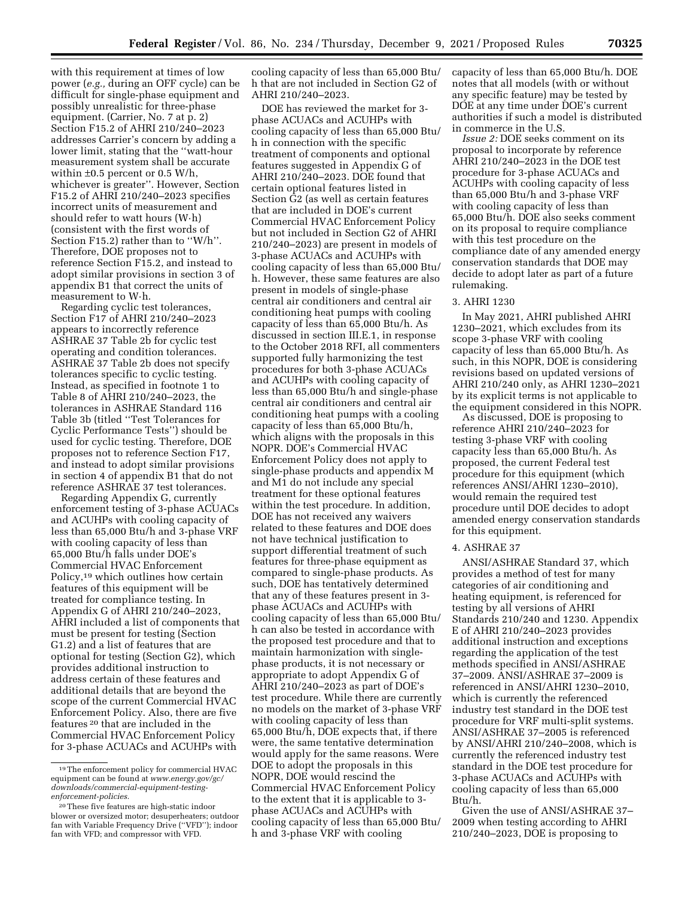with this requirement at times of low power (*e.g.,* during an OFF cycle) can be difficult for single-phase equipment and possibly unrealistic for three-phase equipment. (Carrier, No. 7 at p. 2) Section F15.2 of AHRI 210/240–2023 addresses Carrier's concern by adding a lower limit, stating that the ''watt-hour measurement system shall be accurate within ±0.5 percent or 0.5 W/h, whichever is greater''. However, Section F15.2 of AHRI 210/240–2023 specifies incorrect units of measurement and should refer to watt hours (W·h) (consistent with the first words of Section F15.2) rather than to ''W/h''. Therefore, DOE proposes not to reference Section F15.2, and instead to adopt similar provisions in section 3 of appendix B1 that correct the units of measurement to W·h.

Regarding cyclic test tolerances, Section F17 of AHRI 210/240–2023 appears to incorrectly reference ASHRAE 37 Table 2b for cyclic test operating and condition tolerances. ASHRAE 37 Table 2b does not specify tolerances specific to cyclic testing. Instead, as specified in footnote 1 to Table 8 of AHRI 210/240–2023, the tolerances in ASHRAE Standard 116 Table 3b (titled ''Test Tolerances for Cyclic Performance Tests'') should be used for cyclic testing. Therefore, DOE proposes not to reference Section F17, and instead to adopt similar provisions in section 4 of appendix B1 that do not reference ASHRAE 37 test tolerances.

Regarding Appendix G, currently enforcement testing of 3-phase ACUACs and ACUHPs with cooling capacity of less than 65,000 Btu/h and 3-phase VRF with cooling capacity of less than 65,000 Btu/h falls under DOE's Commercial HVAC Enforcement Policy,[19] which outlines how certain features of this equipment will be treated for compliance testing. In Appendix G of AHRI 210/240–2023, AHRI included a list of components that must be present for testing (Section G1.2) and a list of features that are optional for testing (Section G2), which provides additional instruction to address certain of these features and additional details that are beyond the scope of the current Commercial HVAC Enforcement Policy. Also, there are five features [20] that are included in the Commercial HVAC Enforcement Policy for 3-phase ACUACs and ACUHPs with cooling capacity of less than 65,000 Btu/h that are not included in Section G2 of AHRI 210/240–2023.

DOE has reviewed the market for 3-phase ACUACs and ACUHPs with cooling capacity of less than 65,000 Btu/h in connection with the specific treatment of components and optional features suggested in Appendix G of AHRI 210/240–2023. DOE found that certain optional features listed in Section G2 (as well as certain features that are included in DOE's current Commercial HVAC Enforcement Policy but not included in Section G2 of AHRI 210/240–2023) are present in models of 3-phase ACUACs and ACUHPs with cooling capacity of less than 65,000 Btu/h. However, these same features are also present in models of single-phase central air conditioners and central air conditioning heat pumps with cooling capacity of less than 65,000 Btu/h. As discussed in section III.E.1, in response to the October 2018 RFI, all commenters supported fully harmonizing the test procedures for both 3-phase ACUACs and ACUHPs with cooling capacity of less than 65,000 Btu/h and single-phase central air conditioners and central air conditioning heat pumps with a cooling capacity of less than 65,000 Btu/h, which aligns with the proposals in this NOPR. DOE's Commercial HVAC Enforcement Policy does not apply to single-phase products and appendix M and M1 do not include any special treatment for these optional features within the test procedure. In addition, DOE has not received any waivers related to these features and DOE does not have technical justification to support differential treatment of such features for three-phase equipment as compared to single-phase products. As such, DOE has tentatively determined that any of these features present in 3-phase ACUACs and ACUHPs with cooling capacity of less than 65,000 Btu/h can also be tested in accordance with the proposed test procedure and that to maintain harmonization with single-phase products, it is not necessary or appropriate to adopt Appendix G of AHRI 210/240–2023 as part of DOE's test procedure. While there are currently no models on the market of 3-phase VRF with cooling capacity of less than 65,000 Btu/h, DOE expects that, if there were, the same tentative determination would apply for the same reasons. Were DOE to adopt the proposals in this NOPR, DOE would rescind the Commercial HVAC Enforcement Policy to the extent that it is applicable to 3-phase ACUACs and ACUHPs with cooling capacity of less than 65,000 Btu/h and 3-phase VRF with cooling capacity of less than 65,000 Btu/h. DOE notes that all models (with or without any specific feature) may be tested by DOE at any time under DOE's current authorities if such a model is distributed in commerce in the U.S.

*Issue 2:* DOE seeks comment on its proposal to incorporate by reference AHRI 210/240–2023 in the DOE test procedure for 3-phase ACUACs and ACUHPs with cooling capacity of less than 65,000 Btu/h and 3-phase VRF with cooling capacity of less than 65,000 Btu/h. DOE also seeks comment on its proposal to require compliance with this test procedure on the compliance date of any amended energy conservation standards that DOE may decide to adopt later as part of a future rulemaking.

3. AHRI 1230

In May 2021, AHRI published AHRI 1230–2021, which excludes from its scope 3-phase VRF with cooling capacity of less than 65,000 Btu/h. As such, in this NOPR, DOE is considering revisions based on updated versions of AHRI 210/240 only, as AHRI 1230–2021 by its explicit terms is not applicable to the equipment considered in this NOPR.

As discussed, DOE is proposing to reference AHRI 210/240–2023 for testing 3-phase VRF with cooling capacity less than 65,000 Btu/h. As proposed, the current Federal test procedure for this equipment (which references ANSI/AHRI 1230–2010), would remain the required test procedure until DOE decides to adopt amended energy conservation standards for this equipment.

4. ASHRAE 37

ANSI/ASHRAE Standard 37, which provides a method of test for many categories of air conditioning and heating equipment, is referenced for testing by all versions of AHRI Standards 210/240 and 1230. Appendix E of AHRI 210/240–2023 provides additional instruction and exceptions regarding the application of the test methods specified in ANSI/ASHRAE 37–2009. ANSI/ASHRAE 37–2009 is referenced in ANSI/AHRI 1230–2010, which is currently the referenced industry test standard in the DOE test procedure for VRF multi-split systems. ANSI/ASHRAE 37–2005 is referenced by ANSI/AHRI 210/240–2008, which is currently the referenced industry test standard in the DOE test procedure for 3-phase ACUACs and ACUHPs with cooling capacity of less than 65,000 Btu/h.

Given the use of ANSI/ASHRAE 37–2009 when testing according to AHRI 210/240–2023, DOE is proposing to

---

[19] The enforcement policy for commercial HVAC equipment can be found at *www.energy.gov/gc/downloads/commercial-equipment-testing-enforcement-policies*.

[20] These five features are high-static indoor blower or oversized motor; desuperheaters; outdoor fan with Variable Frequency Drive (''VFD''); indoor fan with VFD; and compressor with VFD.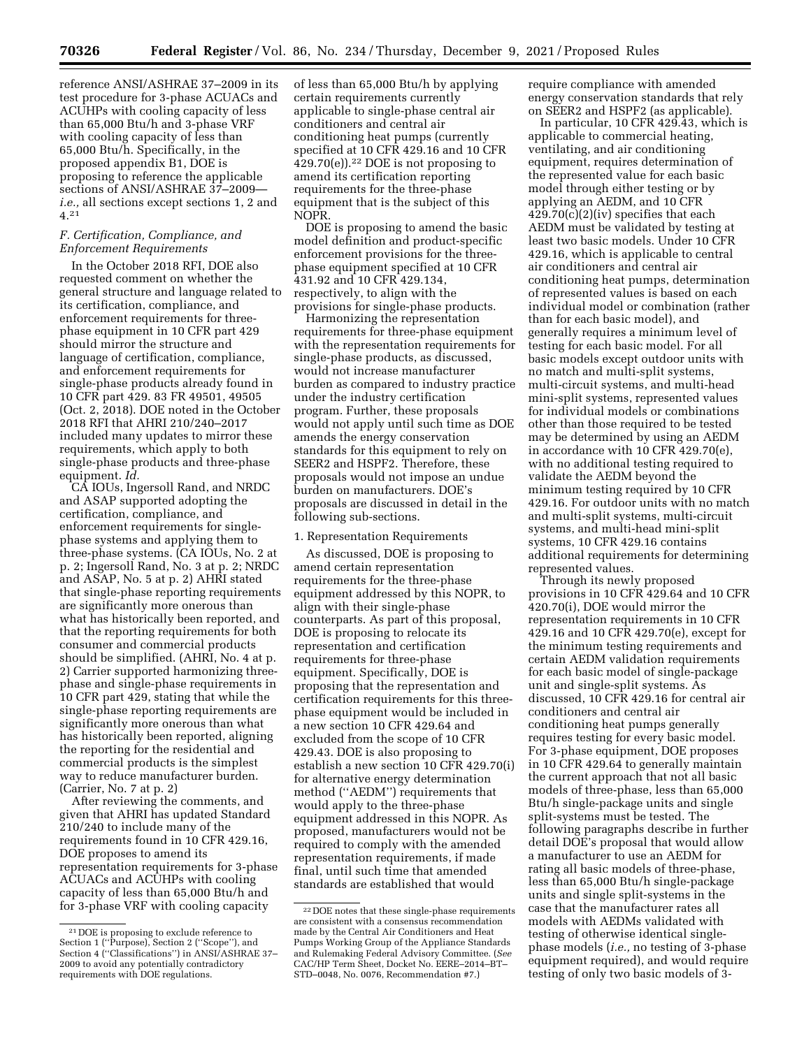reference ANSI/ASHRAE 37–2009 in its test procedure for 3-phase ACUACs and ACUHPs with cooling capacity of less than 65,000 Btu/h and 3-phase VRF with cooling capacity of less than 65,000 Btu/h. Specifically, in the proposed appendix B1, DOE is proposing to reference the applicable sections of ANSI/ASHRAE 37–2009—*i.e.,* all sections except sections 1, 2 and 4.[21]

### *F. Certification, Compliance, and Enforcement Requirements*

In the October 2018 RFI, DOE also requested comment on whether the general structure and language related to its certification, compliance, and enforcement requirements for three-phase equipment in 10 CFR part 429 should mirror the structure and language of certification, compliance, and enforcement requirements for single-phase products already found in 10 CFR part 429. 83 FR 49501, 49505 (Oct. 2, 2018). DOE noted in the October 2018 RFI that AHRI 210/240–2017 included many updates to mirror these requirements, which apply to both single-phase products and three-phase equipment. *Id.*

CA IOUs, Ingersoll Rand, and NRDC and ASAP supported adopting the certification, compliance, and enforcement requirements for single-phase systems and applying them to three-phase systems. (CA IOUs, No. 2 at p. 2; Ingersoll Rand, No. 3 at p. 2; NRDC and ASAP, No. 5 at p. 2) AHRI stated that single-phase reporting requirements are significantly more onerous than what has historically been reported, and that the reporting requirements for both consumer and commercial products should be simplified. (AHRI, No. 4 at p. 2) Carrier supported harmonizing three-phase and single-phase requirements in 10 CFR part 429, stating that while the single-phase reporting requirements are significantly more onerous than what has historically been reported, aligning the reporting for the residential and commercial products is the simplest way to reduce manufacturer burden. (Carrier, No. 7 at p. 2)

After reviewing the comments, and given that AHRI has updated Standard 210/240 to include many of the requirements found in 10 CFR 429.16, DOE proposes to amend its representation requirements for 3-phase ACUACs and ACUHPs with cooling capacity of less than 65,000 Btu/h and for 3-phase VRF with cooling capacity of less than 65,000 Btu/h by applying certain requirements currently applicable to single-phase central air conditioners and central air conditioning heat pumps (currently specified at 10 CFR 429.16 and 10 CFR 429.70(e)).[22] DOE is not proposing to amend its certification reporting requirements for the three-phase equipment that is the subject of this NOPR.

DOE is proposing to amend the basic model definition and product-specific enforcement provisions for the three-phase equipment specified at 10 CFR 431.92 and 10 CFR 429.134, respectively, to align with the provisions for single-phase products.

Harmonizing the representation requirements for three-phase equipment with the representation requirements for single-phase products, as discussed, would not increase manufacturer burden as compared to industry practice under the industry certification program. Further, these proposals would not apply until such time as DOE amends the energy conservation standards for this equipment to rely on SEER2 and HSPF2. Therefore, these proposals would not impose an undue burden on manufacturers. DOE's proposals are discussed in detail in the following sub-sections.

#### 1. Representation Requirements

As discussed, DOE is proposing to amend certain representation requirements for the three-phase equipment addressed by this NOPR, to align with their single-phase counterparts. As part of this proposal, DOE is proposing to relocate its representation and certification requirements for three-phase equipment. Specifically, DOE is proposing that the representation and certification requirements for this three-phase equipment would be included in a new section 10 CFR 429.64 and excluded from the scope of 10 CFR 429.43. DOE is also proposing to establish a new section 10 CFR 429.70(i) for alternative energy determination method ("AEDM") requirements that would apply to the three-phase equipment addressed in this NOPR. As proposed, manufacturers would not be required to comply with the amended representation requirements, if made final, until such time that amended standards are established that would require compliance with amended energy conservation standards that rely on SEER2 and HSPF2 (as applicable).

In particular, 10 CFR 429.43, which is applicable to commercial heating, ventilating, and air conditioning equipment, requires determination of the represented value for each basic model through either testing or by applying an AEDM, and 10 CFR 429.70(c)(2)(iv) specifies that each AEDM must be validated by testing at least two basic models. Under 10 CFR 429.16, which is applicable to central air conditioners and central air conditioning heat pumps, determination of represented values is based on each individual model or combination (rather than for each basic model), and generally requires a minimum level of testing for each basic model. For all basic models except outdoor units with no match and multi-split systems, multi-circuit systems, and multi-head mini-split systems, represented values for individual models or combinations other than those required to be tested may be determined by using an AEDM in accordance with 10 CFR 429.70(e), with no additional testing required to validate the AEDM beyond the minimum testing required by 10 CFR 429.16. For outdoor units with no match and multi-split systems, multi-circuit systems, and multi-head mini-split systems, 10 CFR 429.16 contains additional requirements for determining represented values.

Through its newly proposed provisions in 10 CFR 429.64 and 10 CFR 420.70(i), DOE would mirror the representation requirements in 10 CFR 429.16 and 10 CFR 429.70(e), except for the minimum testing requirements and certain AEDM validation requirements for each basic model of single-package unit and single-split systems. As discussed, 10 CFR 429.16 for central air conditioners and central air conditioning heat pumps generally requires testing for every basic model. For 3-phase equipment, DOE proposes in 10 CFR 429.64 to generally maintain the current approach that not all basic models of three-phase, less than 65,000 Btu/h single-package units and single split-systems must be tested. The following paragraphs describe in further detail DOE's proposal that would allow a manufacturer to use an AEDM for rating all basic models of three-phase, less than 65,000 Btu/h single-package units and single split-systems in the case that the manufacturer rates all models with AEDMs validated with testing of otherwise identical single-phase models (*i.e.,* no testing of 3-phase equipment required), and would require testing of only two basic models of 3-

---

[21] DOE is proposing to exclude reference to Section 1 ("Purpose), Section 2 ("Scope"), and Section 4 ("Classifications") in ANSI/ASHRAE 37–2009 to avoid any potentially contradictory requirements with DOE regulations.

[22] DOE notes that these single-phase requirements are consistent with a consensus recommendation made by the Central Air Conditioners and Heat Pumps Working Group of the Appliance Standards and Rulemaking Federal Advisory Committee. (*See* CAC/HP Term Sheet, Docket No. EERE–2014–BT–STD–0048, No. 0076, Recommendation #7.)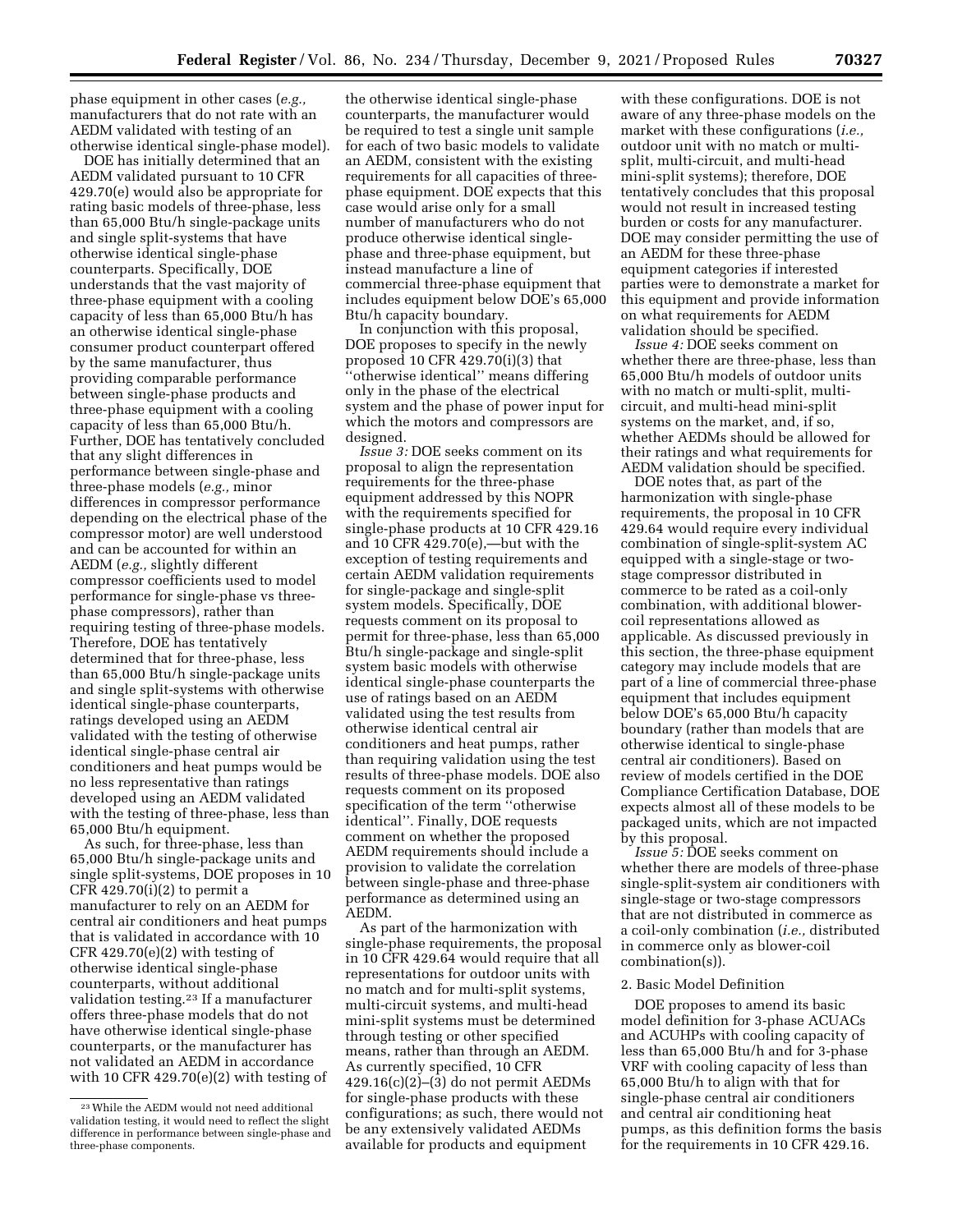phase equipment in other cases (*e.g.,* manufacturers that do not rate with an AEDM validated with testing of an otherwise identical single-phase model).

DOE has initially determined that an AEDM validated pursuant to 10 CFR 429.70(e) would also be appropriate for rating basic models of three-phase, less than 65,000 Btu/h single-package units and single split-systems that have otherwise identical single-phase counterparts. Specifically, DOE understands that the vast majority of three-phase equipment with a cooling capacity of less than 65,000 Btu/h has an otherwise identical single-phase consumer product counterpart offered by the same manufacturer, thus providing comparable performance between single-phase products and three-phase equipment with a cooling capacity of less than 65,000 Btu/h. Further, DOE has tentatively concluded that any slight differences in performance between single-phase and three-phase models (*e.g.,* minor differences in compressor performance depending on the electrical phase of the compressor motor) are well understood and can be accounted for within an AEDM (*e.g.,* slightly different compressor coefficients used to model performance for single-phase vs three-phase compressors), rather than requiring testing of three-phase models. Therefore, DOE has tentatively determined that for three-phase, less than 65,000 Btu/h single-package units and single split-systems with otherwise identical single-phase counterparts, ratings developed using an AEDM validated with the testing of otherwise identical single-phase central air conditioners and heat pumps would be no less representative than ratings developed using an AEDM validated with the testing of three-phase, less than 65,000 Btu/h equipment.

As such, for three-phase, less than 65,000 Btu/h single-package units and single split-systems, DOE proposes in 10 CFR 429.70(i)(2) to permit a manufacturer to rely on an AEDM for central air conditioners and heat pumps that is validated in accordance with 10 CFR 429.70(e)(2) with testing of otherwise identical single-phase counterparts, without additional validation testing.[23] If a manufacturer offers three-phase models that do not have otherwise identical single-phase counterparts, or the manufacturer has not validated an AEDM in accordance with 10 CFR 429.70(e)(2) with testing of the otherwise identical single-phase counterparts, the manufacturer would be required to test a single unit sample for each of two basic models to validate an AEDM, consistent with the existing requirements for all capacities of three-phase equipment. DOE expects that this case would arise only for a small number of manufacturers who do not produce otherwise identical single-phase and three-phase equipment, but instead manufacture a line of commercial three-phase equipment that includes equipment below DOE's 65,000 Btu/h capacity boundary.

In conjunction with this proposal, DOE proposes to specify in the newly proposed 10 CFR 429.70(i)(3) that "otherwise identical" means differing only in the phase of the electrical system and the phase of power input for which the motors and compressors are designed.

*Issue 3:* DOE seeks comment on its proposal to align the representation requirements for the three-phase equipment addressed by this NOPR with the requirements specified for single-phase products at 10 CFR 429.16 and 10 CFR 429.70(e),—but with the exception of testing requirements and certain AEDM validation requirements for single-package and single-split system models. Specifically, DOE requests comment on its proposal to permit for three-phase, less than 65,000 Btu/h single-package and single-split system basic models with otherwise identical single-phase counterparts the use of ratings based on an AEDM validated using the test results from otherwise identical central air conditioners and heat pumps, rather than requiring validation using the test results of three-phase models. DOE also requests comment on its proposed specification of the term "otherwise identical". Finally, DOE requests comment on whether the proposed AEDM requirements should include a provision to validate the correlation between single-phase and three-phase performance as determined using an AEDM.

As part of the harmonization with single-phase requirements, the proposal in 10 CFR 429.64 would require that all representations for outdoor units with no match and for multi-split systems, multi-circuit systems, and multi-head mini-split systems must be determined through testing or other specified means, rather than through an AEDM. As currently specified, 10 CFR 429.16(c)(2)–(3) do not permit AEDMs for single-phase products with these configurations; as such, there would not be any extensively validated AEDMs available for products and equipment with these configurations. DOE is not aware of any three-phase models on the market with these configurations (*i.e.,* outdoor unit with no match or multi-split, multi-circuit, and multi-head mini-split systems); therefore, DOE tentatively concludes that this proposal would not result in increased testing burden or costs for any manufacturer. DOE may consider permitting the use of an AEDM for these three-phase equipment categories if interested parties were to demonstrate a market for this equipment and provide information on what requirements for AEDM validation should be specified.

*Issue 4:* DOE seeks comment on whether there are three-phase, less than 65,000 Btu/h models of outdoor units with no match or multi-split, multi-circuit, and multi-head mini-split systems on the market, and, if so, whether AEDMs should be allowed for their ratings and what requirements for AEDM validation should be specified.

DOE notes that, as part of the harmonization with single-phase requirements, the proposal in 10 CFR 429.64 would require every individual combination of single-split-system AC equipped with a single-stage or two-stage compressor distributed in commerce to be rated as a coil-only combination, with additional blower-coil representations allowed as applicable. As discussed previously in this section, the three-phase equipment category may include models that are part of a line of commercial three-phase equipment that includes equipment below DOE's 65,000 Btu/h capacity boundary (rather than models that are otherwise identical to single-phase central air conditioners). Based on review of models certified in the DOE Compliance Certification Database, DOE expects almost all of these models to be packaged units, which are not impacted by this proposal.

*Issue 5:* DOE seeks comment on whether there are models of three-phase single-split-system air conditioners with single-stage or two-stage compressors that are not distributed in commerce as a coil-only combination (*i.e.,* distributed in commerce only as blower-coil combination(s)).

2. Basic Model Definition

DOE proposes to amend its basic model definition for 3-phase ACUACs and ACUHPs with cooling capacity of less than 65,000 Btu/h and for 3-phase VRF with cooling capacity of less than 65,000 Btu/h to align with that for single-phase central air conditioners and central air conditioning heat pumps, as this definition forms the basis for the requirements in 10 CFR 429.16.

[23] While the AEDM would not need additional validation testing, it would need to reflect the slight difference in performance between single-phase and three-phase components.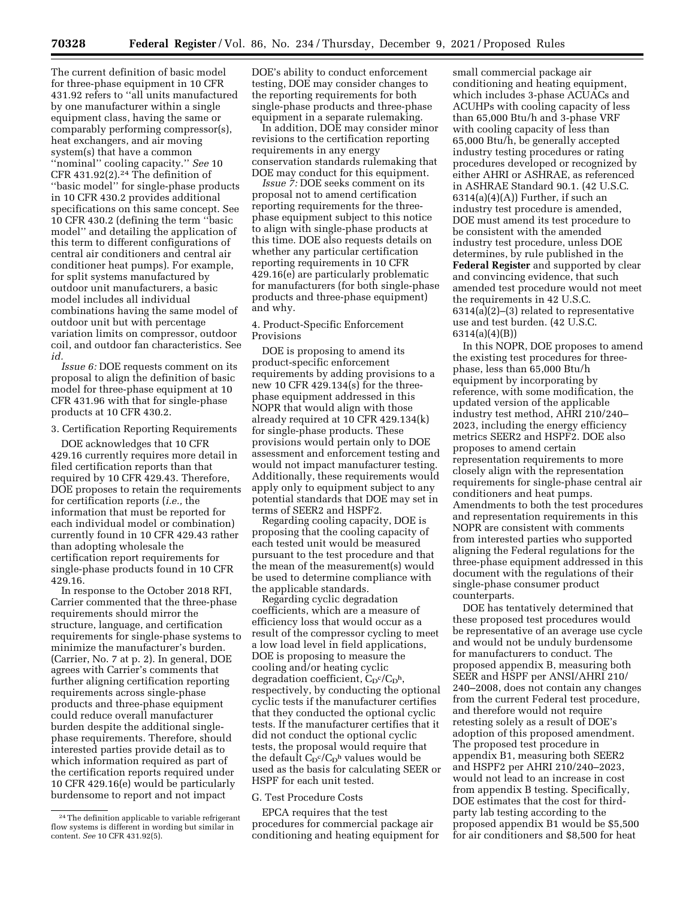The current definition of basic model for three-phase equipment in 10 CFR 431.92 refers to "all units manufactured by one manufacturer within a single equipment class, having the same or comparably performing compressor(s), heat exchangers, and air moving system(s) that have a common "nominal" cooling capacity." *See* 10 CFR 431.92(2).[24] The definition of "basic model" for single-phase products in 10 CFR 430.2 provides additional specifications on this same concept. See 10 CFR 430.2 (defining the term "basic model" and detailing the application of this term to different configurations of central air conditioners and central air conditioner heat pumps). For example, for split systems manufactured by outdoor unit manufacturers, a basic model includes all individual combinations having the same model of outdoor unit but with percentage variation limits on compressor, outdoor coil, and outdoor fan characteristics. See *id.*

*Issue 6:* DOE requests comment on its proposal to align the definition of basic model for three-phase equipment at 10 CFR 431.96 with that for single-phase products at 10 CFR 430.2.

3. Certification Reporting Requirements

DOE acknowledges that 10 CFR 429.16 currently requires more detail in filed certification reports than that required by 10 CFR 429.43. Therefore, DOE proposes to retain the requirements for certification reports (*i.e.,* the information that must be reported for each individual model or combination) currently found in 10 CFR 429.43 rather than adopting wholesale the certification report requirements for single-phase products found in 10 CFR 429.16.

In response to the October 2018 RFI, Carrier commented that the three-phase requirements should mirror the structure, language, and certification requirements for single-phase systems to minimize the manufacturer's burden. (Carrier, No. 7 at p. 2). In general, DOE agrees with Carrier's comments that further aligning certification reporting requirements across single-phase products and three-phase equipment could reduce overall manufacturer burden despite the additional single-phase requirements. Therefore, should interested parties provide detail as to which information required as part of the certification reports required under 10 CFR 429.16(e) would be particularly burdensome to report and not impact DOE's ability to conduct enforcement testing, DOE may consider changes to the reporting requirements for both single-phase products and three-phase equipment in a separate rulemaking.

In addition, DOE may consider minor revisions to the certification reporting requirements in any energy conservation standards rulemaking that DOE may conduct for this equipment.

*Issue 7:* DOE seeks comment on its proposal not to amend certification reporting requirements for the three-phase equipment subject to this notice to align with single-phase products at this time. DOE also requests details on whether any particular certification reporting requirements in 10 CFR 429.16(e) are particularly problematic for manufacturers (for both single-phase products and three-phase equipment) and why.

4. Product-Specific Enforcement Provisions

DOE is proposing to amend its product-specific enforcement requirements by adding provisions to a new 10 CFR 429.134(s) for the three-phase equipment addressed in this NOPR that would align with those already required at 10 CFR 429.134(k) for single-phase products. These provisions would pertain only to DOE assessment and enforcement testing and would not impact manufacturer testing. Additionally, these requirements would apply only to equipment subject to any potential standards that DOE may set in terms of SEER2 and HSPF2.

Regarding cooling capacity, DOE is proposing that the cooling capacity of each tested unit would be measured pursuant to the test procedure and that the mean of the measurement(s) would be used to determine compliance with the applicable standards.

Regarding cyclic degradation coefficients, which are a measure of efficiency loss that would occur as a result of the compressor cycling to meet a low load level in field applications, DOE is proposing to measure the cooling and/or heating cyclic degradation coefficient, $C_D{}^c/C_D{}^h$, respectively, by conducting the optional cyclic tests if the manufacturer certifies that they conducted the optional cyclic tests. If the manufacturer certifies that it did not conduct the optional cyclic tests, the proposal would require that the default $C_D{}^c/C_D{}^h$ values would be used as the basis for calculating SEER or HSPF for each unit tested.

G. Test Procedure Costs

EPCA requires that the test procedures for commercial package air conditioning and heating equipment for small commercial package air conditioning and heating equipment, which includes 3-phase ACUACs and ACUHPs with cooling capacity of less than 65,000 Btu/h and 3-phase VRF with cooling capacity of less than 65,000 Btu/h, be generally accepted industry testing procedures or rating procedures developed or recognized by either AHRI or ASHRAE, as referenced in ASHRAE Standard 90.1. (42 U.S.C. 6314(a)(4)(A)) Further, if such an industry test procedure is amended, DOE must amend its test procedure to be consistent with the amended industry test procedure, unless DOE determines, by rule published in the **Federal Register** and supported by clear and convincing evidence, that such amended test procedure would not meet the requirements in 42 U.S.C. 6314(a)(2)–(3) related to representative use and test burden. (42 U.S.C. 6314(a)(4)(B))

In this NOPR, DOE proposes to amend the existing test procedures for three-phase, less than 65,000 Btu/h equipment by incorporating by reference, with some modification, the updated version of the applicable industry test method, AHRI 210/240–2023, including the energy efficiency metrics SEER2 and HSPF2. DOE also proposes to amend certain representation requirements to more closely align with the representation requirements for single-phase central air conditioners and heat pumps. Amendments to both the test procedures and representation requirements in this NOPR are consistent with comments from interested parties who supported aligning the Federal regulations for the three-phase equipment addressed in this document with the regulations of their single-phase consumer product counterparts.

DOE has tentatively determined that these proposed test procedures would be representative of an average use cycle and would not be unduly burdensome for manufacturers to conduct. The proposed appendix B, measuring both SEER and HSPF per ANSI/AHRI 210/240–2008, does not contain any changes from the current Federal test procedure, and therefore would not require retesting solely as a result of DOE's adoption of this proposed amendment. The proposed test procedure in appendix B1, measuring both SEER2 and HSPF2 per AHRI 210/240–2023, would not lead to an increase in cost from appendix B testing. Specifically, DOE estimates that the cost for third-party lab testing according to the proposed appendix B1 would be $5,500 for air conditioners and $8,500 for heat

[24] The definition applicable to variable refrigerant flow systems is different in wording but similar in content. *See* 10 CFR 431.92(5).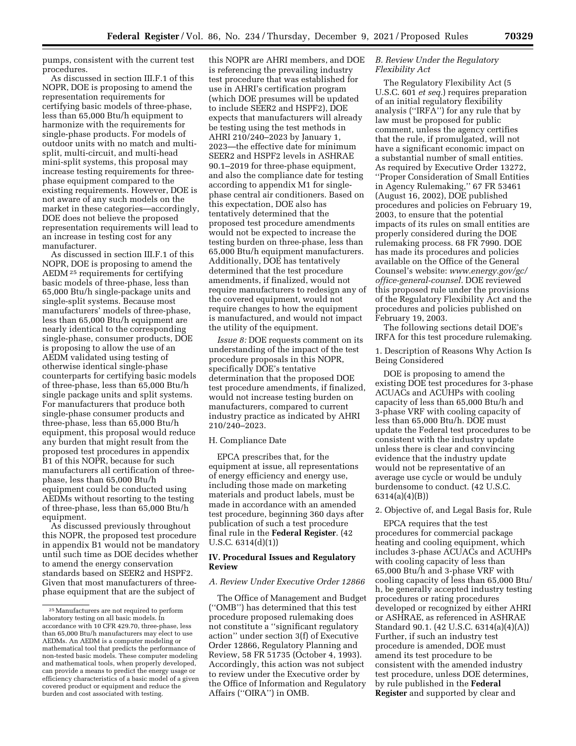pumps, consistent with the current test procedures.

As discussed in section III.F.1 of this NOPR, DOE is proposing to amend the representation requirements for certifying basic models of three-phase, less than 65,000 Btu/h equipment to harmonize with the requirements for single-phase products. For models of outdoor units with no match and multi-split, multi-circuit, and multi-head mini-split systems, this proposal may increase testing requirements for three-phase equipment compared to the existing requirements. However, DOE is not aware of any such models on the market in these categories—accordingly, DOE does not believe the proposed representation requirements will lead to an increase in testing cost for any manufacturer.

As discussed in section III.F.1 of this NOPR, DOE is proposing to amend the AEDM[25] requirements for certifying basic models of three-phase, less than 65,000 Btu/h single-package units and single-split systems. Because most manufacturers' models of three-phase, less than 65,000 Btu/h equipment are nearly identical to the corresponding single-phase, consumer products, DOE is proposing to allow the use of an AEDM validated using testing of otherwise identical single-phase counterparts for certifying basic models of three-phase, less than 65,000 Btu/h single package units and split systems. For manufacturers that produce both single-phase consumer products and three-phase, less than 65,000 Btu/h equipment, this proposal would reduce any burden that might result from the proposed test procedures in appendix B1 of this NOPR, because for such manufacturers all certification of three-phase, less than 65,000 Btu/h equipment could be conducted using AEDMs without resorting to the testing of three-phase, less than 65,000 Btu/h equipment.

As discussed previously throughout this NOPR, the proposed test procedure in appendix B1 would not be mandatory until such time as DOE decides whether to amend the energy conservation standards based on SEER2 and HSPF2. Given that most manufacturers of three-phase equipment that are the subject of this NOPR are AHRI members, and DOE is referencing the prevailing industry test procedure that was established for use in AHRI's certification program (which DOE presumes will be updated to include SEER2 and HSPF2), DOE expects that manufacturers will already be testing using the test methods in AHRI 210/240–2023 by January 1, 2023—the effective date for minimum SEER2 and HSPF2 levels in ASHRAE 90.1–2019 for three-phase equipment, and also the compliance date for testing according to appendix M1 for single-phase central air conditioners. Based on this expectation, DOE also has tentatively determined that the proposed test procedure amendments would not be expected to increase the testing burden on three-phase, less than 65,000 Btu/h equipment manufacturers. Additionally, DOE has tentatively determined that the test procedure amendments, if finalized, would not require manufacturers to redesign any of the covered equipment, would not require changes to how the equipment is manufactured, and would not impact the utility of the equipment.

*Issue 8:* DOE requests comment on its understanding of the impact of the test procedure proposals in this NOPR, specifically DOE's tentative determination that the proposed DOE test procedure amendments, if finalized, would not increase testing burden on manufacturers, compared to current industry practice as indicated by AHRI 210/240–2023.

### H. Compliance Date

EPCA prescribes that, for the equipment at issue, all representations of energy efficiency and energy use, including those made on marketing materials and product labels, must be made in accordance with an amended test procedure, beginning 360 days after publication of such a test procedure final rule in the **Federal Register**. (42 U.S.C. 6314(d)(1))

## IV. Procedural Issues and Regulatory Review

### *A. Review Under Executive Order 12866*

The Office of Management and Budget (''OMB'') has determined that this test procedure proposed rulemaking does not constitute a ''significant regulatory action'' under section 3(f) of Executive Order 12866, Regulatory Planning and Review, 58 FR 51735 (October 4, 1993). Accordingly, this action was not subject to review under the Executive order by the Office of Information and Regulatory Affairs (''OIRA'') in OMB.

### *B. Review Under the Regulatory Flexibility Act*

The Regulatory Flexibility Act (5 U.S.C. 601 *et seq.*) requires preparation of an initial regulatory flexibility analysis (''IRFA'') for any rule that by law must be proposed for public comment, unless the agency certifies that the rule, if promulgated, will not have a significant economic impact on a substantial number of small entities. As required by Executive Order 13272, ''Proper Consideration of Small Entities in Agency Rulemaking,'' 67 FR 53461 (August 16, 2002), DOE published procedures and policies on February 19, 2003, to ensure that the potential impacts of its rules on small entities are properly considered during the DOE rulemaking process. 68 FR 7990. DOE has made its procedures and policies available on the Office of the General Counsel's website: *www.energy.gov/gc/office-general-counsel.* DOE reviewed this proposed rule under the provisions of the Regulatory Flexibility Act and the procedures and policies published on February 19, 2003.

The following sections detail DOE's IRFA for this test procedure rulemaking.

#### 1. Description of Reasons Why Action Is Being Considered

DOE is proposing to amend the existing DOE test procedures for 3-phase ACUACs and ACUHPs with cooling capacity of less than 65,000 Btu/h and 3-phase VRF with cooling capacity of less than 65,000 Btu/h. DOE must update the Federal test procedures to be consistent with the industry update unless there is clear and convincing evidence that the industry update would not be representative of an average use cycle or would be unduly burdensome to conduct. (42 U.S.C. 6314(a)(4)(B))

#### 2. Objective of, and Legal Basis for, Rule

EPCA requires that the test procedures for commercial package heating and cooling equipment, which includes 3-phase ACUACs and ACUHPs with cooling capacity of less than 65,000 Btu/h and 3-phase VRF with cooling capacity of less than 65,000 Btu/h, be generally accepted industry testing procedures or rating procedures developed or recognized by either AHRI or ASHRAE, as referenced in ASHRAE Standard 90.1. (42 U.S.C. 6314(a)(4)(A)) Further, if such an industry test procedure is amended, DOE must amend its test procedure to be consistent with the amended industry test procedure, unless DOE determines, by rule published in the **Federal Register** and supported by clear and

[25] Manufacturers are not required to perform laboratory testing on all basic models. In accordance with 10 CFR 429.70, three-phase, less than 65,000 Btu/h manufacturers may elect to use AEDMs. An AEDM is a computer modeling or mathematical tool that predicts the performance of non-tested basic models. These computer modeling and mathematical tools, when properly developed, can provide a means to predict the energy usage or efficiency characteristics of a basic model of a given covered product or equipment and reduce the burden and cost associated with testing.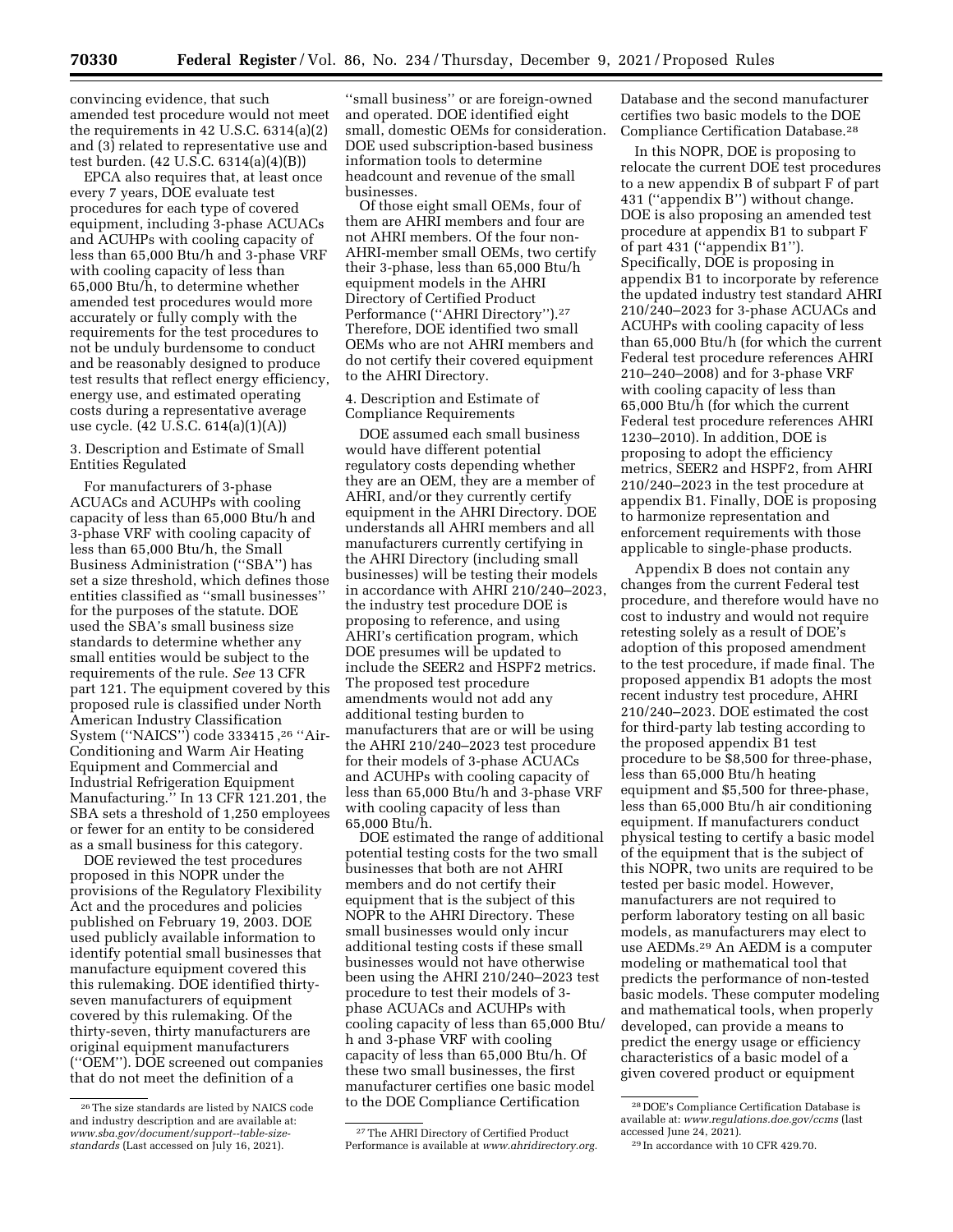convincing evidence, that such amended test procedure would not meet the requirements in 42 U.S.C. 6314(a)(2) and (3) related to representative use and test burden. (42 U.S.C. 6314(a)(4)(B))

EPCA also requires that, at least once every 7 years, DOE evaluate test procedures for each type of covered equipment, including 3-phase ACUACs and ACUHPs with cooling capacity of less than 65,000 Btu/h and 3-phase VRF with cooling capacity of less than 65,000 Btu/h, to determine whether amended test procedures would more accurately or fully comply with the requirements for the test procedures to not be unduly burdensome to conduct and be reasonably designed to produce test results that reflect energy efficiency, energy use, and estimated operating costs during a representative average use cycle. (42 U.S.C. 614(a)(1)(A))

3. Description and Estimate of Small Entities Regulated

For manufacturers of 3-phase ACUACs and ACUHPs with cooling capacity of less than 65,000 Btu/h and 3-phase VRF with cooling capacity of less than 65,000 Btu/h, the Small Business Administration (''SBA'') has set a size threshold, which defines those entities classified as ''small businesses'' for the purposes of the statute. DOE used the SBA's small business size standards to determine whether any small entities would be subject to the requirements of the rule. *See* 13 CFR part 121. The equipment covered by this proposed rule is classified under North American Industry Classification System (''NAICS'') code 333415 ,[26] ''Air-Conditioning and Warm Air Heating Equipment and Commercial and Industrial Refrigeration Equipment Manufacturing.'' In 13 CFR 121.201, the SBA sets a threshold of 1,250 employees or fewer for an entity to be considered as a small business for this category.

DOE reviewed the test procedures proposed in this NOPR under the provisions of the Regulatory Flexibility Act and the procedures and policies published on February 19, 2003. DOE used publicly available information to identify potential small businesses that manufacture equipment covered this this rulemaking. DOE identified thirty-seven manufacturers of equipment covered by this rulemaking. Of the thirty-seven, thirty manufacturers are original equipment manufacturers (''OEM''). DOE screened out companies that do not meet the definition of a ''small business'' or are foreign-owned and operated. DOE identified eight small, domestic OEMs for consideration. DOE used subscription-based business information tools to determine headcount and revenue of the small businesses.

Of those eight small OEMs, four of them are AHRI members and four are not AHRI members. Of the four non-AHRI-member small OEMs, two certify their 3-phase, less than 65,000 Btu/h equipment models in the AHRI Directory of Certified Product Performance (''AHRI Directory'').[27] Therefore, DOE identified two small OEMs who are not AHRI members and do not certify their covered equipment to the AHRI Directory.

4. Description and Estimate of Compliance Requirements

DOE assumed each small business would have different potential regulatory costs depending whether they are an OEM, they are a member of AHRI, and/or they currently certify equipment in the AHRI Directory. DOE understands all AHRI members and all manufacturers currently certifying in the AHRI Directory (including small businesses) will be testing their models in accordance with AHRI 210/240–2023, the industry test procedure DOE is proposing to reference, and using AHRI's certification program, which DOE presumes will be updated to include the SEER2 and HSPF2 metrics. The proposed test procedure amendments would not add any additional testing burden to manufacturers that are or will be using the AHRI 210/240–2023 test procedure for their models of 3-phase ACUACs and ACUHPs with cooling capacity of less than 65,000 Btu/h and 3-phase VRF with cooling capacity of less than 65,000 Btu/h.

DOE estimated the range of additional potential testing costs for the two small businesses that both are not AHRI members and do not certify their equipment that is the subject of this NOPR to the AHRI Directory. These small businesses would only incur additional testing costs if these small businesses would not have otherwise been using the AHRI 210/240–2023 test procedure to test their models of 3-phase ACUACs and ACUHPs with cooling capacity of less than 65,000 Btu/h and 3-phase VRF with cooling capacity of less than 65,000 Btu/h. Of these two small businesses, the first manufacturer certifies one basic model to the DOE Compliance Certification Database and the second manufacturer certifies two basic models to the DOE Compliance Certification Database.[28]

In this NOPR, DOE is proposing to relocate the current DOE test procedures to a new appendix B of subpart F of part 431 (''appendix B'') without change. DOE is also proposing an amended test procedure at appendix B1 to subpart F of part 431 (''appendix B1''). Specifically, DOE is proposing in appendix B1 to incorporate by reference the updated industry test standard AHRI 210/240–2023 for 3-phase ACUACs and ACUHPs with cooling capacity of less than 65,000 Btu/h (for which the current Federal test procedure references AHRI 210–240–2008) and for 3-phase VRF with cooling capacity of less than 65,000 Btu/h (for which the current Federal test procedure references AHRI 1230–2010). In addition, DOE is proposing to adopt the efficiency metrics, SEER2 and HSPF2, from AHRI 210/240–2023 in the test procedure at appendix B1. Finally, DOE is proposing to harmonize representation and enforcement requirements with those applicable to single-phase products.

Appendix B does not contain any changes from the current Federal test procedure, and therefore would have no cost to industry and would not require retesting solely as a result of DOE's adoption of this proposed amendment to the test procedure, if made final. The proposed appendix B1 adopts the most recent industry test procedure, AHRI 210/240–2023. DOE estimated the cost for third-party lab testing according to the proposed appendix B1 test procedure to be $8,500 for three-phase, less than 65,000 Btu/h heating equipment and $5,500 for three-phase, less than 65,000 Btu/h air conditioning equipment. If manufacturers conduct physical testing to certify a basic model of the equipment that is the subject of this NOPR, two units are required to be tested per basic model. However, manufacturers are not required to perform laboratory testing on all basic models, as manufacturers may elect to use AEDMs.[29] An AEDM is a computer modeling or mathematical tool that predicts the performance of non-tested basic models. These computer modeling and mathematical tools, when properly developed, can provide a means to predict the energy usage or efficiency characteristics of a basic model of a given covered product or equipment

[26] The size standards are listed by NAICS code and industry description and are available at: *www.sba.gov/document/support--table-size-standards* (Last accessed on July 16, 2021).

[27] The AHRI Directory of Certified Product Performance is available at *www.ahridirectory.org.*

[28] DOE's Compliance Certification Database is available at: *www.regulations.doe.gov/ccms* (last accessed June 24, 2021).

[29] In accordance with 10 CFR 429.70.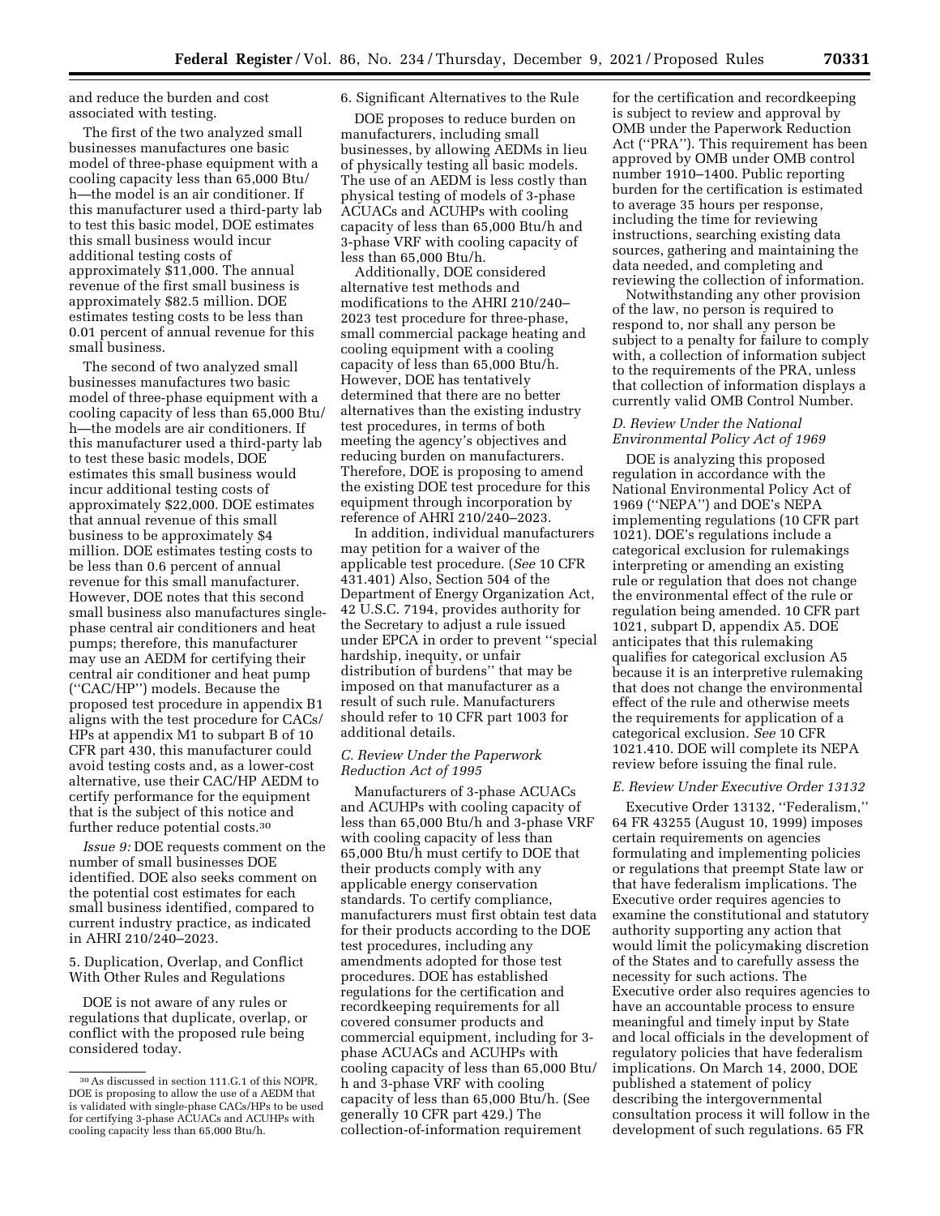and reduce the burden and cost associated with testing.

The first of the two analyzed small businesses manufactures one basic model of three-phase equipment with a cooling capacity less than 65,000 Btu/h—the model is an air conditioner. If this manufacturer used a third-party lab to test this basic model, DOE estimates this small business would incur additional testing costs of approximately $11,000. The annual revenue of the first small business is approximately $82.5 million. DOE estimates testing costs to be less than 0.01 percent of annual revenue for this small business.

The second of two analyzed small businesses manufactures two basic model of three-phase equipment with a cooling capacity of less than 65,000 Btu/h—the models are air conditioners. If this manufacturer used a third-party lab to test these basic models, DOE estimates this small business would incur additional testing costs of approximately $22,000. DOE estimates that annual revenue of this small business to be approximately $4 million. DOE estimates testing costs to be less than 0.6 percent of annual revenue for this small manufacturer. However, DOE notes that this second small business also manufactures single-phase central air conditioners and heat pumps; therefore, this manufacturer may use an AEDM for certifying their central air conditioner and heat pump (''CAC/HP'') models. Because the proposed test procedure in appendix B1 aligns with the test procedure for CACs/HPs at appendix M1 to subpart B of 10 CFR part 430, this manufacturer could avoid testing costs and, as a lower-cost alternative, use their CAC/HP AEDM to certify performance for the equipment that is the subject of this notice and further reduce potential costs.[30]

*Issue 9:* DOE requests comment on the number of small businesses DOE identified. DOE also seeks comment on the potential cost estimates for each small business identified, compared to current industry practice, as indicated in AHRI 210/240–2023.

5. Duplication, Overlap, and Conflict With Other Rules and Regulations

DOE is not aware of any rules or regulations that duplicate, overlap, or conflict with the proposed rule being considered today.

6. Significant Alternatives to the Rule

DOE proposes to reduce burden on manufacturers, including small businesses, by allowing AEDMs in lieu of physically testing all basic models. The use of an AEDM is less costly than physical testing of models of 3-phase ACUACs and ACUHPs with cooling capacity of less than 65,000 Btu/h and 3-phase VRF with cooling capacity of less than 65,000 Btu/h.

Additionally, DOE considered alternative test methods and modifications to the AHRI 210/240–2023 test procedure for three-phase, small commercial package heating and cooling equipment with a cooling capacity of less than 65,000 Btu/h. However, DOE has tentatively determined that there are no better alternatives than the existing industry test procedures, in terms of both meeting the agency's objectives and reducing burden on manufacturers. Therefore, DOE is proposing to amend the existing DOE test procedure for this equipment through incorporation by reference of AHRI 210/240–2023.

In addition, individual manufacturers may petition for a waiver of the applicable test procedure. (*See* 10 CFR 431.401) Also, Section 504 of the Department of Energy Organization Act, 42 U.S.C. 7194, provides authority for the Secretary to adjust a rule issued under EPCA in order to prevent ''special hardship, inequity, or unfair distribution of burdens'' that may be imposed on that manufacturer as a result of such rule. Manufacturers should refer to 10 CFR part 1003 for additional details.

### *C. Review Under the Paperwork Reduction Act of 1995*

Manufacturers of 3-phase ACUACs and ACUHPs with cooling capacity of less than 65,000 Btu/h and 3-phase VRF with cooling capacity of less than 65,000 Btu/h must certify to DOE that their products comply with any applicable energy conservation standards. To certify compliance, manufacturers must first obtain test data for their products according to the DOE test procedures, including any amendments adopted for those test procedures. DOE has established regulations for the certification and recordkeeping requirements for all covered consumer products and commercial equipment, including for 3-phase ACUACs and ACUHPs with cooling capacity of less than 65,000 Btu/h and 3-phase VRF with cooling capacity of less than 65,000 Btu/h. (See generally 10 CFR part 429.) The collection-of-information requirement for the certification and recordkeeping is subject to review and approval by OMB under the Paperwork Reduction Act (''PRA''). This requirement has been approved by OMB under OMB control number 1910–1400. Public reporting burden for the certification is estimated to average 35 hours per response, including the time for reviewing instructions, searching existing data sources, gathering and maintaining the data needed, and completing and reviewing the collection of information.

Notwithstanding any other provision of the law, no person is required to respond to, nor shall any person be subject to a penalty for failure to comply with, a collection of information subject to the requirements of the PRA, unless that collection of information displays a currently valid OMB Control Number.

### *D. Review Under the National Environmental Policy Act of 1969*

DOE is analyzing this proposed regulation in accordance with the National Environmental Policy Act of 1969 (''NEPA'') and DOE's NEPA implementing regulations (10 CFR part 1021). DOE's regulations include a categorical exclusion for rulemakings interpreting or amending an existing rule or regulation that does not change the environmental effect of the rule or regulation being amended. 10 CFR part 1021, subpart D, appendix A5. DOE anticipates that this rulemaking qualifies for categorical exclusion A5 because it is an interpretive rulemaking that does not change the environmental effect of the rule and otherwise meets the requirements for application of a categorical exclusion. *See* 10 CFR 1021.410. DOE will complete its NEPA review before issuing the final rule.

### *E. Review Under Executive Order 13132*

Executive Order 13132, ''Federalism,'' 64 FR 43255 (August 10, 1999) imposes certain requirements on agencies formulating and implementing policies or regulations that preempt State law or that have federalism implications. The Executive order requires agencies to examine the constitutional and statutory authority supporting any action that would limit the policymaking discretion of the States and to carefully assess the necessity for such actions. The Executive order also requires agencies to have an accountable process to ensure meaningful and timely input by State and local officials in the development of regulatory policies that have federalism implications. On March 14, 2000, DOE published a statement of policy describing the intergovernmental consultation process it will follow in the development of such regulations. 65 FR

[30] As discussed in section 111.G.1 of this NOPR, DOE is proposing to allow the use of a AEDM that is validated with single-phase CACs/HPs to be used for certifying 3-phase ACUACs and ACUHPs with cooling capacity less than 65,000 Btu/h.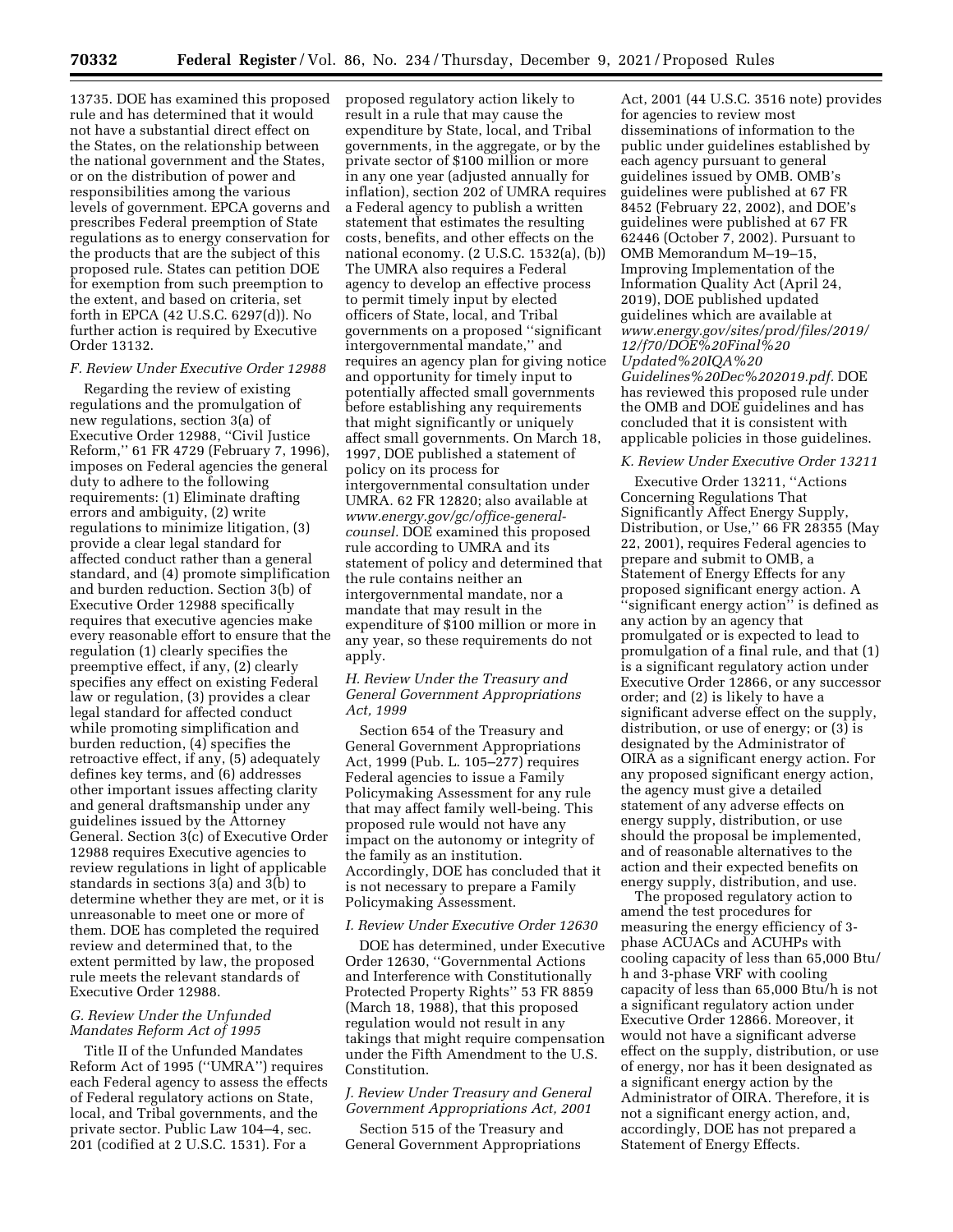13735. DOE has examined this proposed rule and has determined that it would not have a substantial direct effect on the States, on the relationship between the national government and the States, or on the distribution of power and responsibilities among the various levels of government. EPCA governs and prescribes Federal preemption of State regulations as to energy conservation for the products that are the subject of this proposed rule. States can petition DOE for exemption from such preemption to the extent, and based on criteria, set forth in EPCA (42 U.S.C. 6297(d)). No further action is required by Executive Order 13132.

### *F. Review Under Executive Order 12988*

Regarding the review of existing regulations and the promulgation of new regulations, section 3(a) of Executive Order 12988, ''Civil Justice Reform,'' 61 FR 4729 (February 7, 1996), imposes on Federal agencies the general duty to adhere to the following requirements: (1) Eliminate drafting errors and ambiguity, (2) write regulations to minimize litigation, (3) provide a clear legal standard for affected conduct rather than a general standard, and (4) promote simplification and burden reduction. Section 3(b) of Executive Order 12988 specifically requires that executive agencies make every reasonable effort to ensure that the regulation (1) clearly specifies the preemptive effect, if any, (2) clearly specifies any effect on existing Federal law or regulation, (3) provides a clear legal standard for affected conduct while promoting simplification and burden reduction, (4) specifies the retroactive effect, if any, (5) adequately defines key terms, and (6) addresses other important issues affecting clarity and general draftsmanship under any guidelines issued by the Attorney General. Section 3(c) of Executive Order 12988 requires Executive agencies to review regulations in light of applicable standards in sections 3(a) and 3(b) to determine whether they are met, or it is unreasonable to meet one or more of them. DOE has completed the required review and determined that, to the extent permitted by law, the proposed rule meets the relevant standards of Executive Order 12988.

### *G. Review Under the Unfunded Mandates Reform Act of 1995*

Title II of the Unfunded Mandates Reform Act of 1995 (''UMRA'') requires each Federal agency to assess the effects of Federal regulatory actions on State, local, and Tribal governments, and the private sector. Public Law 104–4, sec. 201 (codified at 2 U.S.C. 1531). For a proposed regulatory action likely to result in a rule that may cause the expenditure by State, local, and Tribal governments, in the aggregate, or by the private sector of $100 million or more in any one year (adjusted annually for inflation), section 202 of UMRA requires a Federal agency to publish a written statement that estimates the resulting costs, benefits, and other effects on the national economy. (2 U.S.C. 1532(a), (b)) The UMRA also requires a Federal agency to develop an effective process to permit timely input by elected officers of State, local, and Tribal governments on a proposed ''significant intergovernmental mandate,'' and requires an agency plan for giving notice and opportunity for timely input to potentially affected small governments before establishing any requirements that might significantly or uniquely affect small governments. On March 18, 1997, DOE published a statement of policy on its process for intergovernmental consultation under UMRA. 62 FR 12820; also available at *www.energy.gov/gc/office-general-counsel.* DOE examined this proposed rule according to UMRA and its statement of policy and determined that the rule contains neither an intergovernmental mandate, nor a mandate that may result in the expenditure of $100 million or more in any year, so these requirements do not apply.

### *H. Review Under the Treasury and General Government Appropriations Act, 1999*

Section 654 of the Treasury and General Government Appropriations Act, 1999 (Pub. L. 105–277) requires Federal agencies to issue a Family Policymaking Assessment for any rule that may affect family well-being. This proposed rule would not have any impact on the autonomy or integrity of the family as an institution. Accordingly, DOE has concluded that it is not necessary to prepare a Family Policymaking Assessment.

### *I. Review Under Executive Order 12630*

DOE has determined, under Executive Order 12630, ''Governmental Actions and Interference with Constitutionally Protected Property Rights'' 53 FR 8859 (March 18, 1988), that this proposed regulation would not result in any takings that might require compensation under the Fifth Amendment to the U.S. Constitution.

### *J. Review Under Treasury and General Government Appropriations Act, 2001*

Section 515 of the Treasury and General Government Appropriations Act, 2001 (44 U.S.C. 3516 note) provides for agencies to review most disseminations of information to the public under guidelines established by each agency pursuant to general guidelines issued by OMB. OMB's guidelines were published at 67 FR 8452 (February 22, 2002), and DOE's guidelines were published at 67 FR 62446 (October 7, 2002). Pursuant to OMB Memorandum M–19–15, Improving Implementation of the Information Quality Act (April 24, 2019), DOE published updated guidelines which are available at *www.energy.gov/sites/prod/files/2019/12/f70/DOE%20Final%20Updated%20IQA%20Guidelines%20Dec%202019.pdf.* DOE has reviewed this proposed rule under the OMB and DOE guidelines and has concluded that it is consistent with applicable policies in those guidelines.

### *K. Review Under Executive Order 13211*

Executive Order 13211, ''Actions Concerning Regulations That Significantly Affect Energy Supply, Distribution, or Use,'' 66 FR 28355 (May 22, 2001), requires Federal agencies to prepare and submit to OMB, a Statement of Energy Effects for any proposed significant energy action. A ''significant energy action'' is defined as any action by an agency that promulgated or is expected to lead to promulgation of a final rule, and that (1) is a significant regulatory action under Executive Order 12866, or any successor order; and (2) is likely to have a significant adverse effect on the supply, distribution, or use of energy; or (3) is designated by the Administrator of OIRA as a significant energy action. For any proposed significant energy action, the agency must give a detailed statement of any adverse effects on energy supply, distribution, or use should the proposal be implemented, and of reasonable alternatives to the action and their expected benefits on energy supply, distribution, and use.

The proposed regulatory action to amend the test procedures for measuring the energy efficiency of 3-phase ACUACs and ACUHPs with cooling capacity of less than 65,000 Btu/h and 3-phase VRF with cooling capacity of less than 65,000 Btu/h is not a significant regulatory action under Executive Order 12866. Moreover, it would not have a significant adverse effect on the supply, distribution, or use of energy, nor has it been designated as a significant energy action by the Administrator of OIRA. Therefore, it is not a significant energy action, and, accordingly, DOE has not prepared a Statement of Energy Effects.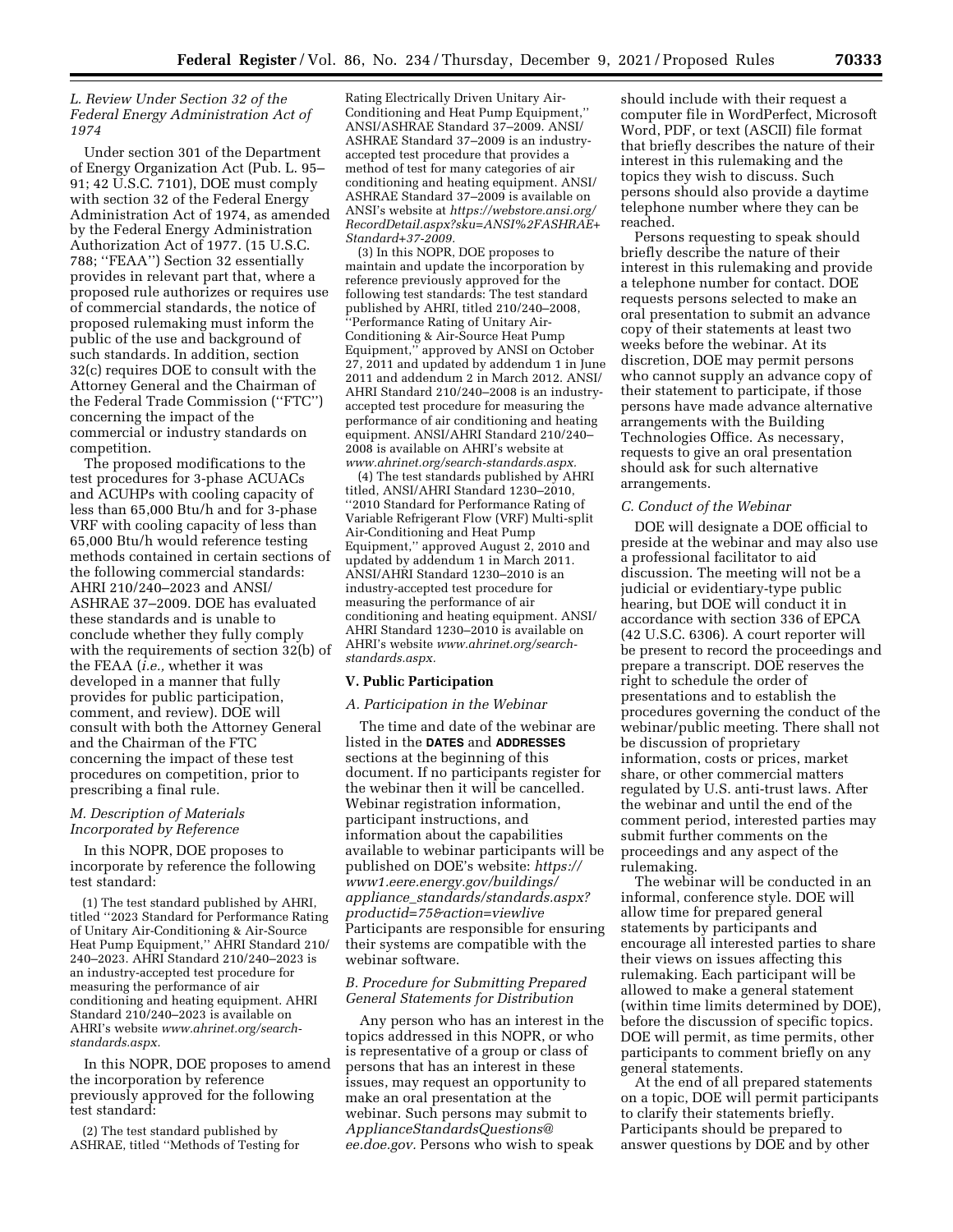### L. Review Under Section 32 of the Federal Energy Administration Act of 1974

Under section 301 of the Department of Energy Organization Act (Pub. L. 95–91; 42 U.S.C. 7101), DOE must comply with section 32 of the Federal Energy Administration Act of 1974, as amended by the Federal Energy Administration Authorization Act of 1977. (15 U.S.C. 788; ''FEAA'') Section 32 essentially provides in relevant part that, where a proposed rule authorizes or requires use of commercial standards, the notice of proposed rulemaking must inform the public of the use and background of such standards. In addition, section 32(c) requires DOE to consult with the Attorney General and the Chairman of the Federal Trade Commission (''FTC'') concerning the impact of the commercial or industry standards on competition.

The proposed modifications to the test procedures for 3-phase ACUACs and ACUHPs with cooling capacity of less than 65,000 Btu/h and for 3-phase VRF with cooling capacity of less than 65,000 Btu/h would reference testing methods contained in certain sections of the following commercial standards: AHRI 210/240–2023 and ANSI/ASHRAE 37–2009. DOE has evaluated these standards and is unable to conclude whether they fully comply with the requirements of section 32(b) of the FEAA (*i.e.,* whether it was developed in a manner that fully provides for public participation, comment, and review). DOE will consult with both the Attorney General and the Chairman of the FTC concerning the impact of these test procedures on competition, prior to prescribing a final rule.

### M. Description of Materials Incorporated by Reference

In this NOPR, DOE proposes to incorporate by reference the following test standard:

(1) The test standard published by AHRI, titled ''2023 Standard for Performance Rating of Unitary Air-Conditioning & Air-Source Heat Pump Equipment,'' AHRI Standard 210/240–2023. AHRI Standard 210/240–2023 is an industry-accepted test procedure for measuring the performance of air conditioning and heating equipment. AHRI Standard 210/240–2023 is available on AHRI's website *www.ahrinet.org/search-standards.aspx.*

In this NOPR, DOE proposes to amend the incorporation by reference previously approved for the following test standard:

(2) The test standard published by ASHRAE, titled ''Methods of Testing for Rating Electrically Driven Unitary Air-Conditioning and Heat Pump Equipment,'' ANSI/ASHRAE Standard 37–2009. ANSI/ASHRAE Standard 37–2009 is an industry-accepted test procedure that provides a method of test for many categories of air conditioning and heating equipment. ANSI/ASHRAE Standard 37–2009 is available on ANSI's website at *https://webstore.ansi.org/RecordDetail.aspx?sku=ANSI%2FASHRAE+Standard+37-2009.*

(3) In this NOPR, DOE proposes to maintain and update the incorporation by reference previously approved for the following test standards: The test standard published by AHRI, titled 210/240–2008, ''Performance Rating of Unitary Air-Conditioning & Air-Source Heat Pump Equipment,'' approved by ANSI on October 27, 2011 and updated by addendum 1 in June 2011 and addendum 2 in March 2012. ANSI/AHRI Standard 210/240–2008 is an industry-accepted test procedure for measuring the performance of air conditioning and heating equipment. ANSI/AHRI Standard 210/240–2008 is available on AHRI's website at *www.ahrinet.org/search-standards.aspx.*

(4) The test standards published by AHRI titled, ANSI/AHRI Standard 1230–2010, ''2010 Standard for Performance Rating of Variable Refrigerant Flow (VRF) Multi-split Air-Conditioning and Heat Pump Equipment,'' approved August 2, 2010 and updated by addendum 1 in March 2011. ANSI/AHRI Standard 1230–2010 is an industry-accepted test procedure for measuring the performance of air conditioning and heating equipment. ANSI/AHRI Standard 1230–2010 is available on AHRI's website *www.ahrinet.org/search-standards.aspx.*

## V. Public Participation

### A. Participation in the Webinar

The time and date of the webinar are listed in the **DATES** and **ADDRESSES** sections at the beginning of this document. If no participants register for the webinar then it will be cancelled. Webinar registration information, participant instructions, and information about the capabilities available to webinar participants will be published on DOE's website: *https://www1.eere.energy.gov/buildings/appliance_standards/standards.aspx?productid=75&action=viewlive* Participants are responsible for ensuring their systems are compatible with the webinar software.

### B. Procedure for Submitting Prepared General Statements for Distribution

Any person who has an interest in the topics addressed in this NOPR, or who is representative of a group or class of persons that has an interest in these issues, may request an opportunity to make an oral presentation at the webinar. Such persons may submit to *ApplianceStandardsQuestions@ee.doe.gov.* Persons who wish to speak should include with their request a computer file in WordPerfect, Microsoft Word, PDF, or text (ASCII) file format that briefly describes the nature of their interest in this rulemaking and the topics they wish to discuss. Such persons should also provide a daytime telephone number where they can be reached.

Persons requesting to speak should briefly describe the nature of their interest in this rulemaking and provide a telephone number for contact. DOE requests persons selected to make an oral presentation to submit an advance copy of their statements at least two weeks before the webinar. At its discretion, DOE may permit persons who cannot supply an advance copy of their statement to participate, if those persons have made advance alternative arrangements with the Building Technologies Office. As necessary, requests to give an oral presentation should ask for such alternative arrangements.

### C. Conduct of the Webinar

DOE will designate a DOE official to preside at the webinar and may also use a professional facilitator to aid discussion. The meeting will not be a judicial or evidentiary-type public hearing, but DOE will conduct it in accordance with section 336 of EPCA (42 U.S.C. 6306). A court reporter will be present to record the proceedings and prepare a transcript. DOE reserves the right to schedule the order of presentations and to establish the procedures governing the conduct of the webinar/public meeting. There shall not be discussion of proprietary information, costs or prices, market share, or other commercial matters regulated by U.S. anti-trust laws. After the webinar and until the end of the comment period, interested parties may submit further comments on the proceedings and any aspect of the rulemaking.

The webinar will be conducted in an informal, conference style. DOE will allow time for prepared general statements by participants and encourage all interested parties to share their views on issues affecting this rulemaking. Each participant will be allowed to make a general statement (within time limits determined by DOE), before the discussion of specific topics. DOE will permit, as time permits, other participants to comment briefly on any general statements.

At the end of all prepared statements on a topic, DOE will permit participants to clarify their statements briefly. Participants should be prepared to answer questions by DOE and by other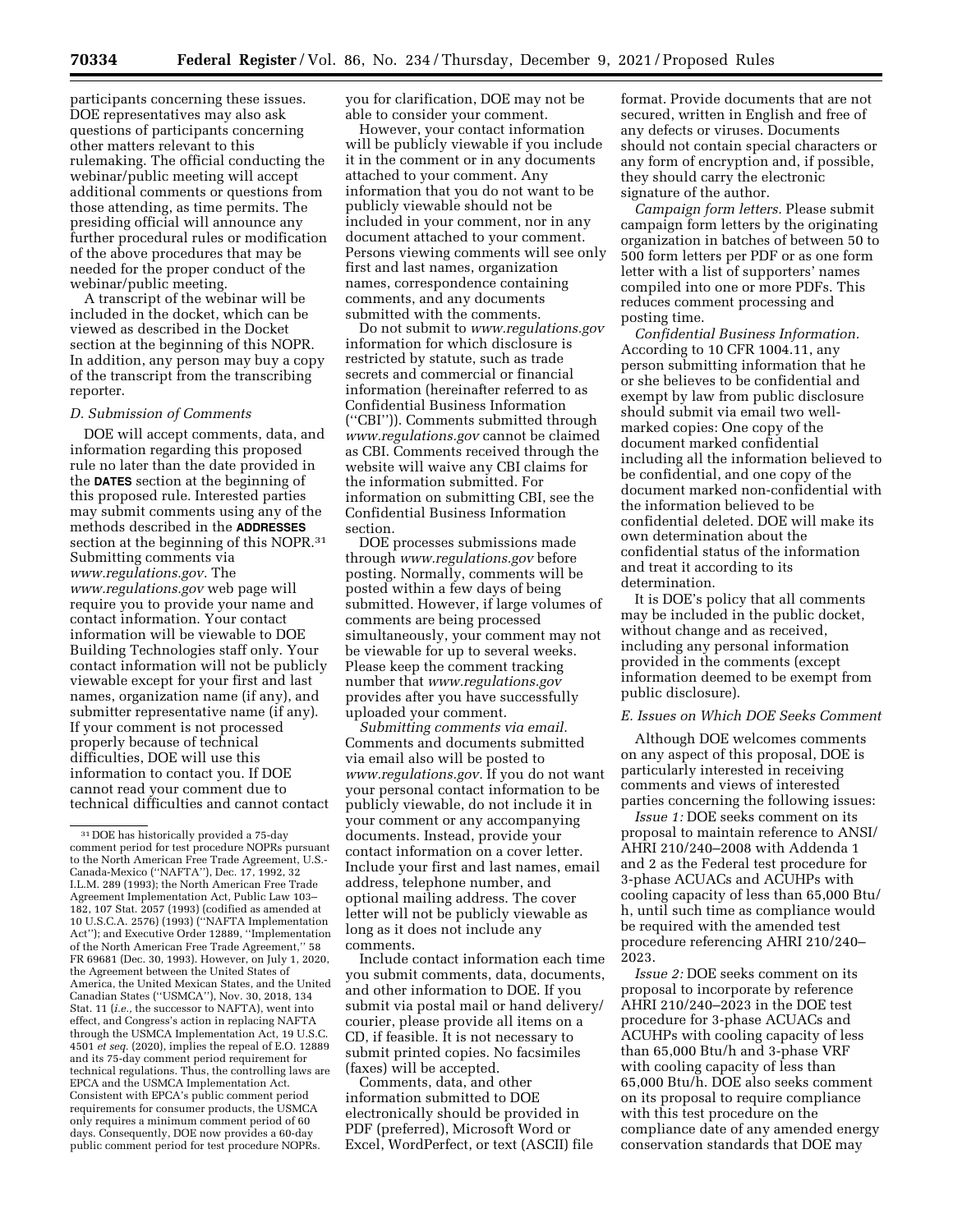participants concerning these issues. DOE representatives may also ask questions of participants concerning other matters relevant to this rulemaking. The official conducting the webinar/public meeting will accept additional comments or questions from those attending, as time permits. The presiding official will announce any further procedural rules or modification of the above procedures that may be needed for the proper conduct of the webinar/public meeting.

A transcript of the webinar will be included in the docket, which can be viewed as described in the Docket section at the beginning of this NOPR. In addition, any person may buy a copy of the transcript from the transcribing reporter.

### *D. Submission of Comments*

DOE will accept comments, data, and information regarding this proposed rule no later than the date provided in the **DATES** section at the beginning of this proposed rule. Interested parties may submit comments using any of the methods described in the **ADDRESSES** section at the beginning of this NOPR.[31] Submitting comments via *www.regulations.gov.* The *www.regulations.gov* web page will require you to provide your name and contact information. Your contact information will be viewable to DOE Building Technologies staff only. Your contact information will not be publicly viewable except for your first and last names, organization name (if any), and submitter representative name (if any). If your comment is not processed properly because of technical difficulties, DOE will use this information to contact you. If DOE cannot read your comment due to technical difficulties and cannot contact you for clarification, DOE may not be able to consider your comment.

However, your contact information will be publicly viewable if you include it in the comment or in any documents attached to your comment. Any information that you do not want to be publicly viewable should not be included in your comment, nor in any document attached to your comment. Persons viewing comments will see only first and last names, organization names, correspondence containing comments, and any documents submitted with the comments.

Do not submit to *www.regulations.gov* information for which disclosure is restricted by statute, such as trade secrets and commercial or financial information (hereinafter referred to as Confidential Business Information (''CBI'')). Comments submitted through *www.regulations.gov* cannot be claimed as CBI. Comments received through the website will waive any CBI claims for the information submitted. For information on submitting CBI, see the Confidential Business Information section.

DOE processes submissions made through *www.regulations.gov* before posting. Normally, comments will be posted within a few days of being submitted. However, if large volumes of comments are being processed simultaneously, your comment may not be viewable for up to several weeks. Please keep the comment tracking number that *www.regulations.gov* provides after you have successfully uploaded your comment.

*Submitting comments via email.* Comments and documents submitted via email also will be posted to *www.regulations.gov.* If you do not want your personal contact information to be publicly viewable, do not include it in your comment or any accompanying documents. Instead, provide your contact information on a cover letter. Include your first and last names, email address, telephone number, and optional mailing address. The cover letter will not be publicly viewable as long as it does not include any comments.

Include contact information each time you submit comments, data, documents, and other information to DOE. If you submit via postal mail or hand delivery/courier, please provide all items on a CD, if feasible. It is not necessary to submit printed copies. No facsimiles (faxes) will be accepted.

Comments, data, and other information submitted to DOE electronically should be provided in PDF (preferred), Microsoft Word or Excel, WordPerfect, or text (ASCII) file format. Provide documents that are not secured, written in English and free of any defects or viruses. Documents should not contain special characters or any form of encryption and, if possible, they should carry the electronic signature of the author.

*Campaign form letters.* Please submit campaign form letters by the originating organization in batches of between 50 to 500 form letters per PDF or as one form letter with a list of supporters' names compiled into one or more PDFs. This reduces comment processing and posting time.

*Confidential Business Information.* According to 10 CFR 1004.11, any person submitting information that he or she believes to be confidential and exempt by law from public disclosure should submit via email two well-marked copies: One copy of the document marked confidential including all the information believed to be confidential, and one copy of the document marked non-confidential with the information believed to be confidential deleted. DOE will make its own determination about the confidential status of the information and treat it according to its determination.

It is DOE's policy that all comments may be included in the public docket, without change and as received, including any personal information provided in the comments (except information deemed to be exempt from public disclosure).

### *E. Issues on Which DOE Seeks Comment*

Although DOE welcomes comments on any aspect of this proposal, DOE is particularly interested in receiving comments and views of interested parties concerning the following issues:

*Issue 1:* DOE seeks comment on its proposal to maintain reference to ANSI/AHRI 210/240–2008 with Addenda 1 and 2 as the Federal test procedure for 3-phase ACUACs and ACUHPs with cooling capacity of less than 65,000 Btu/h, until such time as compliance would be required with the amended test procedure referencing AHRI 210/240–2023.

*Issue 2:* DOE seeks comment on its proposal to incorporate by reference AHRI 210/240–2023 in the DOE test procedure for 3-phase ACUACs and ACUHPs with cooling capacity of less than 65,000 Btu/h and 3-phase VRF with cooling capacity of less than 65,000 Btu/h. DOE also seeks comment on its proposal to require compliance with this test procedure on the compliance date of any amended energy conservation standards that DOE may

---

[31] DOE has historically provided a 75-day comment period for test procedure NOPRs pursuant to the North American Free Trade Agreement, U.S.-Canada-Mexico (''NAFTA''), Dec. 17, 1992, 32 I.L.M. 289 (1993); the North American Free Trade Agreement Implementation Act, Public Law 103–182, 107 Stat. 2057 (1993) (codified as amended at 10 U.S.C.A. 2576) (1993) (''NAFTA Implementation Act''); and Executive Order 12889, ''Implementation of the North American Free Trade Agreement,'' 58 FR 69681 (Dec. 30, 1993). However, on July 1, 2020, the Agreement between the United States of America, the United Mexican States, and the United Canadian States (''USMCA''), Nov. 30, 2018, 134 Stat. 11 (*i.e.,* the successor to NAFTA), went into effect, and Congress's action in replacing NAFTA through the USMCA Implementation Act, 19 U.S.C. 4501 *et seq.* (2020), implies the repeal of E.O. 12889 and its 75-day comment period requirement for technical regulations. Thus, the controlling laws are EPCA and the USMCA Implementation Act. Consistent with EPCA's public comment period requirements for consumer products, the USMCA only requires a minimum comment period of 60 days. Consequently, DOE now provides a 60-day public comment period for test procedure NOPRs.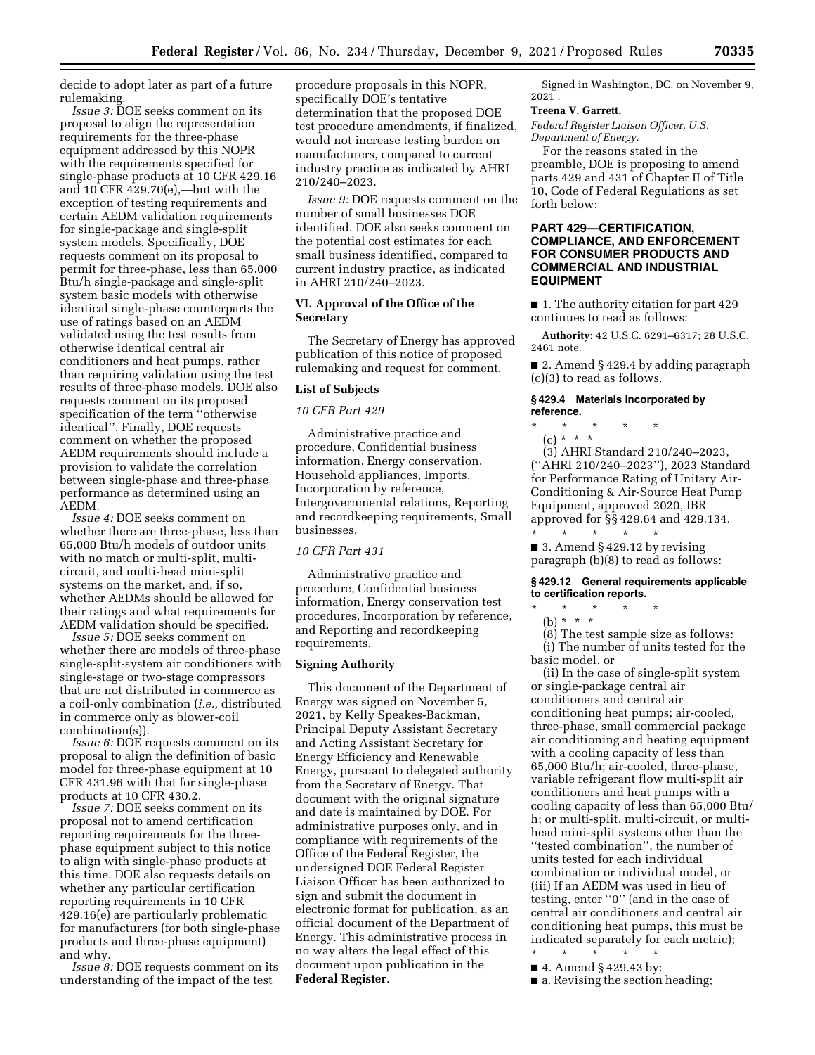decide to adopt later as part of a future rulemaking.

*Issue 3:* DOE seeks comment on its proposal to align the representation requirements for the three-phase equipment addressed by this NOPR with the requirements specified for single-phase products at 10 CFR 429.16 and 10 CFR 429.70(e),—but with the exception of testing requirements and certain AEDM validation requirements for single-package and single-split system models. Specifically, DOE requests comment on its proposal to permit for three-phase, less than 65,000 Btu/h single-package and single-split system basic models with otherwise identical single-phase counterparts the use of ratings based on an AEDM validated using the test results from otherwise identical central air conditioners and heat pumps, rather than requiring validation using the test results of three-phase models. DOE also requests comment on its proposed specification of the term ''otherwise identical''. Finally, DOE requests comment on whether the proposed AEDM requirements should include a provision to validate the correlation between single-phase and three-phase performance as determined using an AEDM.

*Issue 4:* DOE seeks comment on whether there are three-phase, less than 65,000 Btu/h models of outdoor units with no match or multi-split, multi-circuit, and multi-head mini-split systems on the market, and, if so, whether AEDMs should be allowed for their ratings and what requirements for AEDM validation should be specified.

*Issue 5:* DOE seeks comment on whether there are models of three-phase single-split-system air conditioners with single-stage or two-stage compressors that are not distributed in commerce as a coil-only combination (*i.e.,* distributed in commerce only as blower-coil combination(s)).

*Issue 6:* DOE requests comment on its proposal to align the definition of basic model for three-phase equipment at 10 CFR 431.96 with that for single-phase products at 10 CFR 430.2.

*Issue 7:* DOE seeks comment on its proposal not to amend certification reporting requirements for the three-phase equipment subject to this notice to align with single-phase products at this time. DOE also requests details on whether any particular certification reporting requirements in 10 CFR 429.16(e) are particularly problematic for manufacturers (for both single-phase products and three-phase equipment) and why.

*Issue 8:* DOE requests comment on its understanding of the impact of the test procedure proposals in this NOPR, specifically DOE's tentative determination that the proposed DOE test procedure amendments, if finalized, would not increase testing burden on manufacturers, compared to current industry practice as indicated by AHRI 210/240–2023.

*Issue 9:* DOE requests comment on the number of small businesses DOE identified. DOE also seeks comment on the potential cost estimates for each small business identified, compared to current industry practice, as indicated in AHRI 210/240–2023.

## VI. Approval of the Office of the Secretary

The Secretary of Energy has approved publication of this notice of proposed rulemaking and request for comment.

### List of Subjects

*10 CFR Part 429*

Administrative practice and procedure, Confidential business information, Energy conservation, Household appliances, Imports, Incorporation by reference, Intergovernmental relations, Reporting and recordkeeping requirements, Small businesses.

*10 CFR Part 431*

Administrative practice and procedure, Confidential business information, Energy conservation test procedures, Incorporation by reference, and Reporting and recordkeeping requirements.

### Signing Authority

This document of the Department of Energy was signed on November 5, 2021, by Kelly Speakes-Backman, Principal Deputy Assistant Secretary and Acting Assistant Secretary for Energy Efficiency and Renewable Energy, pursuant to delegated authority from the Secretary of Energy. That document with the original signature and date is maintained by DOE. For administrative purposes only, and in compliance with requirements of the Office of the Federal Register, the undersigned DOE Federal Register Liaison Officer has been authorized to sign and submit the document in electronic format for publication, as an official document of the Department of Energy. This administrative process in no way alters the legal effect of this document upon publication in the **Federal Register**.

Signed in Washington, DC, on November 9, 2021 .

**Treena V. Garrett,**

*Federal Register Liaison Officer, U.S. Department of Energy.*

For the reasons stated in the preamble, DOE is proposing to amend parts 429 and 431 of Chapter II of Title 10, Code of Federal Regulations as set forth below:

## PART 429—CERTIFICATION, COMPLIANCE, AND ENFORCEMENT FOR CONSUMER PRODUCTS AND COMMERCIAL AND INDUSTRIAL EQUIPMENT

■ 1. The authority citation for part 429 continues to read as follows:

**Authority:** 42 U.S.C. 6291–6317; 28 U.S.C. 2461 note.

■ 2. Amend § 429.4 by adding paragraph (c)(3) to read as follows:

### § 429.4 Materials incorporated by reference.

\* \* \* \* \*

(c) \* \* \*

(3) AHRI Standard 210/240–2023, (''AHRI 210/240–2023''), 2023 Standard for Performance Rating of Unitary Air-Conditioning & Air-Source Heat Pump Equipment, approved 2020, IBR approved for §§ 429.64 and 429.134.

\* \* \* \* \*

■ 3. Amend § 429.12 by revising paragraph (b)(8) to read as follows:

### § 429.12 General requirements applicable to certification reports.

\* \* \* \* \*

(b) \* \* \*

(8) The test sample size as follows:

(i) The number of units tested for the basic model, or

(ii) In the case of single-split system or single-package central air conditioners and central air conditioning heat pumps; air-cooled, three-phase, small commercial package air conditioning and heating equipment with a cooling capacity of less than 65,000 Btu/h; air-cooled, three-phase, variable refrigerant flow multi-split air conditioners and heat pumps with a cooling capacity of less than 65,000 Btu/h; or multi-split, multi-circuit, or multi-head mini-split systems other than the ''tested combination'', the number of units tested for each individual combination or individual model, or

(iii) If an AEDM was used in lieu of testing, enter ''0'' (and in the case of central air conditioners and central air conditioning heat pumps, this must be indicated separately for each metric);

\* \* \* \* \*

■ 4. Amend § 429.43 by:

■ a. Revising the section heading;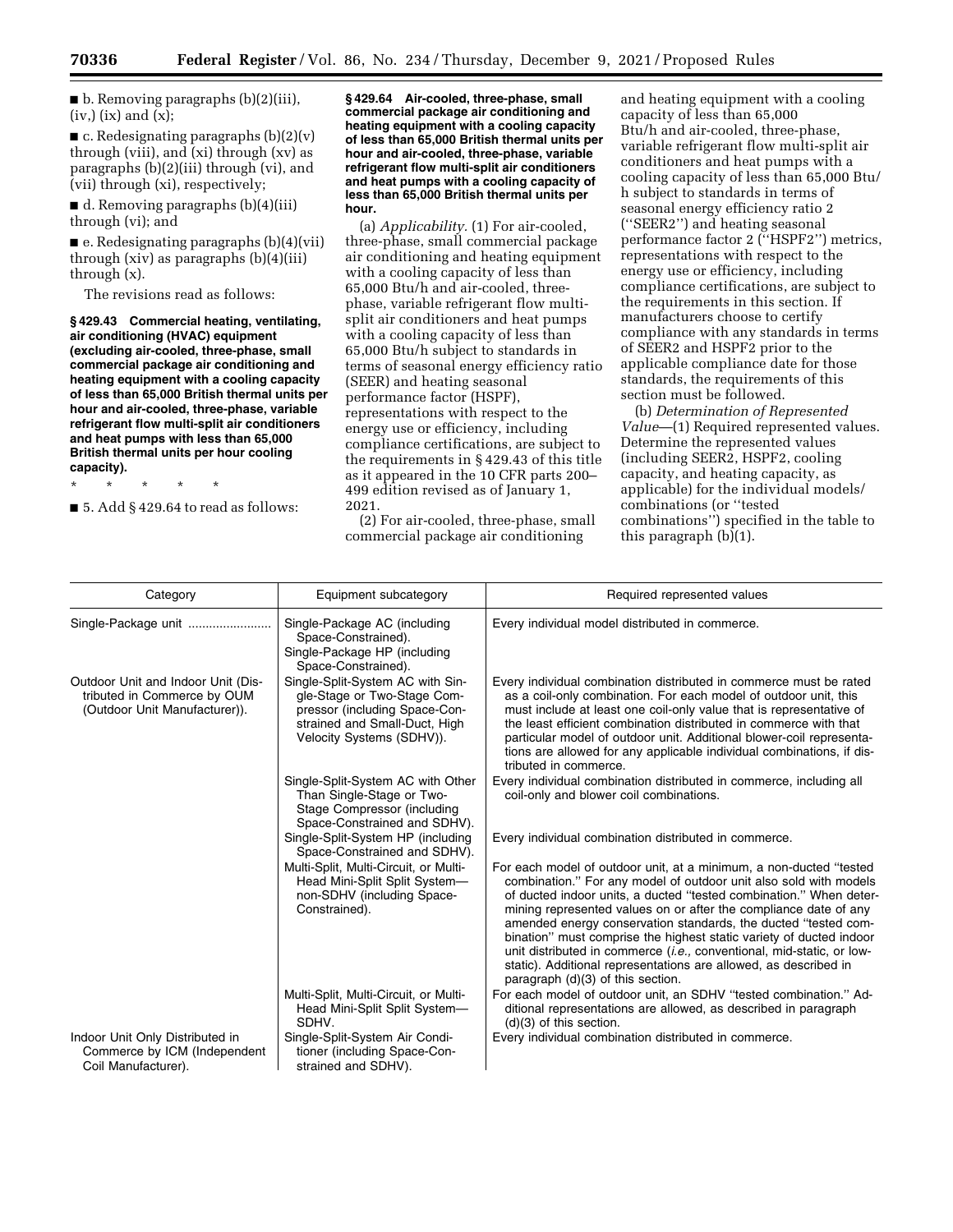■ b. Removing paragraphs (b)(2)(iii), (iv,) (ix) and (x);

■ c. Redesignating paragraphs (b)(2)(v) through (viii), and (xi) through (xv) as paragraphs (b)(2)(iii) through (vi), and (vii) through (xi), respectively;

■ d. Removing paragraphs (b)(4)(iii) through (vi); and

■ e. Redesignating paragraphs (b)(4)(vii) through (xiv) as paragraphs (b)(4)(iii) through (x).

The revisions read as follows:

**§ 429.43 Commercial heating, ventilating, air conditioning (HVAC) equipment (excluding air-cooled, three-phase, small commercial package air conditioning and heating equipment with a cooling capacity of less than 65,000 British thermal units per hour and air-cooled, three-phase, variable refrigerant flow multi-split air conditioners and heat pumps with less than 65,000 British thermal units per hour cooling capacity).**

\* \* \* \* \*

■ 5. Add § 429.64 to read as follows:

**§ 429.64 Air-cooled, three-phase, small commercial package air conditioning and heating equipment with a cooling capacity of less than 65,000 British thermal units per hour and air-cooled, three-phase, variable refrigerant flow multi-split air conditioners and heat pumps with a cooling capacity of less than 65,000 British thermal units per hour.**

(a) *Applicability.* (1) For air-cooled, three-phase, small commercial package air conditioning and heating equipment with a cooling capacity of less than 65,000 Btu/h and air-cooled, three-phase, variable refrigerant flow multi-split air conditioners and heat pumps with a cooling capacity of less than 65,000 Btu/h subject to standards in terms of seasonal energy efficiency ratio (SEER) and heating seasonal performance factor (HSPF), representations with respect to the energy use or efficiency, including compliance certifications, are subject to the requirements in § 429.43 of this title as it appeared in the 10 CFR parts 200–499 edition revised as of January 1, 2021.

(2) For air-cooled, three-phase, small commercial package air conditioning and heating equipment with a cooling capacity of less than 65,000 Btu/h and air-cooled, three-phase, variable refrigerant flow multi-split air conditioners and heat pumps with a cooling capacity of less than 65,000 Btu/h subject to standards in terms of seasonal energy efficiency ratio 2 (''SEER2'') and heating seasonal performance factor 2 (''HSPF2'') metrics, representations with respect to the energy use or efficiency, including compliance certifications, are subject to the requirements in this section. If manufacturers choose to certify compliance with any standards in terms of SEER2 and HSPF2 prior to the applicable compliance date for those standards, the requirements of this section must be followed.

(b) *Determination of Represented Value*—(1) Required represented values. Determine the represented values (including SEER2, HSPF2, cooling capacity, and heating capacity, as applicable) for the individual models/combinations (or ''tested combinations'') specified in the table to this paragraph (b)(1).

| Category | Equipment subcategory | Required represented values |
|---|---|---|
| Single-Package unit | Single-Package AC (including Space-Constrained).<br>Single-Package HP (including Space-Constrained). | Every individual model distributed in commerce. |
| Outdoor Unit and Indoor Unit (Distributed in Commerce by OUM (Outdoor Unit Manufacturer)). | Single-Split-System AC with Single-Stage or Two-Stage Compressor (including Space-Constrained and Small-Duct, High Velocity Systems (SDHV)). | Every individual combination distributed in commerce must be rated as a coil-only combination. For each model of outdoor unit, this must include at least one coil-only value that is representative of the least efficient combination distributed in commerce with that particular model of outdoor unit. Additional blower-coil representations are allowed for any applicable individual combinations, if distributed in commerce. |
| | Single-Split-System AC with Other Than Single-Stage or Two-Stage Compressor (including Space-Constrained and SDHV). | Every individual combination distributed in commerce, including all coil-only and blower coil combinations. |
| | Single-Split-System HP (including Space-Constrained and SDHV). | Every individual combination distributed in commerce. |
| | Multi-Split, Multi-Circuit, or Multi-Head Mini-Split Split System—non-SDHV (including Space-Constrained). | For each model of outdoor unit, at a minimum, a non-ducted ''tested combination.'' For any model of outdoor unit also sold with models of ducted indoor units, a ducted ''tested combination.'' When determining represented values on or after the compliance date of any amended energy conservation standards, the ducted ''tested combination'' must comprise the highest static variety of ducted indoor unit distributed in commerce (*i.e.,* conventional, mid-static, or low-static). Additional representations are allowed, as described in paragraph (d)(3) of this section. |
| | Multi-Split, Multi-Circuit, or Multi-Head Mini-Split Split System—SDHV. | For each model of outdoor unit, an SDHV ''tested combination.'' Additional representations are allowed, as described in paragraph (d)(3) of this section. |
| Indoor Unit Only Distributed in Commerce by ICM (Independent Coil Manufacturer). | Single-Split-System Air Conditioner (including Space-Constrained and SDHV). | Every individual combination distributed in commerce. |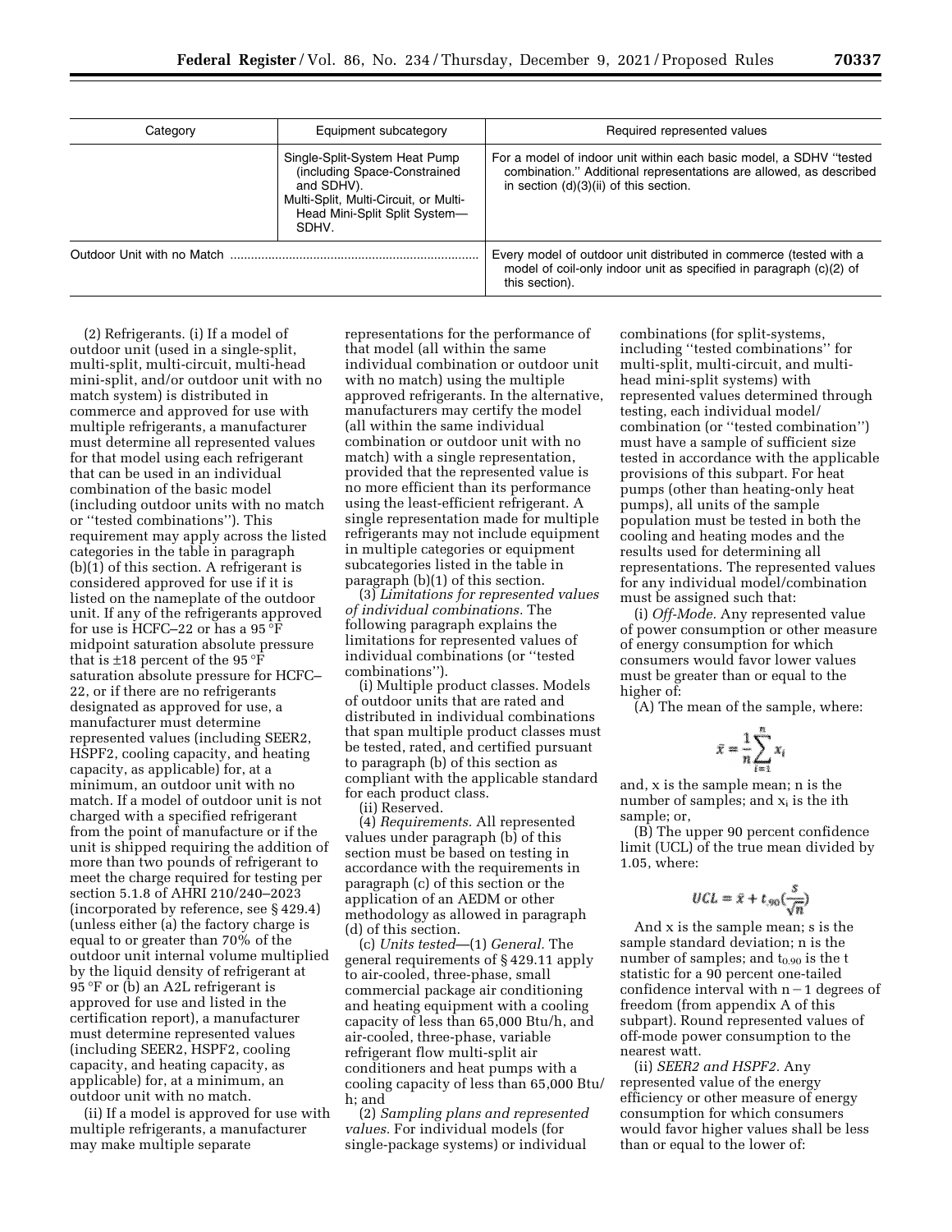| Category | Equipment subcategory | Required represented values |
| --- | --- | --- |
| | Single-Split-System Heat Pump (including Space-Constrained and SDHV). Multi-Split, Multi-Circuit, or Multi-Head Mini-Split Split System—SDHV. | For a model of indoor unit within each basic model, a SDHV "tested combination." Additional representations are allowed, as described in section (d)(3)(ii) of this section. |
| Outdoor Unit with no Match | | Every model of outdoor unit distributed in commerce (tested with a model of coil-only indoor unit as specified in paragraph (c)(2) of this section). |

(2) Refrigerants. (i) If a model of outdoor unit (used in a single-split, multi-split, multi-circuit, multi-head mini-split, and/or outdoor unit with no match system) is distributed in commerce and approved for use with multiple refrigerants, a manufacturer must determine all represented values for that model using each refrigerant that can be used in an individual combination of the basic model (including outdoor units with no match or "tested combinations"). This requirement may apply across the listed categories in the table in paragraph (b)(1) of this section. A refrigerant is considered approved for use if it is listed on the nameplate of the outdoor unit. If any of the refrigerants approved for use is HCFC–22 or has a 95 °F midpoint saturation absolute pressure that is ±18 percent of the 95 °F saturation absolute pressure for HCFC–22, or if there are no refrigerants designated as approved for use, a manufacturer must determine represented values (including SEER2, HSPF2, cooling capacity, and heating capacity, as applicable) for, at a minimum, an outdoor unit with no match. If a model of outdoor unit is not charged with a specified refrigerant from the point of manufacture or if the unit is shipped requiring the addition of more than two pounds of refrigerant to meet the charge required for testing per section 5.1.8 of AHRI 210/240–2023 (incorporated by reference, see § 429.4) (unless either (a) the factory charge is equal to or greater than 70% of the outdoor unit internal volume multiplied by the liquid density of refrigerant at 95 °F or (b) an A2L refrigerant is approved for use and listed in the certification report), a manufacturer must determine represented values (including SEER2, HSPF2, cooling capacity, and heating capacity, as applicable) for, at a minimum, an outdoor unit with no match.

(ii) If a model is approved for use with multiple refrigerants, a manufacturer may make multiple separate representations for the performance of that model (all within the same individual combination or outdoor unit with no match) using the multiple approved refrigerants. In the alternative, manufacturers may certify the model (all within the same individual combination or outdoor unit with no match) with a single representation, provided that the represented value is no more efficient than its performance using the least-efficient refrigerant. A single representation made for multiple refrigerants may not include equipment in multiple categories or equipment subcategories listed in the table in paragraph (b)(1) of this section.

(3) *Limitations for represented values of individual combinations.* The following paragraph explains the limitations for represented values of individual combinations (or "tested combinations").

(i) Multiple product classes. Models of outdoor units that are rated and distributed in individual combinations that span multiple product classes must be tested, rated, and certified pursuant to paragraph (b) of this section as compliant with the applicable standard for each product class.

(ii) Reserved.

(4) *Requirements.* All represented values under paragraph (b) of this section must be based on testing in accordance with the requirements in paragraph (c) of this section or the application of an AEDM or other methodology as allowed in paragraph (d) of this section.

(c) *Units tested*—(1) *General.* The general requirements of § 429.11 apply to air-cooled, three-phase, small commercial package air conditioning and heating equipment with a cooling capacity of less than 65,000 Btu/h, and air-cooled, three-phase, variable refrigerant flow multi-split air conditioners and heat pumps with a cooling capacity of less than 65,000 Btu/h; and

(2) *Sampling plans and represented values.* For individual models (for single-package systems) or individual combinations (for split-systems, including "tested combinations" for multi-split, multi-circuit, and multi-head mini-split systems) with represented values determined through testing, each individual model/combination (or "tested combination") must have a sample of sufficient size tested in accordance with the applicable provisions of this subpart. For heat pumps (other than heating-only heat pumps), all units of the sample population must be tested in both the cooling and heating modes and the results used for determining all representations. The represented values for any individual model/combination must be assigned such that:

(i) *Off-Mode.* Any represented value of power consumption or other measure of energy consumption for which consumers would favor lower values must be greater than or equal to the higher of:

(A) The mean of the sample, where:

$$\bar{x} = \frac{1}{n}\sum_{i=1}^{n} x_i$$

and, x is the sample mean; n is the number of samples; and $x_i$ is the ith sample; or,

(B) The upper 90 percent confidence limit (UCL) of the true mean divided by 1.05, where:

$$UCL = \bar{x} + t_{.90}\left(\frac{s}{\sqrt{n}}\right)$$

And x is the sample mean; s is the sample standard deviation; n is the number of samples; and $t_{0.90}$ is the t statistic for a 90 percent one-tailed confidence interval with n − 1 degrees of freedom (from appendix A of this subpart). Round represented values of off-mode power consumption to the nearest watt.

(ii) *SEER2 and HSPF2.* Any represented value of the energy efficiency or other measure of energy consumption for which consumers would favor higher values shall be less than or equal to the lower of: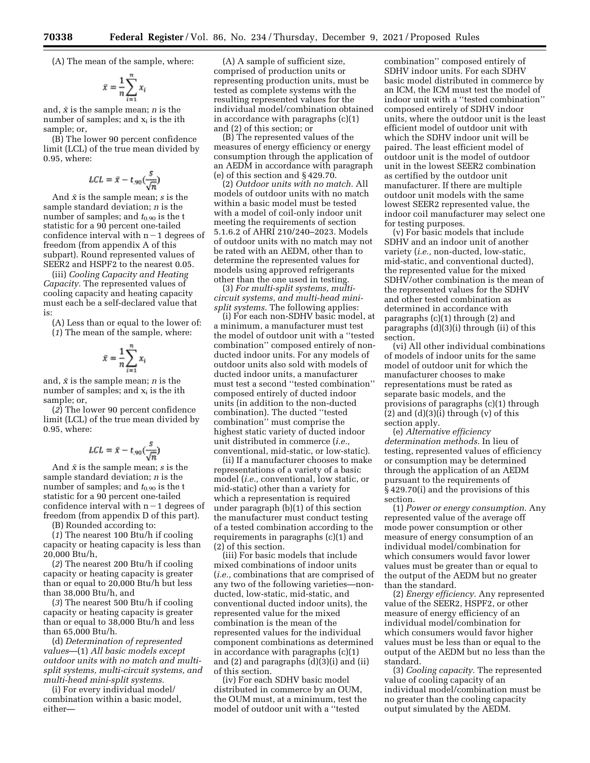(A) The mean of the sample, where:

$$\bar{x} = \frac{1}{n}\sum_{i=1}^{n} x_i$$

and, $\bar{x}$ is the sample mean; $n$ is the number of samples; and $x_i$ is the ith sample; or,

(B) The lower 90 percent confidence limit (LCL) of the true mean divided by 0.95, where:

$$LCL = \bar{x} - t_{.90}\left(\frac{s}{\sqrt{n}}\right)$$

And $\bar{x}$ is the sample mean; $s$ is the sample standard deviation; $n$ is the number of samples; and $t_{0.90}$ is the t statistic for a 90 percent one-tailed confidence interval with $n-1$ degrees of freedom (from appendix A of this subpart). Round represented values of SEER2 and HSPF2 to the nearest 0.05.

(iii) *Cooling Capacity and Heating Capacity.* The represented values of cooling capacity and heating capacity must each be a self-declared value that is:

(A) Less than or equal to the lower of:

(*1*) The mean of the sample, where:

$$\bar{x} = \frac{1}{n}\sum_{i=1}^{n} x_i$$

and, $\bar{x}$ is the sample mean; $n$ is the number of samples; and $x_i$ is the ith sample; or,

(*2*) The lower 90 percent confidence limit (LCL) of the true mean divided by 0.95, where:

$$LCL = \bar{x} - t_{.90}\left(\frac{s}{\sqrt{n}}\right)$$

And $\bar{x}$ is the sample mean; $s$ is the sample standard deviation; $n$ is the number of samples; and $t_{0.90}$ is the t statistic for a 90 percent one-tailed confidence interval with $n-1$ degrees of freedom (from appendix D of this part).

(B) Rounded according to:

(*1*) The nearest 100 Btu/h if cooling capacity or heating capacity is less than 20,000 Btu/h,

(*2*) The nearest 200 Btu/h if cooling capacity or heating capacity is greater than or equal to 20,000 Btu/h but less than 38,000 Btu/h, and

(*3*) The nearest 500 Btu/h if cooling capacity or heating capacity is greater than or equal to 38,000 Btu/h and less than 65,000 Btu/h.

(d) *Determination of represented values*—(1) *All basic models except outdoor units with no match and multi-split systems, multi-circuit systems, and multi-head mini-split systems.*

(i) For every individual model/combination within a basic model, either—

(A) A sample of sufficient size, comprised of production units or representing production units, must be tested as complete systems with the resulting represented values for the individual model/combination obtained in accordance with paragraphs (c)(1) and (2) of this section; or

(B) The represented values of the measures of energy efficiency or energy consumption through the application of an AEDM in accordance with paragraph (e) of this section and § 429.70.

(2) *Outdoor units with no match.* All models of outdoor units with no match within a basic model must be tested with a model of coil-only indoor unit meeting the requirements of section 5.1.6.2 of AHRI 210/240–2023. Models of outdoor units with no match may not be rated with an AEDM, other than to determine the represented values for models using approved refrigerants other than the one used in testing.

(3) *For multi-split systems, multi-circuit systems, and multi-head mini-split systems.* The following applies:

(i) For each non-SDHV basic model, at a minimum, a manufacturer must test the model of outdoor unit with a ''tested combination'' composed entirely of non-ducted indoor units. For any models of outdoor units also sold with models of ducted indoor units, a manufacturer must test a second ''tested combination'' composed entirely of ducted indoor units (in addition to the non-ducted combination). The ducted ''tested combination'' must comprise the highest static variety of ducted indoor unit distributed in commerce (*i.e.,* conventional, mid-static, or low-static).

(ii) If a manufacturer chooses to make representations of a variety of a basic model (*i.e.,* conventional, low static, or mid-static) other than a variety for which a representation is required under paragraph (b)(1) of this section the manufacturer must conduct testing of a tested combination according to the requirements in paragraphs (c)(1) and (2) of this section.

(iii) For basic models that include mixed combinations of indoor units (*i.e.,* combinations that are comprised of any two of the following varieties—non-ducted, low-static, mid-static, and conventional ducted indoor units), the represented value for the mixed combination is the mean of the represented values for the individual component combinations as determined in accordance with paragraphs (c)(1) and (2) and paragraphs (d)(3)(i) and (ii) of this section.

(iv) For each SDHV basic model distributed in commerce by an OUM, the OUM must, at a minimum, test the model of outdoor unit with a ''tested combination'' composed entirely of SDHV indoor units. For each SDHV basic model distributed in commerce by an ICM, the ICM must test the model of indoor unit with a ''tested combination'' composed entirely of SDHV indoor units, where the outdoor unit is the least efficient model of outdoor unit with which the SDHV indoor unit will be paired. The least efficient model of outdoor unit is the model of outdoor unit in the lowest SEER2 combination as certified by the outdoor unit manufacturer. If there are multiple outdoor unit models with the same lowest SEER2 represented value, the indoor coil manufacturer may select one for testing purposes.

(v) For basic models that include SDHV and an indoor unit of another variety (*i.e.,* non-ducted, low-static, mid-static, and conventional ducted), the represented value for the mixed SDHV/other combination is the mean of the represented values for the SDHV and other tested combination as determined in accordance with paragraphs (c)(1) through (2) and paragraphs (d)(3)(i) through (ii) of this section.

(vi) All other individual combinations of models of indoor units for the same model of outdoor unit for which the manufacturer chooses to make representations must be rated as separate basic models, and the provisions of paragraphs (c)(1) through (2) and (d)(3)(i) through (v) of this section apply.

(e) *Alternative efficiency determination methods.* In lieu of testing, represented values of efficiency or consumption may be determined through the application of an AEDM pursuant to the requirements of § 429.70(i) and the provisions of this section.

(1) *Power or energy consumption.* Any represented value of the average off mode power consumption or other measure of energy consumption of an individual model/combination for which consumers would favor lower values must be greater than or equal to the output of the AEDM but no greater than the standard.

(2) *Energy efficiency.* Any represented value of the SEER2, HSPF2, or other measure of energy efficiency of an individual model/combination for which consumers would favor higher values must be less than or equal to the output of the AEDM but no less than the standard.

(3) *Cooling capacity.* The represented value of cooling capacity of an individual model/combination must be no greater than the cooling capacity output simulated by the AEDM.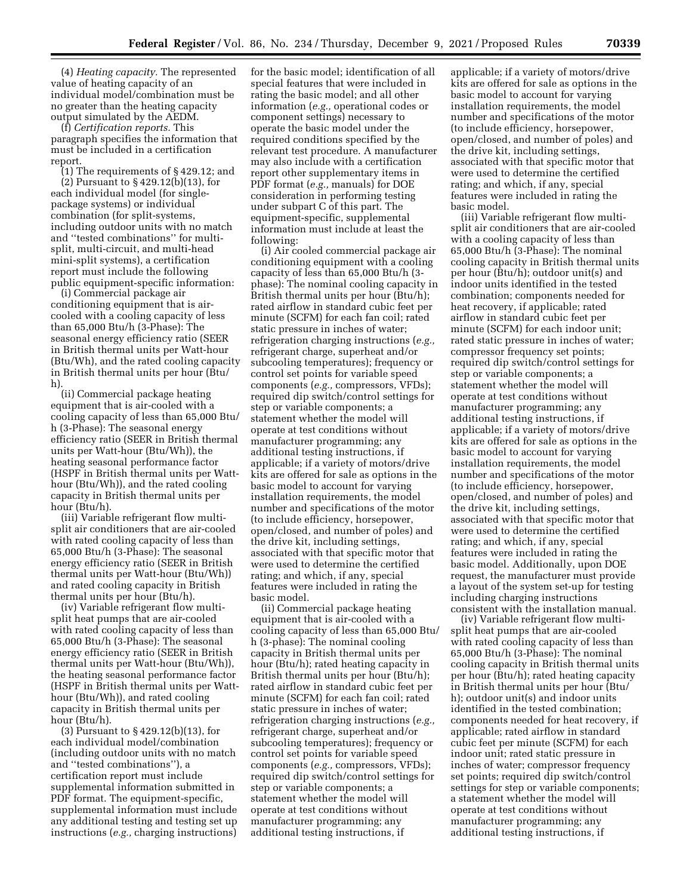(4) *Heating capacity.* The represented value of heating capacity of an individual model/combination must be no greater than the heating capacity output simulated by the AEDM.

(f) *Certification reports.* This paragraph specifies the information that must be included in a certification report.

(1) The requirements of § 429.12; and

(2) Pursuant to § 429.12(b)(13), for each individual model (for single-package systems) or individual combination (for split-systems, including outdoor units with no match and ''tested combinations'' for multi-split, multi-circuit, and multi-head mini-split systems), a certification report must include the following public equipment-specific information:

(i) Commercial package air conditioning equipment that is air-cooled with a cooling capacity of less than 65,000 Btu/h (3-Phase): The seasonal energy efficiency ratio (SEER in British thermal units per Watt-hour (Btu/Wh), and the rated cooling capacity in British thermal units per hour (Btu/h).

(ii) Commercial package heating equipment that is air-cooled with a cooling capacity of less than 65,000 Btu/h (3-Phase): The seasonal energy efficiency ratio (SEER in British thermal units per Watt-hour (Btu/Wh)), the heating seasonal performance factor (HSPF in British thermal units per Watt-hour (Btu/Wh)), and the rated cooling capacity in British thermal units per hour (Btu/h).

(iii) Variable refrigerant flow multi-split air conditioners that are air-cooled with rated cooling capacity of less than 65,000 Btu/h (3-Phase): The seasonal energy efficiency ratio (SEER in British thermal units per Watt-hour (Btu/Wh)) and rated cooling capacity in British thermal units per hour (Btu/h).

(iv) Variable refrigerant flow multi-split heat pumps that are air-cooled with rated cooling capacity of less than 65,000 Btu/h (3-Phase): The seasonal energy efficiency ratio (SEER in British thermal units per Watt-hour (Btu/Wh)), the heating seasonal performance factor (HSPF in British thermal units per Watt-hour (Btu/Wh)), and rated cooling capacity in British thermal units per hour (Btu/h).

(3) Pursuant to § 429.12(b)(13), for each individual model/combination (including outdoor units with no match and ''tested combinations''), a certification report must include supplemental information submitted in PDF format. The equipment-specific, supplemental information must include any additional testing and testing set up instructions (*e.g.,* charging instructions) for the basic model; identification of all special features that were included in rating the basic model; and all other information (*e.g.,* operational codes or component settings) necessary to operate the basic model under the required conditions specified by the relevant test procedure. A manufacturer may also include with a certification report other supplementary items in PDF format (*e.g.,* manuals) for DOE consideration in performing testing under subpart C of this part. The equipment-specific, supplemental information must include at least the following:

(i) Air cooled commercial package air conditioning equipment with a cooling capacity of less than 65,000 Btu/h (3-phase): The nominal cooling capacity in British thermal units per hour (Btu/h); rated airflow in standard cubic feet per minute (SCFM) for each fan coil; rated static pressure in inches of water; refrigeration charging instructions (*e.g.,* refrigerant charge, superheat and/or subcooling temperatures); frequency or control set points for variable speed components (*e.g.,* compressors, VFDs); required dip switch/control settings for step or variable components; a statement whether the model will operate at test conditions without manufacturer programming; any additional testing instructions, if applicable; if a variety of motors/drive kits are offered for sale as options in the basic model to account for varying installation requirements, the model number and specifications of the motor (to include efficiency, horsepower, open/closed, and number of poles) and the drive kit, including settings, associated with that specific motor that were used to determine the certified rating; and which, if any, special features were included in rating the basic model.

(ii) Commercial package heating equipment that is air-cooled with a cooling capacity of less than 65,000 Btu/h (3-phase): The nominal cooling capacity in British thermal units per hour (Btu/h); rated heating capacity in British thermal units per hour (Btu/h); rated airflow in standard cubic feet per minute (SCFM) for each fan coil; rated static pressure in inches of water; refrigeration charging instructions (*e.g.,* refrigerant charge, superheat and/or subcooling temperatures); frequency or control set points for variable speed components (*e.g.,* compressors, VFDs); required dip switch/control settings for step or variable components; a statement whether the model will operate at test conditions without manufacturer programming; any additional testing instructions, if applicable; if a variety of motors/drive kits are offered for sale as options in the basic model to account for varying installation requirements, the model number and specifications of the motor (to include efficiency, horsepower, open/closed, and number of poles) and the drive kit, including settings, associated with that specific motor that were used to determine the certified rating; and which, if any, special features were included in rating the basic model.

(iii) Variable refrigerant flow multi-split air conditioners that are air-cooled with a cooling capacity of less than 65,000 Btu/h (3-Phase): The nominal cooling capacity in British thermal units per hour (Btu/h); outdoor unit(s) and indoor units identified in the tested combination; components needed for heat recovery, if applicable; rated airflow in standard cubic feet per minute (SCFM) for each indoor unit; rated static pressure in inches of water; compressor frequency set points; required dip switch/control settings for step or variable components; a statement whether the model will operate at test conditions without manufacturer programming; any additional testing instructions, if applicable; if a variety of motors/drive kits are offered for sale as options in the basic model to account for varying installation requirements, the model number and specifications of the motor (to include efficiency, horsepower, open/closed, and number of poles) and the drive kit, including settings, associated with that specific motor that were used to determine the certified rating; and which, if any, special features were included in rating the basic model. Additionally, upon DOE request, the manufacturer must provide a layout of the system set-up for testing including charging instructions consistent with the installation manual.

(iv) Variable refrigerant flow multi-split heat pumps that are air-cooled with rated cooling capacity of less than 65,000 Btu/h (3-Phase): The nominal cooling capacity in British thermal units per hour (Btu/h); rated heating capacity in British thermal units per hour (Btu/h); outdoor unit(s) and indoor units identified in the tested combination; components needed for heat recovery, if applicable; rated airflow in standard cubic feet per minute (SCFM) for each indoor unit; rated static pressure in inches of water; compressor frequency set points; required dip switch/control settings for step or variable components; a statement whether the model will operate at test conditions without manufacturer programming; any additional testing instructions, if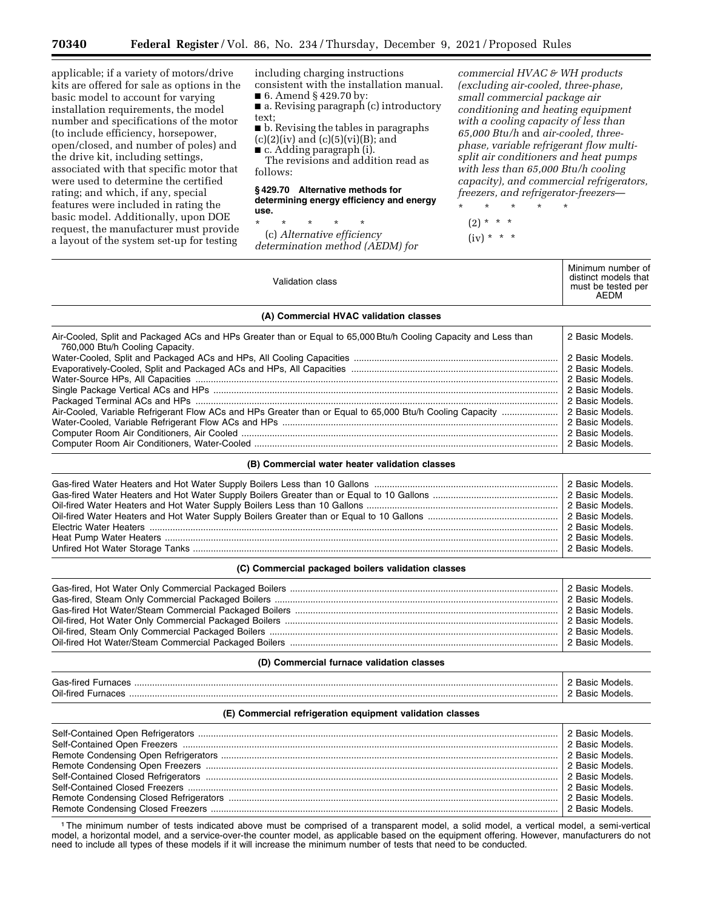applicable; if a variety of motors/drive kits are offered for sale as options in the basic model to account for varying installation requirements, the model number and specifications of the motor (to include efficiency, horsepower, open/closed, and number of poles) and the drive kit, including settings, associated with that specific motor that were used to determine the certified rating; and which, if any, special features were included in rating the basic model. Additionally, upon DOE request, the manufacturer must provide a layout of the system set-up for testing including charging instructions consistent with the installation manual.

■ 6. Amend § 429.70 by:

■ a. Revising paragraph (c) introductory text;

■ b. Revising the tables in paragraphs (c)(2)(iv) and (c)(5)(vi)(B); and

■ c. Adding paragraph (i).

The revisions and addition read as follows:

**§ 429.70 Alternative methods for determining energy efficiency and energy use.**

\* \* \* \* \*

(c) *Alternative efficiency determination method (AEDM) for commercial HVAC & WH products (excluding air-cooled, three-phase, small commercial package air conditioning and heating equipment with a cooling capacity of less than 65,000 Btu/h and air-cooled, three-phase, variable refrigerant flow multi-split air conditioners and heat pumps with less than 65,000 Btu/h cooling capacity), and commercial refrigerators, freezers, and refrigerator-freezers*—

\* \* \* \* \*

(2) \* \* \*

(iv) \* \* \*

| Validation class | Minimum number of distinct models that must be tested per AEDM |
|---|---|
| **(A) Commercial HVAC validation classes** | |
| Air-Cooled, Split and Packaged ACs and HPs Greater than or Equal to 65,000 Btu/h Cooling Capacity and Less than 760,000 Btu/h Cooling Capacity. | 2 Basic Models. |
| Water-Cooled, Split and Packaged ACs and HPs, All Cooling Capacities | 2 Basic Models. |
| Evaporatively-Cooled, Split and Packaged ACs and HPs, All Capacities | 2 Basic Models. |
| Water-Source HPs, All Capacities | 2 Basic Models. |
| Single Package Vertical ACs and HPs | 2 Basic Models. |
| Packaged Terminal ACs and HPs | 2 Basic Models. |
| Air-Cooled, Variable Refrigerant Flow ACs and HPs Greater than or Equal to 65,000 Btu/h Cooling Capacity | 2 Basic Models. |
| Water-Cooled, Variable Refrigerant Flow ACs and HPs | 2 Basic Models. |
| Computer Room Air Conditioners, Air Cooled | 2 Basic Models. |
| Computer Room Air Conditioners, Water-Cooled | 2 Basic Models. |
| **(B) Commercial water heater validation classes** | |
| Gas-fired Water Heaters and Hot Water Supply Boilers Less than 10 Gallons | 2 Basic Models. |
| Gas-fired Water Heaters and Hot Water Supply Boilers Greater than or Equal to 10 Gallons | 2 Basic Models. |
| Oil-fired Water Heaters and Hot Water Supply Boilers Less than 10 Gallons | 2 Basic Models. |
| Oil-fired Water Heaters and Hot Water Supply Boilers Greater than or Equal to 10 Gallons | 2 Basic Models. |
| Electric Water Heaters | 2 Basic Models. |
| Heat Pump Water Heaters | 2 Basic Models. |
| Unfired Hot Water Storage Tanks | 2 Basic Models. |
| **(C) Commercial packaged boilers validation classes** | |
| Gas-fired, Hot Water Only Commercial Packaged Boilers | 2 Basic Models. |
| Gas-fired, Steam Only Commercial Packaged Boilers | 2 Basic Models. |
| Gas-fired Hot Water/Steam Commercial Packaged Boilers | 2 Basic Models. |
| Oil-fired, Hot Water Only Commercial Packaged Boilers | 2 Basic Models. |
| Oil-fired, Steam Only Commercial Packaged Boilers | 2 Basic Models. |
| Oil-fired Hot Water/Steam Commercial Packaged Boilers | 2 Basic Models. |
| **(D) Commercial furnace validation classes** | |
| Gas-fired Furnaces | 2 Basic Models. |
| Oil-fired Furnaces | 2 Basic Models. |
| **(E) Commercial refrigeration equipment validation classes** | |
| Self-Contained Open Refrigerators | 2 Basic Models. |
| Self-Contained Open Freezers | 2 Basic Models. |
| Remote Condensing Open Refrigerators | 2 Basic Models. |
| Remote Condensing Open Freezers | 2 Basic Models. |
| Self-Contained Closed Refrigerators | 2 Basic Models. |
| Self-Contained Closed Freezers | 2 Basic Models. |
| Remote Condensing Closed Refrigerators | 2 Basic Models. |
| Remote Condensing Closed Freezers | 2 Basic Models. |

[1] The minimum number of tests indicated above must be comprised of a transparent model, a solid model, a vertical model, a semi-vertical model, a horizontal model, and a service-over-the counter model, as applicable based on the equipment offering. However, manufacturers do not need to include all types of these models if it will increase the minimum number of tests that need to be conducted.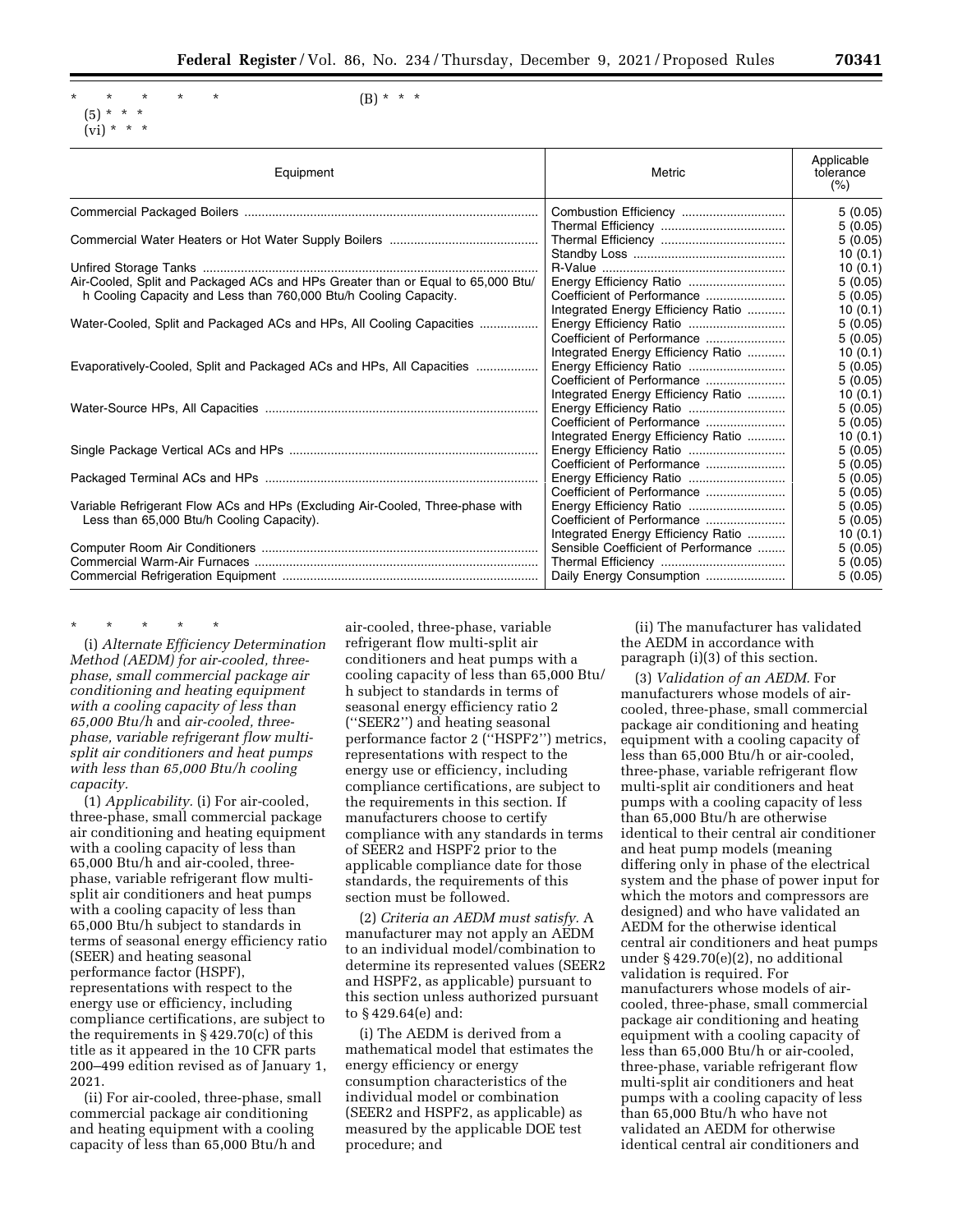\* \* \* \* \*

(5) \* \* \*

(vi) \* \* \*

(B) \* \* \*

| Equipment | Metric | Applicable tolerance (%) |
|---|---|---|
| Commercial Packaged Boilers | Combustion Efficiency | 5 (0.05) |
| | Thermal Efficiency | 5 (0.05) |
| Commercial Water Heaters or Hot Water Supply Boilers | Thermal Efficiency | 5 (0.05) |
| | Standby Loss | 10 (0.1) |
| Unfired Storage Tanks | R-Value | 10 (0.1) |
| Air-Cooled, Split and Packaged ACs and HPs Greater than or Equal to 65,000 Btu/h Cooling Capacity and Less than 760,000 Btu/h Cooling Capacity. | Energy Efficiency Ratio | 5 (0.05) |
| | Coefficient of Performance | 5 (0.05) |
| | Integrated Energy Efficiency Ratio | 10 (0.1) |
| Water-Cooled, Split and Packaged ACs and HPs, All Cooling Capacities | Energy Efficiency Ratio | 5 (0.05) |
| | Coefficient of Performance | 5 (0.05) |
| | Integrated Energy Efficiency Ratio | 10 (0.1) |
| Evaporatively-Cooled, Split and Packaged ACs and HPs, All Capacities | Energy Efficiency Ratio | 5 (0.05) |
| | Coefficient of Performance | 5 (0.05) |
| | Integrated Energy Efficiency Ratio | 10 (0.1) |
| Water-Source HPs, All Capacities | Energy Efficiency Ratio | 5 (0.05) |
| | Coefficient of Performance | 5 (0.05) |
| | Integrated Energy Efficiency Ratio | 10 (0.1) |
| Single Package Vertical ACs and HPs | Energy Efficiency Ratio | 5 (0.05) |
| | Coefficient of Performance | 5 (0.05) |
| Packaged Terminal ACs and HPs | Energy Efficiency Ratio | 5 (0.05) |
| | Coefficient of Performance | 5 (0.05) |
| Variable Refrigerant Flow ACs and HPs (Excluding Air-Cooled, Three-phase with Less than 65,000 Btu/h Cooling Capacity). | Energy Efficiency Ratio | 5 (0.05) |
| | Coefficient of Performance | 5 (0.05) |
| | Integrated Energy Efficiency Ratio | 10 (0.1) |
| Computer Room Air Conditioners | Sensible Coefficient of Performance | 5 (0.05) |
| Commercial Warm-Air Furnaces | Thermal Efficiency | 5 (0.05) |
| Commercial Refrigeration Equipment | Daily Energy Consumption | 5 (0.05) |

\* \* \* \* \*

(i) *Alternate Efficiency Determination Method (AEDM) for air-cooled, three-phase, small commercial package air conditioning and heating equipment with a cooling capacity of less than 65,000 Btu/h and air-cooled, three-phase, variable refrigerant flow multi-split air conditioners and heat pumps with less than 65,000 Btu/h cooling capacity.*

(1) *Applicability.* (i) For air-cooled, three-phase, small commercial package air conditioning and heating equipment with a cooling capacity of less than 65,000 Btu/h and air-cooled, three-phase, variable refrigerant flow multi-split air conditioners and heat pumps with a cooling capacity of less than 65,000 Btu/h subject to standards in terms of seasonal energy efficiency ratio (SEER) and heating seasonal performance factor (HSPF), representations with respect to the energy use or efficiency, including compliance certifications, are subject to the requirements in § 429.70(c) of this title as it appeared in the 10 CFR parts 200–499 edition revised as of January 1, 2021.

(ii) For air-cooled, three-phase, small commercial package air conditioning and heating equipment with a cooling capacity of less than 65,000 Btu/h and air-cooled, three-phase, variable refrigerant flow multi-split air conditioners and heat pumps with a cooling capacity of less than 65,000 Btu/h subject to standards in terms of seasonal energy efficiency ratio 2 (''SEER2'') and heating seasonal performance factor 2 (''HSPF2'') metrics, representations with respect to the energy use or efficiency, including compliance certifications, are subject to the requirements in this section. If manufacturers choose to certify compliance with any standards in terms of SEER2 and HSPF2 prior to the applicable compliance date for those standards, the requirements of this section must be followed.

(2) *Criteria an AEDM must satisfy.* A manufacturer may not apply an AEDM to an individual model/combination to determine its represented values (SEER2 and HSPF2, as applicable) pursuant to this section unless authorized pursuant to § 429.64(e) and:

(i) The AEDM is derived from a mathematical model that estimates the energy efficiency or energy consumption characteristics of the individual model or combination (SEER2 and HSPF2, as applicable) as measured by the applicable DOE test procedure; and

(ii) The manufacturer has validated the AEDM in accordance with paragraph (i)(3) of this section.

(3) *Validation of an AEDM.* For manufacturers whose models of air-cooled, three-phase, small commercial package air conditioning and heating equipment with a cooling capacity of less than 65,000 Btu/h or air-cooled, three-phase, variable refrigerant flow multi-split air conditioners and heat pumps with a cooling capacity of less than 65,000 Btu/h are otherwise identical to their central air conditioner and heat pump models (meaning differing only in phase of the electrical system and the phase of power input for which the motors and compressors are designed) and who have validated an AEDM for the otherwise identical central air conditioners and heat pumps under § 429.70(e)(2), no additional validation is required. For manufacturers whose models of air-cooled, three-phase, small commercial package air conditioning and heating equipment with a cooling capacity of less than 65,000 Btu/h or air-cooled, three-phase, variable refrigerant flow multi-split air conditioners and heat pumps with a cooling capacity of less than 65,000 Btu/h who have not validated an AEDM for otherwise identical central air conditioners and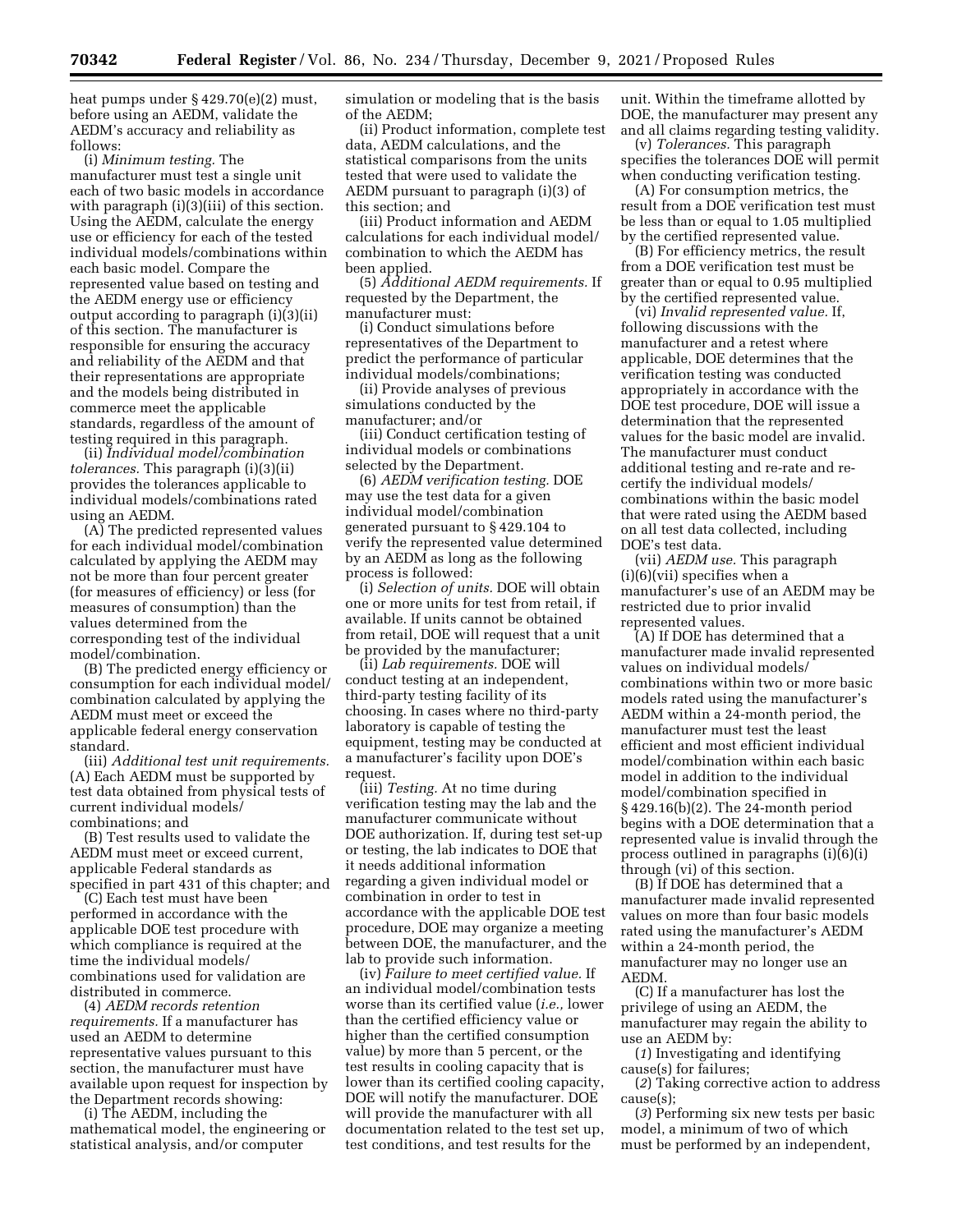heat pumps under § 429.70(e)(2) must, before using an AEDM, validate the AEDM's accuracy and reliability as follows:

(i) *Minimum testing.* The manufacturer must test a single unit each of two basic models in accordance with paragraph (i)(3)(iii) of this section. Using the AEDM, calculate the energy use or efficiency for each of the tested individual models/combinations within each basic model. Compare the represented value based on testing and the AEDM energy use or efficiency output according to paragraph (i)(3)(ii) of this section. The manufacturer is responsible for ensuring the accuracy and reliability of the AEDM and that their representations are appropriate and the models being distributed in commerce meet the applicable standards, regardless of the amount of testing required in this paragraph.

(ii) *Individual model/combination tolerances.* This paragraph (i)(3)(ii) provides the tolerances applicable to individual models/combinations rated using an AEDM.

(A) The predicted represented values for each individual model/combination calculated by applying the AEDM may not be more than four percent greater (for measures of efficiency) or less (for measures of consumption) than the values determined from the corresponding test of the individual model/combination.

(B) The predicted energy efficiency or consumption for each individual model/combination calculated by applying the AEDM must meet or exceed the applicable federal energy conservation standard.

(iii) *Additional test unit requirements.* (A) Each AEDM must be supported by test data obtained from physical tests of current individual models/combinations; and

(B) Test results used to validate the AEDM must meet or exceed current, applicable Federal standards as specified in part 431 of this chapter; and

(C) Each test must have been performed in accordance with the applicable DOE test procedure with which compliance is required at the time the individual models/combinations used for validation are distributed in commerce.

(4) *AEDM records retention requirements.* If a manufacturer has used an AEDM to determine representative values pursuant to this section, the manufacturer must have available upon request for inspection by the Department records showing:

(i) The AEDM, including the mathematical model, the engineering or statistical analysis, and/or computer simulation or modeling that is the basis of the AEDM;

(ii) Product information, complete test data, AEDM calculations, and the statistical comparisons from the units tested that were used to validate the AEDM pursuant to paragraph (i)(3) of this section; and

(iii) Product information and AEDM calculations for each individual model/combination to which the AEDM has been applied.

(5) *Additional AEDM requirements.* If requested by the Department, the manufacturer must:

(i) Conduct simulations before representatives of the Department to predict the performance of particular individual models/combinations;

(ii) Provide analyses of previous simulations conducted by the manufacturer; and/or

(iii) Conduct certification testing of individual models or combinations selected by the Department.

(6) *AEDM verification testing.* DOE may use the test data for a given individual model/combination generated pursuant to § 429.104 to verify the represented value determined by an AEDM as long as the following process is followed:

(i) *Selection of units.* DOE will obtain one or more units for test from retail, if available. If units cannot be obtained from retail, DOE will request that a unit be provided by the manufacturer;

(ii) *Lab requirements.* DOE will conduct testing at an independent, third-party testing facility of its choosing. In cases where no third-party laboratory is capable of testing the equipment, testing may be conducted at a manufacturer's facility upon DOE's request.

(iii) *Testing.* At no time during verification testing may the lab and the manufacturer communicate without DOE authorization. If, during test set-up or testing, the lab indicates to DOE that it needs additional information regarding a given individual model or combination in order to test in accordance with the applicable DOE test procedure, DOE may organize a meeting between DOE, the manufacturer, and the lab to provide such information.

(iv) *Failure to meet certified value.* If an individual model/combination tests worse than its certified value (*i.e.,* lower than the certified efficiency value or higher than the certified consumption value) by more than 5 percent, or the test results in cooling capacity that is lower than its certified cooling capacity, DOE will notify the manufacturer. DOE will provide the manufacturer with all documentation related to the test set up, test conditions, and test results for the unit. Within the timeframe allotted by DOE, the manufacturer may present any and all claims regarding testing validity.

(v) *Tolerances.* This paragraph specifies the tolerances DOE will permit when conducting verification testing.

(A) For consumption metrics, the result from a DOE verification test must be less than or equal to 1.05 multiplied by the certified represented value.

(B) For efficiency metrics, the result from a DOE verification test must be greater than or equal to 0.95 multiplied by the certified represented value.

(vi) *Invalid represented value.* If, following discussions with the manufacturer and a retest where applicable, DOE determines that the verification testing was conducted appropriately in accordance with the DOE test procedure, DOE will issue a determination that the represented values for the basic model are invalid. The manufacturer must conduct additional testing and re-rate and re-certify the individual models/combinations within the basic model that were rated using the AEDM based on all test data collected, including DOE's test data.

(vii) *AEDM use.* This paragraph (i)(6)(vii) specifies when a manufacturer's use of an AEDM may be restricted due to prior invalid represented values.

(A) If DOE has determined that a manufacturer made invalid represented values on individual models/combinations within two or more basic models rated using the manufacturer's AEDM within a 24-month period, the manufacturer must test the least efficient and most efficient individual model/combination within each basic model in addition to the individual model/combination specified in § 429.16(b)(2). The 24-month period begins with a DOE determination that a represented value is invalid through the process outlined in paragraphs (i)(6)(i) through (vi) of this section.

(B) If DOE has determined that a manufacturer made invalid represented values on more than four basic models rated using the manufacturer's AEDM within a 24-month period, the manufacturer may no longer use an AEDM.

(C) If a manufacturer has lost the privilege of using an AEDM, the manufacturer may regain the ability to use an AEDM by:

(*1*) Investigating and identifying cause(s) for failures;

(*2*) Taking corrective action to address cause(s);

(*3*) Performing six new tests per basic model, a minimum of two of which must be performed by an independent,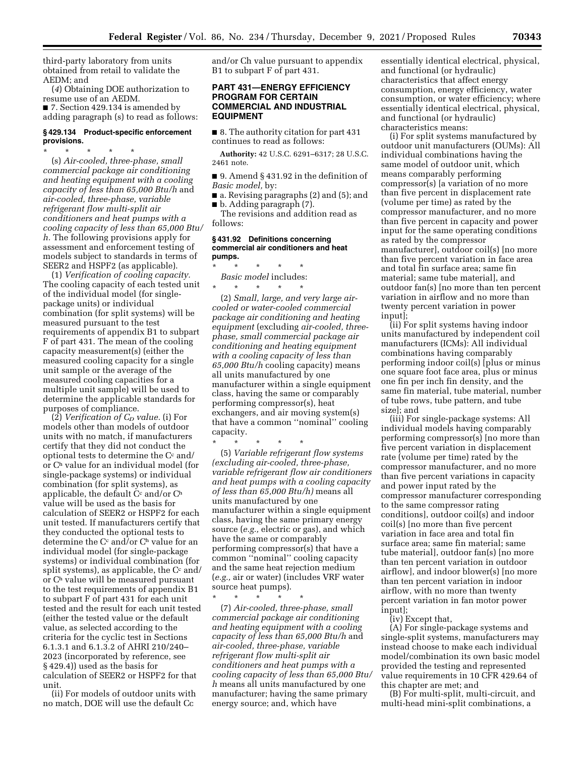third-party laboratory from units obtained from retail to validate the AEDM; and

(*4*) Obtaining DOE authorization to resume use of an AEDM.

■ 7. Section 429.134 is amended by adding paragraph (s) to read as follows:

#### § 429.134 Product-specific enforcement provisions.

\* \* \* \* \*

(s) *Air-cooled, three-phase, small commercial package air conditioning and heating equipment with a cooling capacity of less than 65,000 Btu/h* and *air-cooled, three-phase, variable refrigerant flow multi-split air conditioners and heat pumps with a cooling capacity of less than 65,000 Btu/h.* The following provisions apply for assessment and enforcement testing of models subject to standards in terms of SEER2 and HSPF2 (as applicable).

(1) *Verification of cooling capacity.* The cooling capacity of each tested unit of the individual model (for single-package units) or individual combination (for split systems) will be measured pursuant to the test requirements of appendix B1 to subpart F of part 431. The mean of the cooling capacity measurement(s) (either the measured cooling capacity for a single unit sample or the average of the measured cooling capacities for a multiple unit sample) will be used to determine the applicable standards for purposes of compliance.

(2) *Verification of $C_D$ value.* (i) For models other than models of outdoor units with no match, if manufacturers certify that they did not conduct the optional tests to determine the $C^c$ and/or $C^h$ value for an individual model (for single-package systems) or individual combination (for split systems), as applicable, the default $C^c$ and/or $C^h$ value will be used as the basis for calculation of SEER2 or HSPF2 for each unit tested. If manufacturers certify that they conducted the optional tests to determine the $C^c$ and/or $C^h$ value for an individual model (for single-package systems) or individual combination (for split systems), as applicable, the $C^c$ and/or $C^h$ value will be measured pursuant to the test requirements of appendix B1 to subpart F of part 431 for each unit tested and the result for each unit tested (either the tested value or the default value, as selected according to the criteria for the cyclic test in Sections 6.1.3.1 and 6.1.3.2 of AHRI 210/240–2023 (incorporated by reference, see § 429.4)) used as the basis for calculation of SEER2 or HSPF2 for that unit.

(ii) For models of outdoor units with no match, DOE will use the default Cc and/or Ch value pursuant to appendix B1 to subpart F of part 431.

## PART 431—ENERGY EFFICIENCY PROGRAM FOR CERTAIN COMMERCIAL AND INDUSTRIAL EQUIPMENT

■ 8. The authority citation for part 431 continues to read as follows:

**Authority:** 42 U.S.C. 6291–6317; 28 U.S.C. 2461 note.

■ 9. Amend § 431.92 in the definition of *Basic model,* by:

■ a. Revising paragraphs (2) and (5); and

■ b. Adding paragraph (7).

The revisions and addition read as follows:

#### § 431.92 Definitions concerning commercial air conditioners and heat pumps.

\* \* \* \* \*

*Basic model* includes:

\* \* \* \* \*

(2) *Small, large, and very large air-cooled or water-cooled commercial package air conditioning and heating equipment* (excluding *air-cooled, three-phase, small commercial package air conditioning and heating equipment with a cooling capacity of less than 65,000 Btu/h* cooling capacity) means all units manufactured by one manufacturer within a single equipment class, having the same or comparably performing compressor(s), heat exchangers, and air moving system(s) that have a common ''nominal'' cooling capacity.

\* \* \* \* \*

(5) *Variable refrigerant flow systems (excluding air-cooled, three-phase, variable refrigerant flow air conditioners and heat pumps with a cooling capacity of less than 65,000 Btu/h)* means all units manufactured by one manufacturer within a single equipment class, having the same primary energy source (*e.g.,* electric or gas), and which have the same or comparably performing compressor(s) that have a common ''nominal'' cooling capacity and the same heat rejection medium (*e.g.,* air or water) (includes VRF water source heat pumps).

\* \* \* \* \*

(7) *Air-cooled, three-phase, small commercial package air conditioning and heating equipment with a cooling capacity of less than 65,000 Btu/h* and *air-cooled, three-phase, variable refrigerant flow multi-split air conditioners and heat pumps with a cooling capacity of less than 65,000 Btu/h* means all units manufactured by one manufacturer; having the same primary energy source; and, which have essentially identical electrical, physical, and functional (or hydraulic) characteristics that affect energy consumption, energy efficiency, water consumption, or water efficiency; where essentially identical electrical, physical, and functional (or hydraulic) characteristics means:

(i) For split systems manufactured by outdoor unit manufacturers (OUMs): All individual combinations having the same model of outdoor unit, which means comparably performing compressor(s) [a variation of no more than five percent in displacement rate (volume per time) as rated by the compressor manufacturer, and no more than five percent in capacity and power input for the same operating conditions as rated by the compressor manufacturer], outdoor coil(s) [no more than five percent variation in face area and total fin surface area; same fin material; same tube material], and outdoor fan(s) [no more than ten percent variation in airflow and no more than twenty percent variation in power input];

(ii) For split systems having indoor units manufactured by independent coil manufacturers (ICMs): All individual combinations having comparably performing indoor coil(s) [plus or minus one square foot face area, plus or minus one fin per inch fin density, and the same fin material, tube material, number of tube rows, tube pattern, and tube size]; and

(iii) For single-package systems: All individual models having comparably performing compressor(s) [no more than five percent variation in displacement rate (volume per time) rated by the compressor manufacturer, and no more than five percent variations in capacity and power input rated by the compressor manufacturer corresponding to the same compressor rating conditions], outdoor coil(s) and indoor coil(s) [no more than five percent variation in face area and total fin surface area; same fin material; same tube material], outdoor fan(s) [no more than ten percent variation in outdoor airflow], and indoor blower(s) [no more than ten percent variation in indoor airflow, with no more than twenty percent variation in fan motor power input];

(iv) Except that,

(A) For single-package systems and single-split systems, manufacturers may instead choose to make each individual model/combination its own basic model provided the testing and represented value requirements in 10 CFR 429.64 of this chapter are met; and

(B) For multi-split, multi-circuit, and multi-head mini-split combinations, a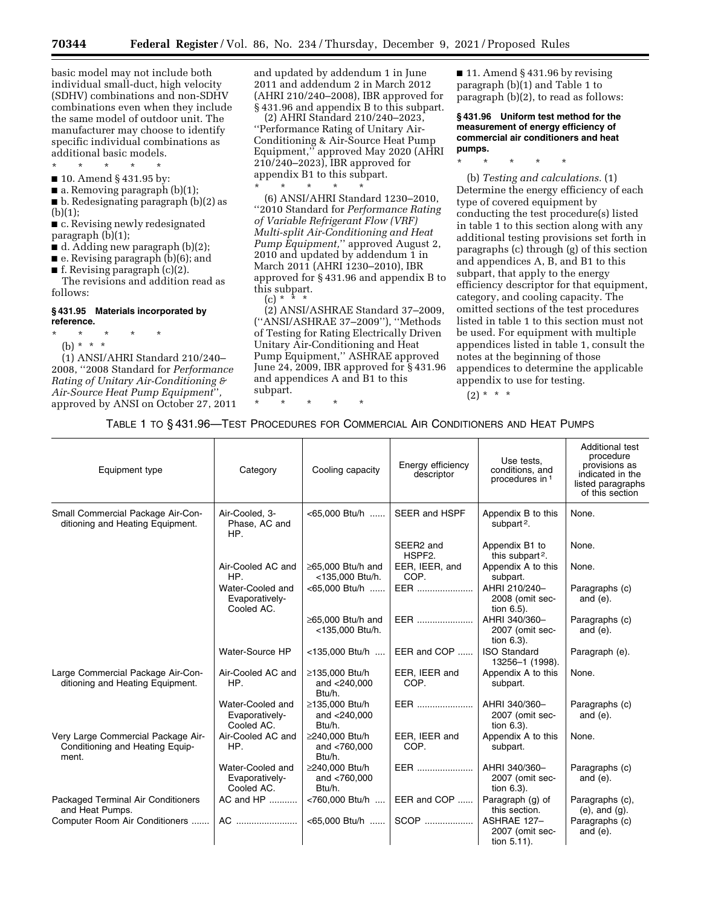basic model may not include both individual small-duct, high velocity (SDHV) combinations and non-SDHV combinations even when they include the same model of outdoor unit. The manufacturer may choose to identify specific individual combinations as additional basic models.

\* \* \* \* \*

■ 10. Amend § 431.95 by:

■ a. Removing paragraph (b)(1);

■ b. Redesignating paragraph (b)(2) as (b)(1);

■ c. Revising newly redesignated paragraph (b)(1);

■ d. Adding new paragraph (b)(2);

■ e. Revising paragraph (b)(6); and

■ f. Revising paragraph (c)(2).

The revisions and addition read as follows:

### § 431.95 Materials incorporated by reference.

\* \* \* \* \*

(b) \* \* \*

(1) ANSI/AHRI Standard 210/240–2008, ''2008 Standard for *Performance Rating of Unitary Air-Conditioning & Air-Source Heat Pump Equipment*'', approved by ANSI on October 27, 2011 and updated by addendum 1 in June 2011 and addendum 2 in March 2012 (AHRI 210/240–2008), IBR approved for § 431.96 and appendix B to this subpart.

(2) AHRI Standard 210/240–2023, ''Performance Rating of Unitary Air-Conditioning & Air-Source Heat Pump Equipment,'' approved May 2020 (AHRI 210/240–2023), IBR approved for appendix B1 to this subpart.

\* \* \* \* \*

(6) ANSI/AHRI Standard 1230–2010, ''2010 Standard for *Performance Rating of Variable Refrigerant Flow (VRF) Multi-split Air-Conditioning and Heat Pump Equipment*,'' approved August 2, 2010 and updated by addendum 1 in March 2011 (AHRI 1230–2010), IBR approved for § 431.96 and appendix B to this subpart.

(c) \* \* \*

(2) ANSI/ASHRAE Standard 37–2009, (''ANSI/ASHRAE 37–2009''), ''Methods of Testing for Rating Electrically Driven Unitary Air-Conditioning and Heat Pump Equipment,'' ASHRAE approved June 24, 2009, IBR approved for § 431.96 and appendices A and B1 to this subpart.

\* \* \* \* \*

■ 11. Amend § 431.96 by revising paragraph (b)(1) and Table 1 to paragraph (b)(2), to read as follows:

### § 431.96 Uniform test method for the measurement of energy efficiency of commercial air conditioners and heat pumps.

\* \* \* \* \*

(b) *Testing and calculations.* (1) Determine the energy efficiency of each type of covered equipment by conducting the test procedure(s) listed in table 1 to this section along with any additional testing provisions set forth in paragraphs (c) through (g) of this section and appendices A, B, and B1 to this subpart, that apply to the energy efficiency descriptor for that equipment, category, and cooling capacity. The omitted sections of the test procedures listed in table 1 to this section must not be used. For equipment with multiple appendices listed in table 1, consult the notes at the beginning of those appendices to determine the applicable appendix to use for testing.

(2) \* \* \*

TABLE 1 TO § 431.96—TEST PROCEDURES FOR COMMERCIAL AIR CONDITIONERS AND HEAT PUMPS

| Equipment type | Category | Cooling capacity | Energy efficiency descriptor | Use tests, conditions, and procedures in [1] | Additional test procedure provisions as indicated in the listed paragraphs of this section |
|---|---|---|---|---|---|
| Small Commercial Package Air-Conditioning and Heating Equipment. | Air-Cooled, 3-Phase, AC and HP. | <65,000 Btu/h | SEER and HSPF | Appendix B to this subpart [2]. | None. |
| | | | SEER2 and HSPF2. | Appendix B1 to this subpart [2]. | None. |
| | Air-Cooled AC and HP. | ≥65,000 Btu/h and <135,000 Btu/h. | EER, IEER, and COP. | Appendix A to this subpart. | None. |
| | Water-Cooled and Evaporatively-Cooled AC. | <65,000 Btu/h | EER | AHRI 210/240–2008 (omit section 6.5). | Paragraphs (c) and (e). |
| | | ≥65,000 Btu/h and <135,000 Btu/h. | EER | AHRI 340/360–2007 (omit section 6.3). | Paragraphs (c) and (e). |
| | Water-Source HP | <135,000 Btu/h | EER and COP | ISO Standard 13256–1 (1998). | Paragraph (e). |
| Large Commercial Package Air-Conditioning and Heating Equipment. | Air-Cooled AC and HP. | ≥135,000 Btu/h and <240,000 Btu/h. | EER, IEER and COP. | Appendix A to this subpart. | None. |
| | Water-Cooled and Evaporatively-Cooled AC. | ≥135,000 Btu/h and <240,000 Btu/h. | EER | AHRI 340/360–2007 (omit section 6.3). | Paragraphs (c) and (e). |
| Very Large Commercial Package Air-Conditioning and Heating Equipment. | Air-Cooled AC and HP. | ≥240,000 Btu/h and <760,000 Btu/h. | EER, IEER and COP. | Appendix A to this subpart. | None. |
| | Water-Cooled and Evaporatively-Cooled AC. | ≥240,000 Btu/h and <760,000 Btu/h. | EER | AHRI 340/360–2007 (omit section 6.3). | Paragraphs (c) and (e). |
| Packaged Terminal Air Conditioners and Heat Pumps. | AC and HP | <760,000 Btu/h | EER and COP | Paragraph (g) of this section. | Paragraphs (c), (e), and (g). |
| Computer Room Air Conditioners | AC | <65,000 Btu/h | SCOP | ASHRAE 127–2007 (omit section 5.11). | Paragraphs (c) and (e). |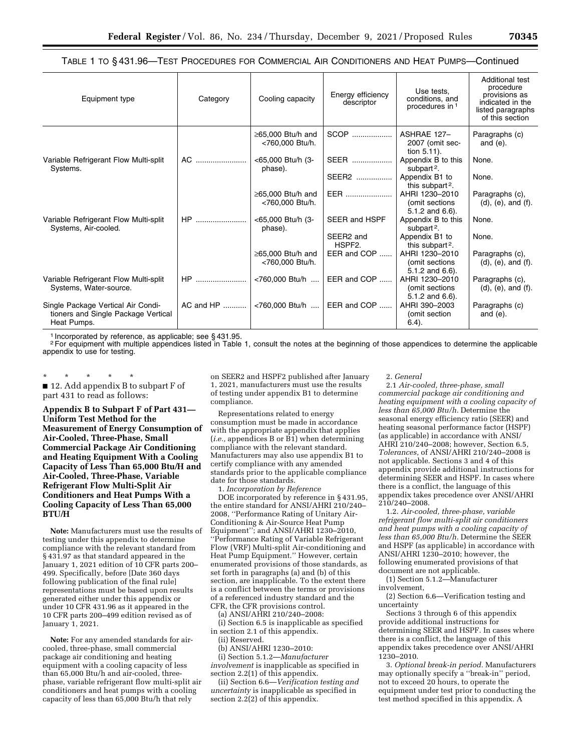TABLE 1 TO § 431.96—TEST PROCEDURES FOR COMMERCIAL AIR CONDITIONERS AND HEAT PUMPS—Continued

| Equipment type | Category | Cooling capacity | Energy efficiency descriptor | Use tests, conditions, and procedures in [1] | Additional test procedure provisions as indicated in the listed paragraphs of this section |
|---|---|---|---|---|---|
| | | ≥65,000 Btu/h and <760,000 Btu/h. | SCOP | ASHRAE 127–2007 (omit section 5.11). | Paragraphs (c) and (e). |
| Variable Refrigerant Flow Multi-split Systems. | AC | <65,000 Btu/h (3-phase). | SEER | Appendix B to this subpart [2]. | None. |
| | | | SEER2 | Appendix B1 to this subpart [2]. | None. |
| | | ≥65,000 Btu/h and <760,000 Btu/h. | EER | AHRI 1230–2010 (omit sections 5.1.2 and 6.6). | Paragraphs (c), (d), (e), and (f). |
| Variable Refrigerant Flow Multi-split Systems, Air-cooled. | HP | <65,000 Btu/h (3-phase). | SEER and HSPF | Appendix B to this subpart [2]. | None. |
| | | | SEER2 and HSPF2. | Appendix B1 to this subpart [2]. | None. |
| | | ≥65,000 Btu/h and <760,000 Btu/h. | EER and COP | AHRI 1230–2010 (omit sections 5.1.2 and 6.6). | Paragraphs (c), (d), (e), and (f). |
| Variable Refrigerant Flow Multi-split Systems, Water-source. | HP | <760,000 Btu/h | EER and COP | AHRI 1230–2010 (omit sections 5.1.2 and 6.6). | Paragraphs (c), (d), (e), and (f). |
| Single Package Vertical Air Conditioners and Single Package Vertical Heat Pumps. | AC and HP | <760,000 Btu/h | EER and COP | AHRI 390–2003 (omit section 6.4). | Paragraphs (c) and (e). |

[1] Incorporated by reference, as applicable; see § 431.95.
[2] For equipment with multiple appendices listed in Table 1, consult the notes at the beginning of those appendices to determine the applicable appendix to use for testing.

\* \* \* \* \*

■ 12. Add appendix B to subpart F of part 431 to read as follows:

**Appendix B to Subpart F of Part 431—Uniform Test Method for the Measurement of Energy Consumption of Air-Cooled, Three-Phase, Small Commercial Package Air Conditioning and Heating Equipment With a Cooling Capacity of Less Than 65,000 Btu/H and Air-Cooled, Three-Phase, Variable Refrigerant Flow Multi-Split Air Conditioners and Heat Pumps With a Cooling Capacity of Less Than 65,000 BTU/H**

**Note:** Manufacturers must use the results of testing under this appendix to determine compliance with the relevant standard from § 431.97 as that standard appeared in the January 1, 2021 edition of 10 CFR parts 200–499. Specifically, before [Date 360 days following publication of the final rule] representations must be based upon results generated either under this appendix or under 10 CFR 431.96 as it appeared in the 10 CFR parts 200–499 edition revised as of January 1, 2021.

**Note:** For any amended standards for air-cooled, three-phase, small commercial package air conditioning and heating equipment with a cooling capacity of less than 65,000 Btu/h and air-cooled, three-phase, variable refrigerant flow multi-split air conditioners and heat pumps with a cooling capacity of less than 65,000 Btu/h that rely on SEER2 and HSPF2 published after January 1, 2021, manufacturers must use the results of testing under appendix B1 to determine compliance.

Representations related to energy consumption must be made in accordance with the appropriate appendix that applies (*i.e.,* appendices B or B1) when determining compliance with the relevant standard. Manufacturers may also use appendix B1 to certify compliance with any amended standards prior to the applicable compliance date for those standards.

1. *Incorporation by Reference*

DOE incorporated by reference in § 431.95, the entire standard for ANSI/AHRI 210/240–2008, ''Performance Rating of Unitary Air-Conditioning & Air-Source Heat Pump Equipment''; and ANSI/AHRI 1230–2010, ''Performance Rating of Variable Refrigerant Flow (VRF) Multi-split Air-conditioning and Heat Pump Equipment.'' However, certain enumerated provisions of those standards, as set forth in paragraphs (a) and (b) of this section, are inapplicable. To the extent there is a conflict between the terms or provisions of a referenced industry standard and the CFR, the CFR provisions control.

(a) ANSI/AHRI 210/240–2008:

(i) Section 6.5 is inapplicable as specified in section 2.1 of this appendix.

(ii) Reserved.

(b) ANSI/AHRI 1230–2010:

(i) Section 5.1.2—*Manufacturer involvement* is inapplicable as specified in section 2.2(1) of this appendix.

(ii) Section 6.6—*Verification testing and uncertainty* is inapplicable as specified in section 2.2(2) of this appendix.

2. *General*

2.1 *Air-cooled, three-phase, small commercial package air conditioning and heating equipment with a cooling capacity of less than 65,000 Btu/h.* Determine the seasonal energy efficiency ratio (SEER) and heating seasonal performance factor (HSPF) (as applicable) in accordance with ANSI/AHRI 210/240–2008; however, Section 6.5, *Tolerances,* of ANSI/AHRI 210/240–2008 is not applicable. Sections 3 and 4 of this appendix provide additional instructions for determining SEER and HSPF. In cases where there is a conflict, the language of this appendix takes precedence over ANSI/AHRI 210/240–2008.

1.2. *Air-cooled, three-phase, variable refrigerant flow multi-split air conditioners and heat pumps with a cooling capacity of less than 65,000 Btu/h.* Determine the SEER and HSPF (as applicable) in accordance with ANSI/AHRI 1230–2010; however, the following enumerated provisions of that document are not applicable.

(1) Section 5.1.2—Manufacturer involvement,

(2) Section 6.6—Verification testing and uncertainty

Sections 3 through 6 of this appendix provide additional instructions for determining SEER and HSPF. In cases where there is a conflict, the language of this appendix takes precedence over ANSI/AHRI 1230–2010.

3. *Optional break-in period.* Manufacturers may optionally specify a ''break-in'' period, not to exceed 20 hours, to operate the equipment under test prior to conducting the test method specified in this appendix. A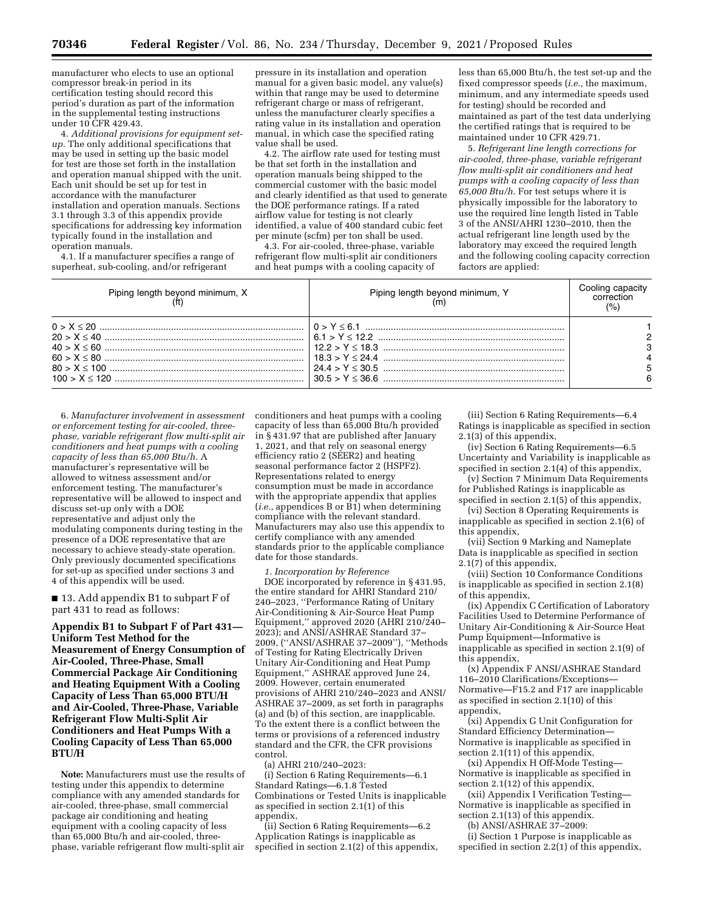manufacturer who elects to use an optional compressor break-in period in its certification testing should record this period's duration as part of the information in the supplemental testing instructions under 10 CFR 429.43.

4. *Additional provisions for equipment set-up.* The only additional specifications that may be used in setting up the basic model for test are those set forth in the installation and operation manual shipped with the unit. Each unit should be set up for test in accordance with the manufacturer installation and operation manuals. Sections 3.1 through 3.3 of this appendix provide specifications for addressing key information typically found in the installation and operation manuals.

4.1. If a manufacturer specifies a range of superheat, sub-cooling, and/or refrigerant pressure in its installation and operation manual for a given basic model, any value(s) within that range may be used to determine refrigerant charge or mass of refrigerant, unless the manufacturer clearly specifies a rating value in its installation and operation manual, in which case the specified rating value shall be used.

4.2. The airflow rate used for testing must be that set forth in the installation and operation manuals being shipped to the commercial customer with the basic model and clearly identified as that used to generate the DOE performance ratings. If a rated airflow value for testing is not clearly identified, a value of 400 standard cubic feet per minute (scfm) per ton shall be used.

4.3. For air-cooled, three-phase, variable refrigerant flow multi-split air conditioners and heat pumps with a cooling capacity of less than 65,000 Btu/h, the test set-up and the fixed compressor speeds (*i.e.,* the maximum, minimum, and any intermediate speeds used for testing) should be recorded and maintained as part of the test data underlying the certified ratings that is required to be maintained under 10 CFR 429.71.

5. *Refrigerant line length corrections for air-cooled, three-phase, variable refrigerant flow multi-split air conditioners and heat pumps with a cooling capacity of less than 65,000 Btu/h.* For test setups where it is physically impossible for the laboratory to use the required line length listed in Table 3 of the ANSI/AHRI 1230–2010, then the actual refrigerant line length used by the laboratory may exceed the required length and the following cooling capacity correction factors are applied:

| Piping length beyond minimum, X (ft) | Piping length beyond minimum, Y (m) | Cooling capacity correction (%) |
|---|---|---|
| 0 > X ≤ 20 | 0 > Y ≤ 6.1 | 1 |
| 20 > X ≤ 40 | 6.1 > Y ≤ 12.2 | 2 |
| 40 > X ≤ 60 | 12.2 > Y ≤ 18.3 | 3 |
| 60 > X ≤ 80 | 18.3 > Y ≤ 24.4 | 4 |
| 80 > X ≤ 100 | 24.4 > Y ≤ 30.5 | 5 |
| 100 > X ≤ 120 | 30.5 > Y ≤ 36.6 | 6 |

6. *Manufacturer involvement in assessment or enforcement testing for air-cooled, three-phase, variable refrigerant flow multi-split air conditioners and heat pumps with a cooling capacity of less than 65,000 Btu/h.* A manufacturer's representative will be allowed to witness assessment and/or enforcement testing. The manufacturer's representative will be allowed to inspect and discuss set-up only with a DOE representative and adjust only the modulating components during testing in the presence of a DOE representative that are necessary to achieve steady-state operation. Only previously documented specifications for set-up as specified under sections 3 and 4 of this appendix will be used.

■ 13. Add appendix B1 to subpart F of part 431 to read as follows:

**Appendix B1 to Subpart F of Part 431—Uniform Test Method for the Measurement of Energy Consumption of Air-Cooled, Three-Phase, Small Commercial Package Air Conditioning and Heating Equipment With a Cooling Capacity of Less Than 65,000 BTU/H and Air-Cooled, Three-Phase, Variable Refrigerant Flow Multi-Split Air Conditioners and Heat Pumps With a Cooling Capacity of Less Than 65,000 BTU/H**

**Note:** Manufacturers must use the results of testing under this appendix to determine compliance with any amended standards for air-cooled, three-phase, small commercial package air conditioning and heating equipment with a cooling capacity of less than 65,000 Btu/h and air-cooled, three-phase, variable refrigerant flow multi-split air conditioners and heat pumps with a cooling capacity of less than 65,000 Btu/h provided in § 431.97 that are published after January 1, 2021, and that rely on seasonal energy efficiency ratio 2 (SEER2) and heating seasonal performance factor 2 (HSPF2). Representations related to energy consumption must be made in accordance with the appropriate appendix that applies (*i.e.,* appendices B or B1) when determining compliance with the relevant standard. Manufacturers may also use this appendix to certify compliance with any amended standards prior to the applicable compliance date for those standards.

*1. Incorporation by Reference*

DOE incorporated by reference in § 431.95, the entire standard for AHRI Standard 210/240–2023, ''Performance Rating of Unitary Air-Conditioning & Air-Source Heat Pump Equipment,'' approved 2020 (AHRI 210/240–2023); and ANSI/ASHRAE Standard 37–2009, (''ANSI/ASHRAE 37–2009''), ''Methods of Testing for Rating Electrically Driven Unitary Air-Conditioning and Heat Pump Equipment,'' ASHRAE approved June 24, 2009. However, certain enumerated provisions of AHRI 210/240–2023 and ANSI/ASHRAE 37–2009, as set forth in paragraphs (a) and (b) of this section, are inapplicable. To the extent there is a conflict between the terms or provisions of a referenced industry standard and the CFR, the CFR provisions control.

(a) AHRI 210/240–2023:

(i) Section 6 Rating Requirements—6.1 Standard Ratings—6.1.8 Tested Combinations or Tested Units is inapplicable as specified in section 2.1(1) of this appendix,

(ii) Section 6 Rating Requirements—6.2 Application Ratings is inapplicable as specified in section 2.1(2) of this appendix,

(iii) Section 6 Rating Requirements—6.4 Ratings is inapplicable as specified in section 2.1(3) of this appendix,

(iv) Section 6 Rating Requirements—6.5 Uncertainty and Variability is inapplicable as specified in section 2.1(4) of this appendix,

(v) Section 7 Minimum Data Requirements for Published Ratings is inapplicable as specified in section 2.1(5) of this appendix,

(vi) Section 8 Operating Requirements is inapplicable as specified in section 2.1(6) of this appendix,

(vii) Section 9 Marking and Nameplate Data is inapplicable as specified in section 2.1(7) of this appendix,

(viii) Section 10 Conformance Conditions is inapplicable as specified in section 2.1(8) of this appendix,

(ix) Appendix C Certification of Laboratory Facilities Used to Determine Performance of Unitary Air-Conditioning & Air-Source Heat Pump Equipment—Informative is inapplicable as specified in section 2.1(9) of this appendix,

(x) Appendix F ANSI/ASHRAE Standard 116–2010 Clarifications/Exceptions—Normative—F15.2 and F17 are inapplicable as specified in section 2.1(10) of this appendix,

(xi) Appendix G Unit Configuration for Standard Efficiency Determination—Normative is inapplicable as specified in section 2.1(11) of this appendix,

(xi) Appendix H Off-Mode Testing—Normative is inapplicable as specified in section 2.1(12) of this appendix,

(xii) Appendix I Verification Testing—Normative is inapplicable as specified in section 2.1(13) of this appendix.

(b) ANSI/ASHRAE 37–2009:

(i) Section 1 Purpose is inapplicable as specified in section 2.2(1) of this appendix,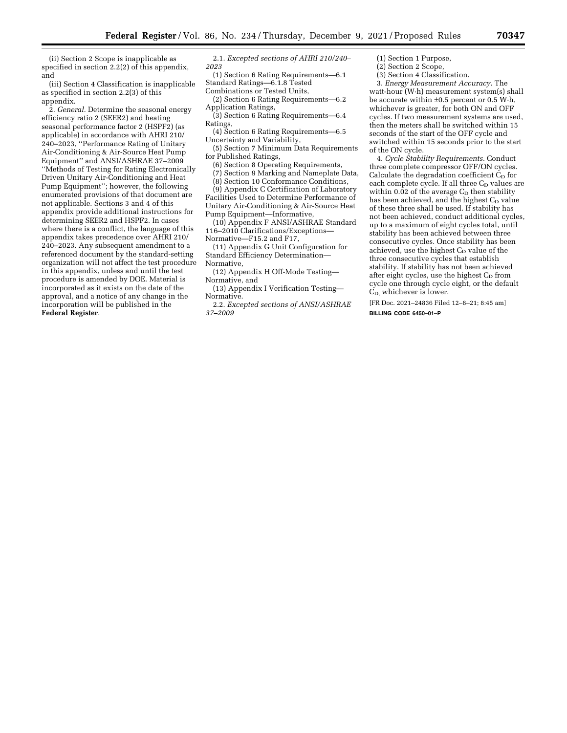(ii) Section 2 Scope is inapplicable as specified in section 2.2(2) of this appendix, and

(iii) Section 4 Classification is inapplicable as specified in section 2.2(3) of this appendix.

2. *General.* Determine the seasonal energy efficiency ratio 2 (SEER2) and heating seasonal performance factor 2 (HSPF2) (as applicable) in accordance with AHRI 210/240–2023, ''Performance Rating of Unitary Air-Conditioning & Air-Source Heat Pump Equipment'' and ANSI/ASHRAE 37–2009 ''Methods of Testing for Rating Electronically Driven Unitary Air-Conditioning and Heat Pump Equipment''; however, the following enumerated provisions of that document are not applicable. Sections 3 and 4 of this appendix provide additional instructions for determining SEER2 and HSPF2. In cases where there is a conflict, the language of this appendix takes precedence over AHRI 210/240–2023. Any subsequent amendment to a referenced document by the standard-setting organization will not affect the test procedure in this appendix, unless and until the test procedure is amended by DOE. Material is incorporated as it exists on the date of the approval, and a notice of any change in the incorporation will be published in the **Federal Register**.

2.1. *Excepted sections of AHRI 210/240–2023*

(1) Section 6 Rating Requirements—6.1 Standard Ratings—6.1.8 Tested Combinations or Tested Units,

(2) Section 6 Rating Requirements—6.2 Application Ratings,

(3) Section 6 Rating Requirements—6.4 Ratings,

(4) Section 6 Rating Requirements—6.5 Uncertainty and Variability,

(5) Section 7 Minimum Data Requirements for Published Ratings,

(6) Section 8 Operating Requirements,

(7) Section 9 Marking and Nameplate Data,

(8) Section 10 Conformance Conditions,

(9) Appendix C Certification of Laboratory Facilities Used to Determine Performance of Unitary Air-Conditioning & Air-Source Heat Pump Equipment—Informative,

(10) Appendix F ANSI/ASHRAE Standard 116–2010 Clarifications/Exceptions—Normative—F15.2 and F17,

(11) Appendix G Unit Configuration for Standard Efficiency Determination—Normative,

(12) Appendix H Off-Mode Testing—Normative, and

(13) Appendix I Verification Testing—Normative.

2.2. *Excepted sections of ANSI/ASHRAE 37–2009*

(1) Section 1 Purpose,

(2) Section 2 Scope,

(3) Section 4 Classification.

3. *Energy Measurement Accuracy.* The watt-hour (W·h) measurement system(s) shall be accurate within ±0.5 percent or 0.5 W·h, whichever is greater, for both ON and OFF cycles. If two measurement systems are used, then the meters shall be switched within 15 seconds of the start of the OFF cycle and switched within 15 seconds prior to the start of the ON cycle.

4. *Cycle Stability Requirements.* Conduct three complete compressor OFF/ON cycles. Calculate the degradation coefficient $C_D$ for each complete cycle. If all three $C_D$ values are within 0.02 of the average $C_D$ then stability has been achieved, and the highest $C_D$ value of these three shall be used. If stability has not been achieved, conduct additional cycles, up to a maximum of eight cycles total, until stability has been achieved between three consecutive cycles. Once stability has been achieved, use the highest $C_D$ value of the three consecutive cycles that establish stability. If stability has not been achieved after eight cycles, use the highest $C_D$ from cycle one through cycle eight, or the default $C_D$, whichever is lower.

[FR Doc. 2021–24836 Filed 12–8–21; 8:45 am]

BILLING CODE 6450–01–P